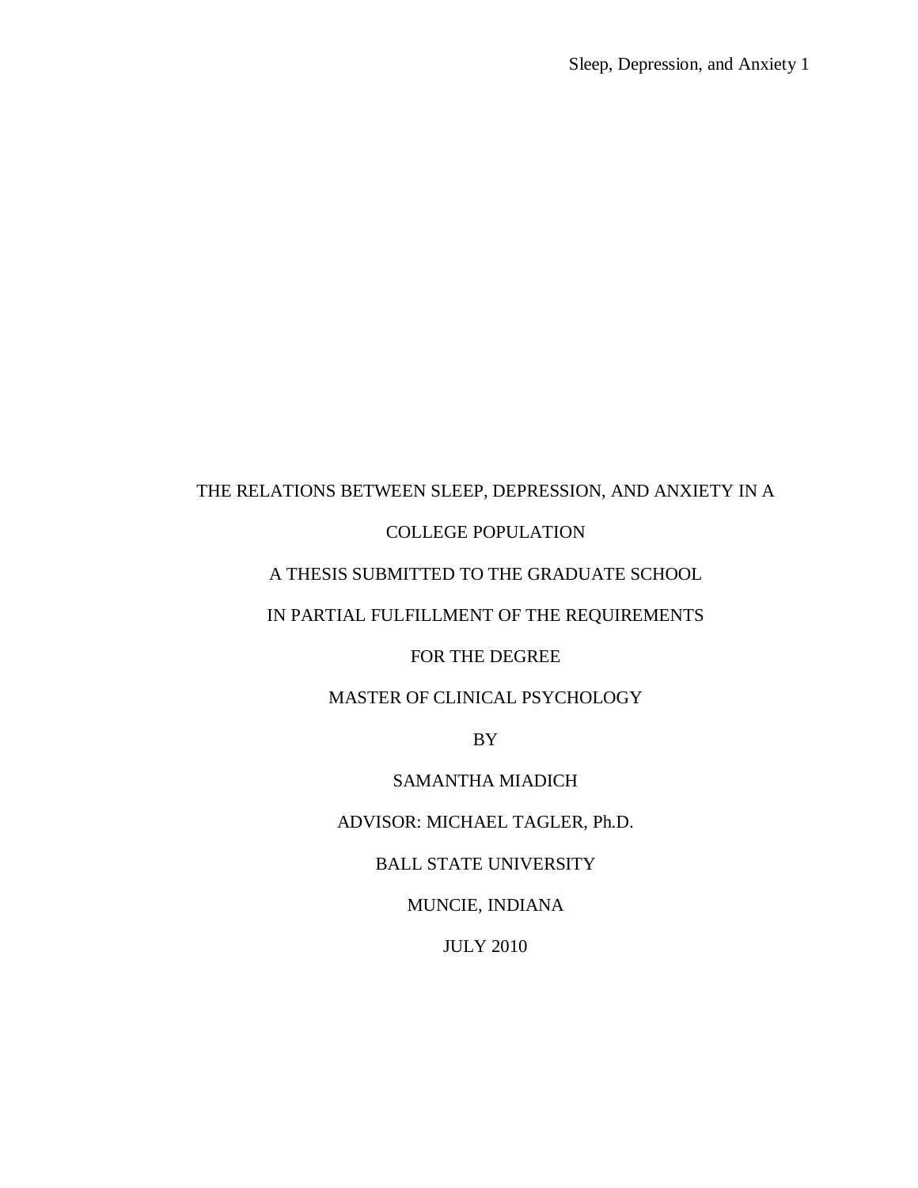# THE RELATIONS BETWEEN SLEEP, DEPRESSION, AND ANXIETY IN A COLLEGE POPULATION

A THESIS SUBMITTED TO THE GRADUATE SCHOOL

IN PARTIAL FULFILLMENT OF THE REQUIREMENTS

FOR THE DEGREE

MASTER OF CLINICAL PSYCHOLOGY

BY

SAMANTHA MIADICH

ADVISOR: MICHAEL TAGLER, Ph.D.

BALL STATE UNIVERSITY

MUNCIE, INDIANA

JULY 2010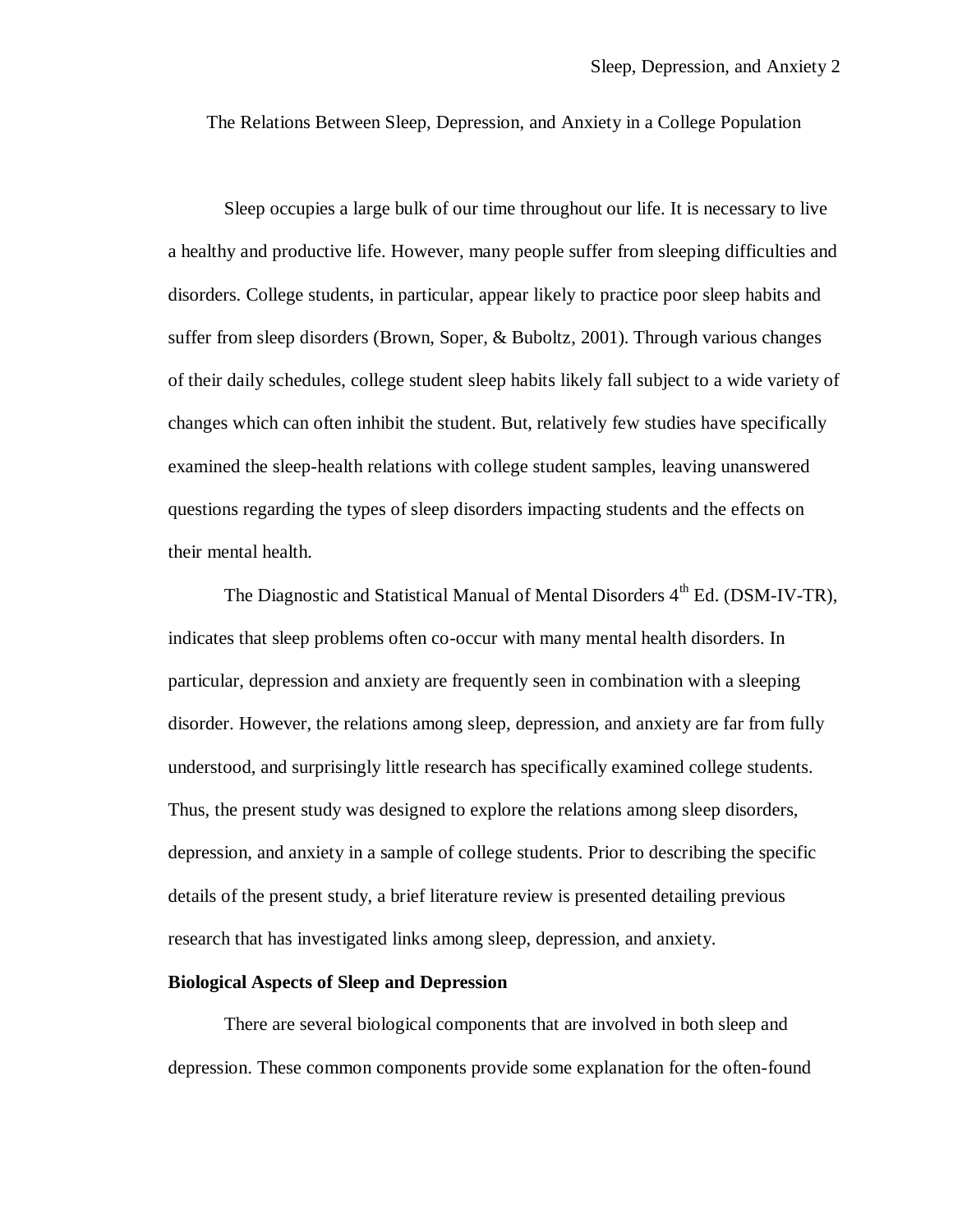# The Relations Between Sleep, Depression, and Anxiety in a College Population

Sleep occupies a large bulk of our time throughout our life. It is necessary to live a healthy and productive life. However, many people suffer from sleeping difficulties and disorders. College students, in particular, appear likely to practice poor sleep habits and suffer from sleep disorders (Brown, Soper, & Buboltz, 2001). Through various changes of their daily schedules, college student sleep habits likely fall subject to a wide variety of changes which can often inhibit the student. But, relatively few studies have specifically examined the sleep-health relations with college student samples, leaving unanswered questions regarding the types of sleep disorders impacting students and the effects on their mental health.

The Diagnostic and Statistical Manual of Mental Disorders 4th Ed. (DSM-IV-TR), indicates that sleep problems often co-occur with many mental health disorders. In particular, depression and anxiety are frequently seen in combination with a sleeping disorder. However, the relations among sleep, depression, and anxiety are far from fully understood, and surprisingly little research has specifically examined college students. Thus, the present study was designed to explore the relations among sleep disorders, depression, and anxiety in a sample of college students. Prior to describing the specific details of the present study, a brief literature review is presented detailing previous research that has investigated links among sleep, depression, and anxiety.

## Biological Aspects of Sleep and Depression

There are several biological components that are involved in both sleep and depression. These common components provide some explanation for the often-found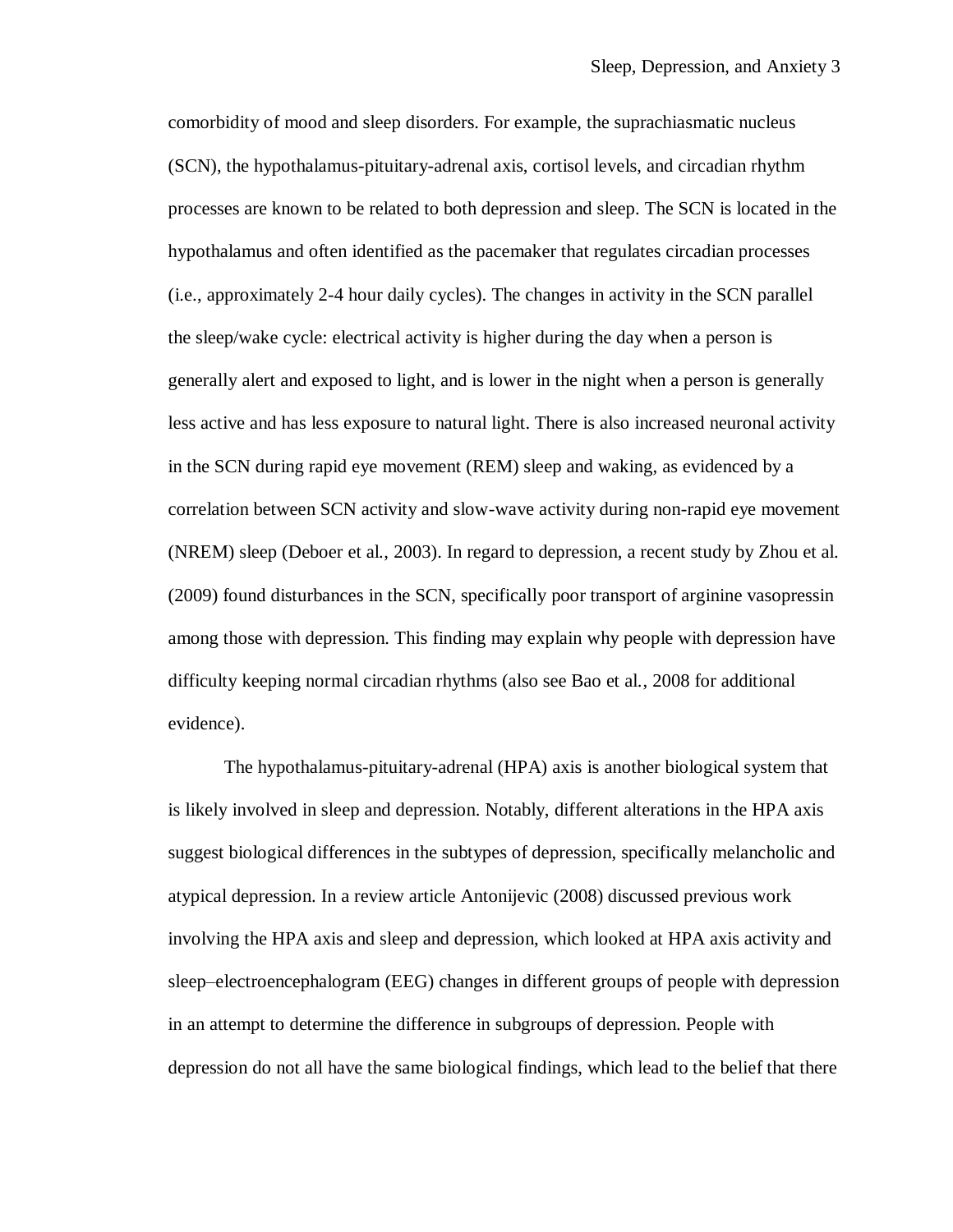comorbidity of mood and sleep disorders. For example, the suprachiasmatic nucleus (SCN), the hypothalamus-pituitary-adrenal axis, cortisol levels, and circadian rhythm processes are known to be related to both depression and sleep. The SCN is located in the hypothalamus and often identified as the pacemaker that regulates circadian processes (i.e., approximately 2-4 hour daily cycles). The changes in activity in the SCN parallel the sleep/wake cycle: electrical activity is higher during the day when a person is generally alert and exposed to light, and is lower in the night when a person is generally less active and has less exposure to natural light. There is also increased neuronal activity in the SCN during rapid eye movement (REM) sleep and waking, as evidenced by a correlation between SCN activity and slow-wave activity during non-rapid eye movement (NREM) sleep (Deboer et al., 2003). In regard to depression, a recent study by Zhou et al. (2009) found disturbances in the SCN, specifically poor transport of arginine vasopressin among those with depression. This finding may explain why people with depression have difficulty keeping normal circadian rhythms (also see Bao et al., 2008 for additional evidence).

The hypothalamus-pituitary-adrenal (HPA) axis is another biological system that is likely involved in sleep and depression. Notably, different alterations in the HPA axis suggest biological differences in the subtypes of depression, specifically melancholic and atypical depression. In a review article Antonijevic (2008) discussed previous work involving the HPA axis and sleep and depression, which looked at HPA axis activity and sleep–electroencephalogram (EEG) changes in different groups of people with depression in an attempt to determine the difference in subgroups of depression. People with depression do not all have the same biological findings, which lead to the belief that there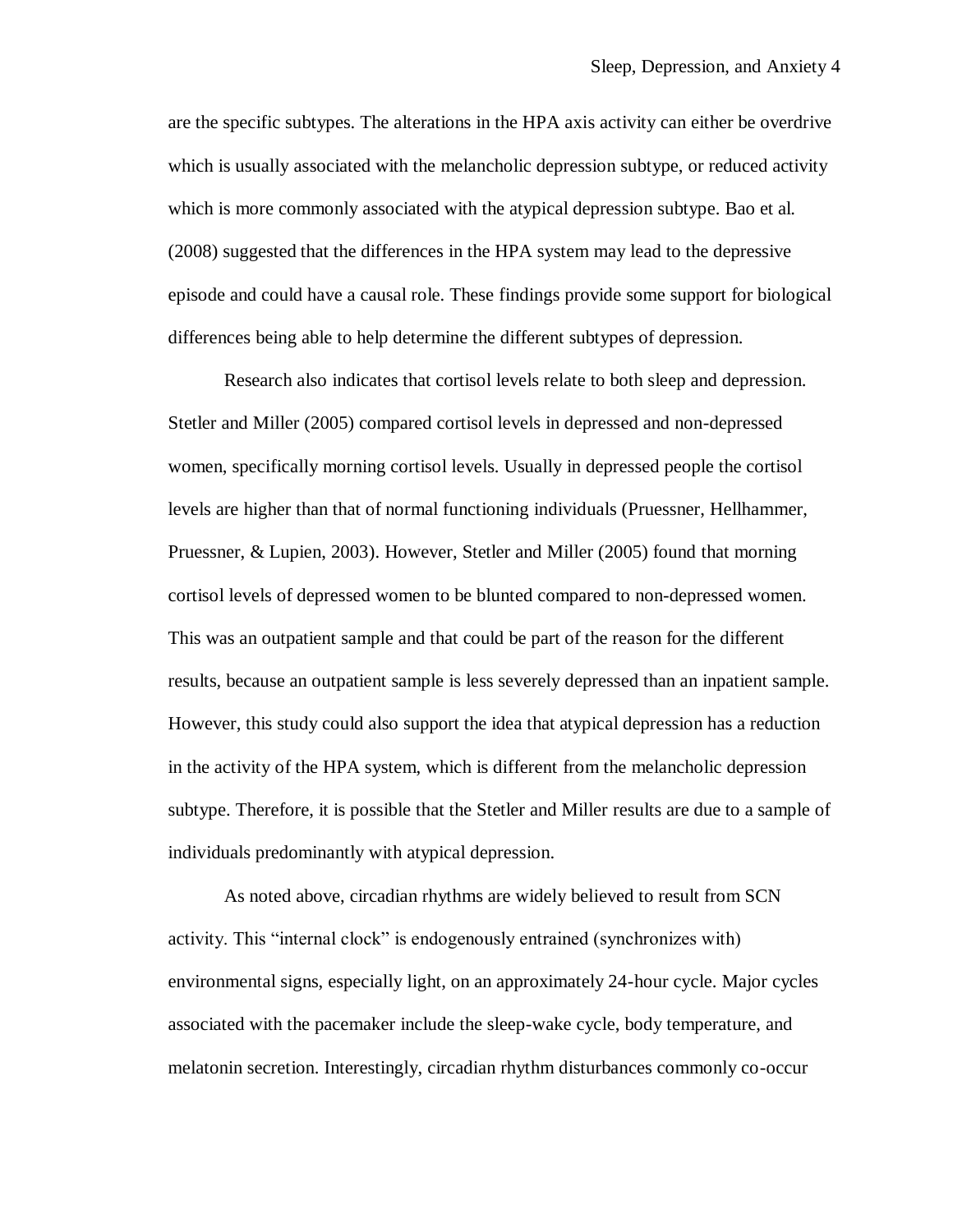are the specific subtypes. The alterations in the HPA axis activity can either be overdrive which is usually associated with the melancholic depression subtype, or reduced activity which is more commonly associated with the atypical depression subtype. Bao et al. (2008) suggested that the differences in the HPA system may lead to the depressive episode and could have a causal role. These findings provide some support for biological differences being able to help determine the different subtypes of depression.

Research also indicates that cortisol levels relate to both sleep and depression. Stetler and Miller (2005) compared cortisol levels in depressed and non-depressed women, specifically morning cortisol levels. Usually in depressed people the cortisol levels are higher than that of normal functioning individuals (Pruessner, Hellhammer, Pruessner, & Lupien, 2003). However, Stetler and Miller (2005) found that morning cortisol levels of depressed women to be blunted compared to non-depressed women. This was an outpatient sample and that could be part of the reason for the different results, because an outpatient sample is less severely depressed than an inpatient sample. However, this study could also support the idea that atypical depression has a reduction in the activity of the HPA system, which is different from the melancholic depression subtype. Therefore, it is possible that the Stetler and Miller results are due to a sample of individuals predominantly with atypical depression.

As noted above, circadian rhythms are widely believed to result from SCN activity. This "internal clock" is endogenously entrained (synchronizes with) environmental signs, especially light, on an approximately 24-hour cycle. Major cycles associated with the pacemaker include the sleep-wake cycle, body temperature, and melatonin secretion. Interestingly, circadian rhythm disturbances commonly co-occur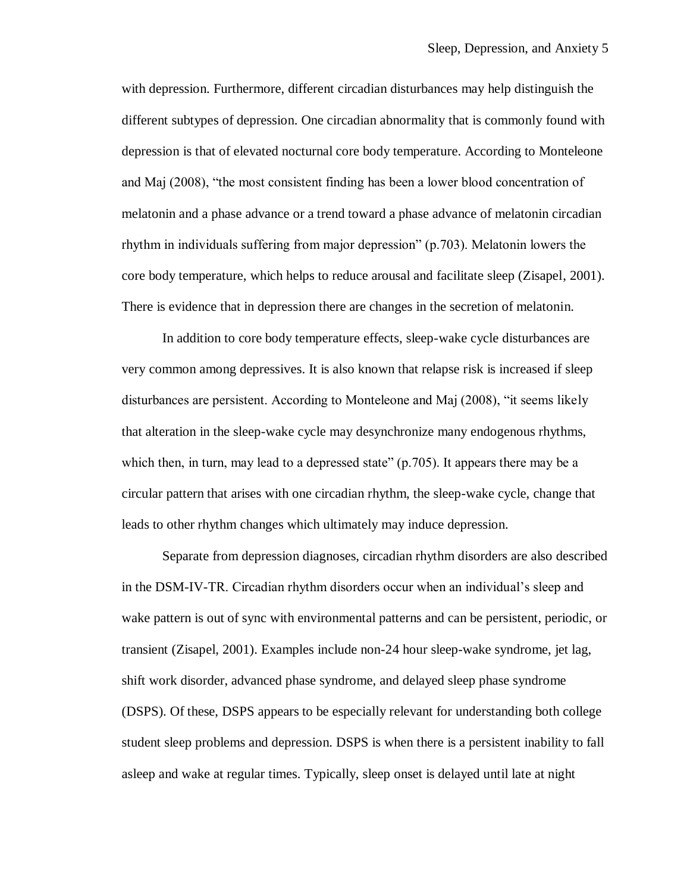with depression. Furthermore, different circadian disturbances may help distinguish the different subtypes of depression. One circadian abnormality that is commonly found with depression is that of elevated nocturnal core body temperature. According to Monteleone and Maj (2008), "the most consistent finding has been a lower blood concentration of melatonin and a phase advance or a trend toward a phase advance of melatonin circadian rhythm in individuals suffering from major depression" (p.703). Melatonin lowers the core body temperature, which helps to reduce arousal and facilitate sleep (Zisapel, 2001). There is evidence that in depression there are changes in the secretion of melatonin.

In addition to core body temperature effects, sleep-wake cycle disturbances are very common among depressives. It is also known that relapse risk is increased if sleep disturbances are persistent. According to Monteleone and Maj (2008), "it seems likely that alteration in the sleep-wake cycle may desynchronize many endogenous rhythms, which then, in turn, may lead to a depressed state" (p.705). It appears there may be a circular pattern that arises with one circadian rhythm, the sleep-wake cycle, change that leads to other rhythm changes which ultimately may induce depression.

Separate from depression diagnoses, circadian rhythm disorders are also described in the DSM-IV-TR. Circadian rhythm disorders occur when an individual's sleep and wake pattern is out of sync with environmental patterns and can be persistent, periodic, or transient (Zisapel, 2001). Examples include non-24 hour sleep-wake syndrome, jet lag, shift work disorder, advanced phase syndrome, and delayed sleep phase syndrome (DSPS). Of these, DSPS appears to be especially relevant for understanding both college student sleep problems and depression. DSPS is when there is a persistent inability to fall asleep and wake at regular times. Typically, sleep onset is delayed until late at night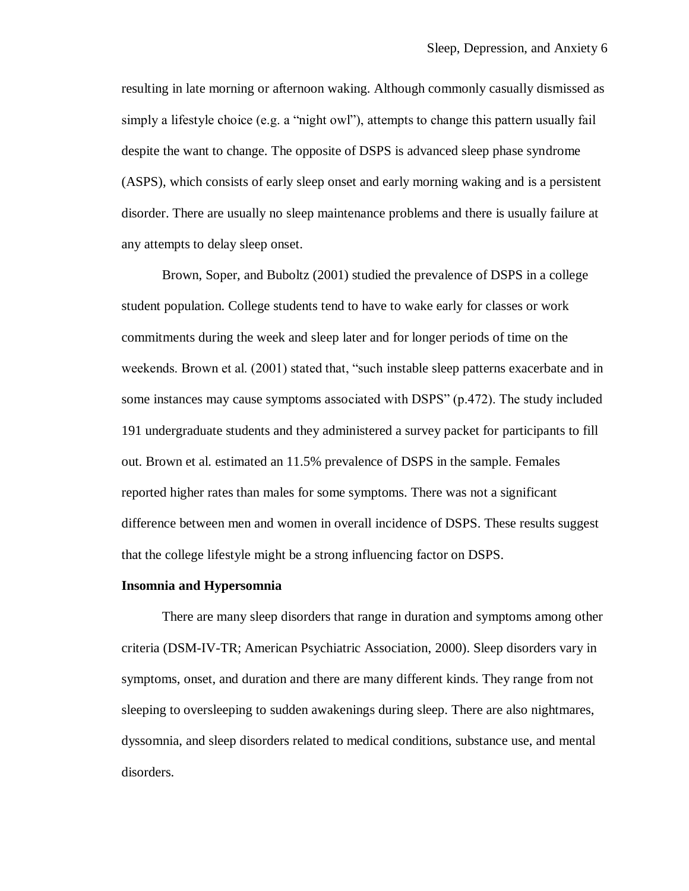resulting in late morning or afternoon waking. Although commonly casually dismissed as simply a lifestyle choice (e.g. a "night owl"), attempts to change this pattern usually fail despite the want to change. The opposite of DSPS is advanced sleep phase syndrome (ASPS), which consists of early sleep onset and early morning waking and is a persistent disorder. There are usually no sleep maintenance problems and there is usually failure at any attempts to delay sleep onset.

Brown, Soper, and Buboltz (2001) studied the prevalence of DSPS in a college student population. College students tend to have to wake early for classes or work commitments during the week and sleep later and for longer periods of time on the weekends. Brown et al. (2001) stated that, "such instable sleep patterns exacerbate and in some instances may cause symptoms associated with DSPS" (p.472). The study included 191 undergraduate students and they administered a survey packet for participants to fill out. Brown et al. estimated an 11.5% prevalence of DSPS in the sample. Females reported higher rates than males for some symptoms. There was not a significant difference between men and women in overall incidence of DSPS. These results suggest that the college lifestyle might be a strong influencing factor on DSPS.

**Insomnia and Hypersomnia**

There are many sleep disorders that range in duration and symptoms among other criteria (DSM-IV-TR; American Psychiatric Association, 2000). Sleep disorders vary in symptoms, onset, and duration and there are many different kinds. They range from not sleeping to oversleeping to sudden awakenings during sleep. There are also nightmares, dyssomnia, and sleep disorders related to medical conditions, substance use, and mental disorders.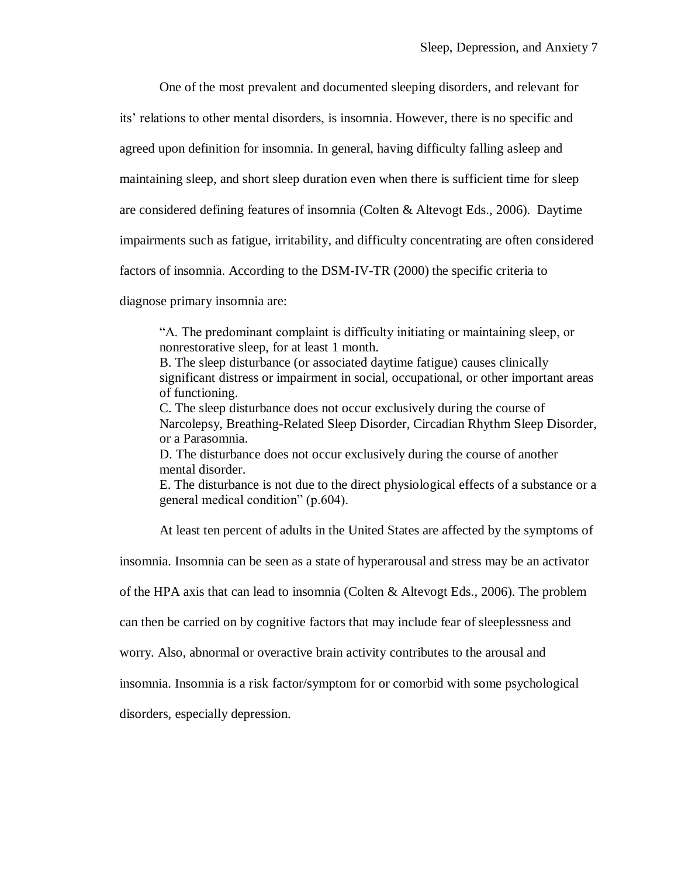One of the most prevalent and documented sleeping disorders, and relevant for its' relations to other mental disorders, is insomnia. However, there is no specific and agreed upon definition for insomnia. In general, having difficulty falling asleep and maintaining sleep, and short sleep duration even when there is sufficient time for sleep are considered defining features of insomnia (Colten & Altevogt Eds., 2006). Daytime impairments such as fatigue, irritability, and difficulty concentrating are often considered factors of insomnia. According to the DSM-IV-TR (2000) the specific criteria to diagnose primary insomnia are:

> "A. The predominant complaint is difficulty initiating or maintaining sleep, or nonrestorative sleep, for at least 1 month.
> B. The sleep disturbance (or associated daytime fatigue) causes clinically significant distress or impairment in social, occupational, or other important areas of functioning.
> C. The sleep disturbance does not occur exclusively during the course of Narcolepsy, Breathing-Related Sleep Disorder, Circadian Rhythm Sleep Disorder, or a Parasomnia.
> D. The disturbance does not occur exclusively during the course of another mental disorder.
> E. The disturbance is not due to the direct physiological effects of a substance or a general medical condition" (p.604).

At least ten percent of adults in the United States are affected by the symptoms of insomnia. Insomnia can be seen as a state of hyperarousal and stress may be an activator of the HPA axis that can lead to insomnia (Colten & Altevogt Eds., 2006). The problem can then be carried on by cognitive factors that may include fear of sleeplessness and worry. Also, abnormal or overactive brain activity contributes to the arousal and insomnia. Insomnia is a risk factor/symptom for or comorbid with some psychological disorders, especially depression.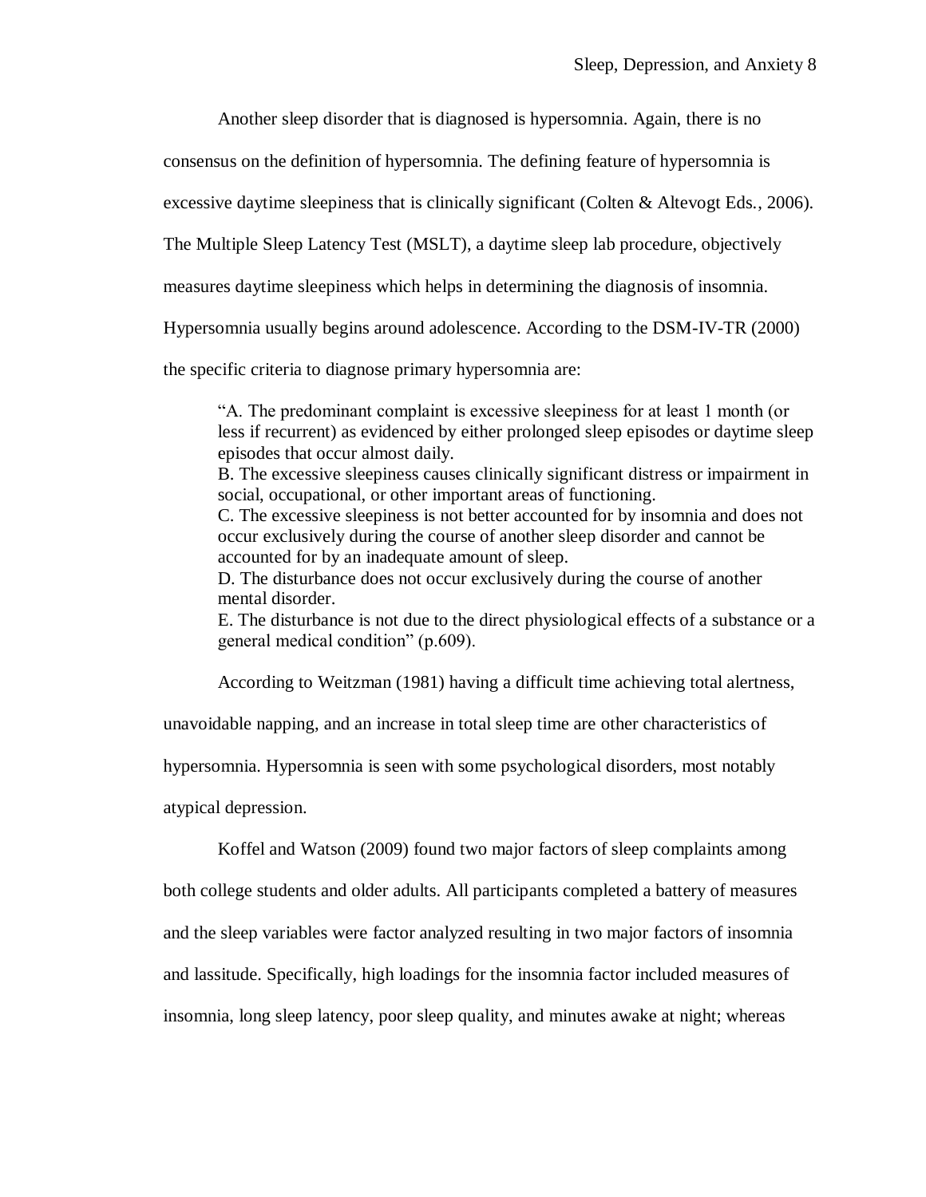Another sleep disorder that is diagnosed is hypersomnia. Again, there is no consensus on the definition of hypersomnia. The defining feature of hypersomnia is excessive daytime sleepiness that is clinically significant (Colten & Altevogt Eds., 2006). The Multiple Sleep Latency Test (MSLT), a daytime sleep lab procedure, objectively measures daytime sleepiness which helps in determining the diagnosis of insomnia. Hypersomnia usually begins around adolescence. According to the DSM-IV-TR (2000) the specific criteria to diagnose primary hypersomnia are:

> "A. The predominant complaint is excessive sleepiness for at least 1 month (or less if recurrent) as evidenced by either prolonged sleep episodes or daytime sleep episodes that occur almost daily.
> B. The excessive sleepiness causes clinically significant distress or impairment in social, occupational, or other important areas of functioning.
> C. The excessive sleepiness is not better accounted for by insomnia and does not occur exclusively during the course of another sleep disorder and cannot be accounted for by an inadequate amount of sleep.
> D. The disturbance does not occur exclusively during the course of another mental disorder.
> E. The disturbance is not due to the direct physiological effects of a substance or a general medical condition" (p.609).

According to Weitzman (1981) having a difficult time achieving total alertness, unavoidable napping, and an increase in total sleep time are other characteristics of hypersomnia. Hypersomnia is seen with some psychological disorders, most notably atypical depression.

Koffel and Watson (2009) found two major factors of sleep complaints among both college students and older adults. All participants completed a battery of measures and the sleep variables were factor analyzed resulting in two major factors of insomnia and lassitude. Specifically, high loadings for the insomnia factor included measures of insomnia, long sleep latency, poor sleep quality, and minutes awake at night; whereas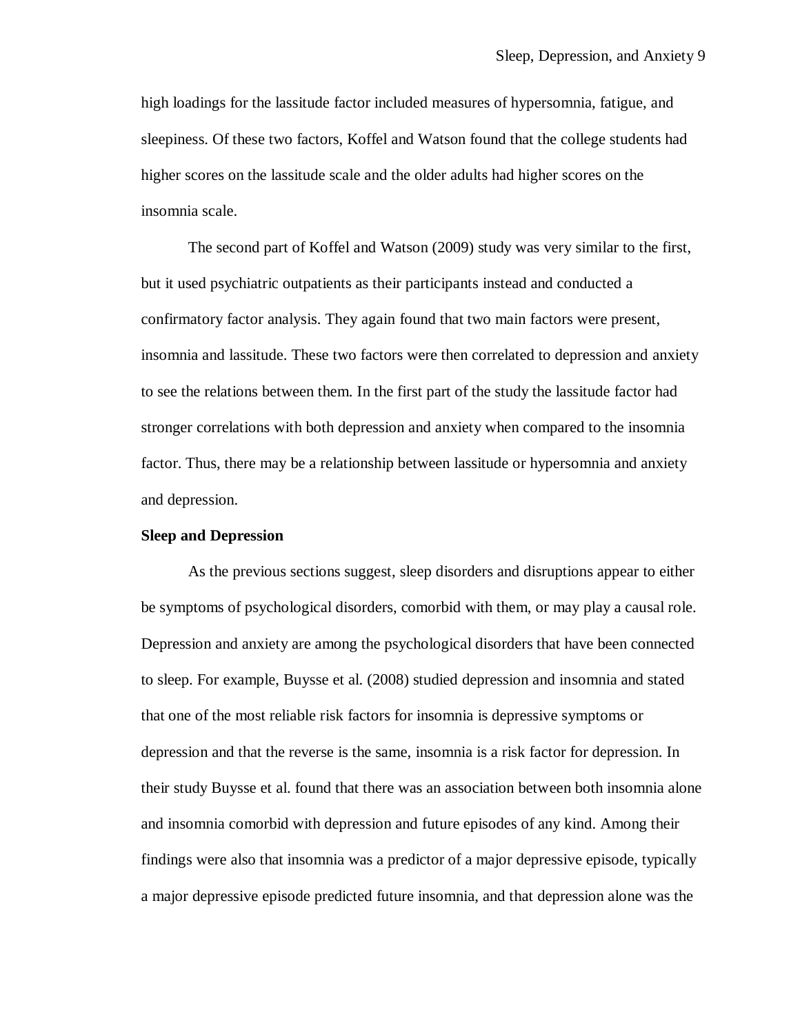high loadings for the lassitude factor included measures of hypersomnia, fatigue, and sleepiness. Of these two factors, Koffel and Watson found that the college students had higher scores on the lassitude scale and the older adults had higher scores on the insomnia scale.

The second part of Koffel and Watson (2009) study was very similar to the first, but it used psychiatric outpatients as their participants instead and conducted a confirmatory factor analysis. They again found that two main factors were present, insomnia and lassitude. These two factors were then correlated to depression and anxiety to see the relations between them. In the first part of the study the lassitude factor had stronger correlations with both depression and anxiety when compared to the insomnia factor. Thus, there may be a relationship between lassitude or hypersomnia and anxiety and depression.

**Sleep and Depression**

As the previous sections suggest, sleep disorders and disruptions appear to either be symptoms of psychological disorders, comorbid with them, or may play a causal role. Depression and anxiety are among the psychological disorders that have been connected to sleep. For example, Buysse et al. (2008) studied depression and insomnia and stated that one of the most reliable risk factors for insomnia is depressive symptoms or depression and that the reverse is the same, insomnia is a risk factor for depression. In their study Buysse et al. found that there was an association between both insomnia alone and insomnia comorbid with depression and future episodes of any kind. Among their findings were also that insomnia was a predictor of a major depressive episode, typically a major depressive episode predicted future insomnia, and that depression alone was the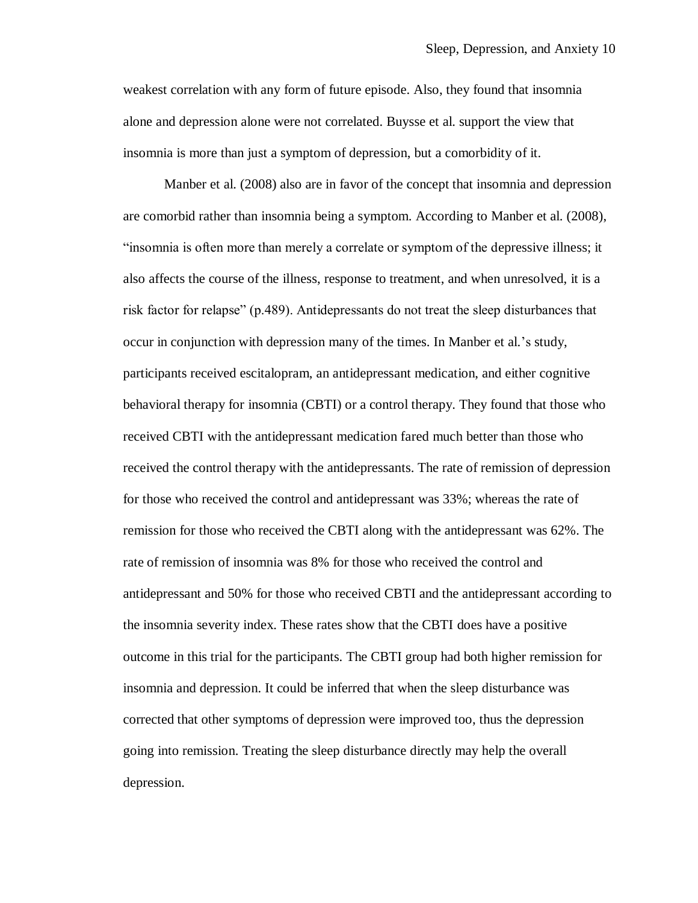weakest correlation with any form of future episode. Also, they found that insomnia alone and depression alone were not correlated. Buysse et al. support the view that insomnia is more than just a symptom of depression, but a comorbidity of it.

Manber et al. (2008) also are in favor of the concept that insomnia and depression are comorbid rather than insomnia being a symptom. According to Manber et al. (2008), "insomnia is often more than merely a correlate or symptom of the depressive illness; it also affects the course of the illness, response to treatment, and when unresolved, it is a risk factor for relapse" (p.489). Antidepressants do not treat the sleep disturbances that occur in conjunction with depression many of the times. In Manber et al.'s study, participants received escitalopram, an antidepressant medication, and either cognitive behavioral therapy for insomnia (CBTI) or a control therapy. They found that those who received CBTI with the antidepressant medication fared much better than those who received the control therapy with the antidepressants. The rate of remission of depression for those who received the control and antidepressant was 33%; whereas the rate of remission for those who received the CBTI along with the antidepressant was 62%. The rate of remission of insomnia was 8% for those who received the control and antidepressant and 50% for those who received CBTI and the antidepressant according to the insomnia severity index. These rates show that the CBTI does have a positive outcome in this trial for the participants. The CBTI group had both higher remission for insomnia and depression. It could be inferred that when the sleep disturbance was corrected that other symptoms of depression were improved too, thus the depression going into remission. Treating the sleep disturbance directly may help the overall depression.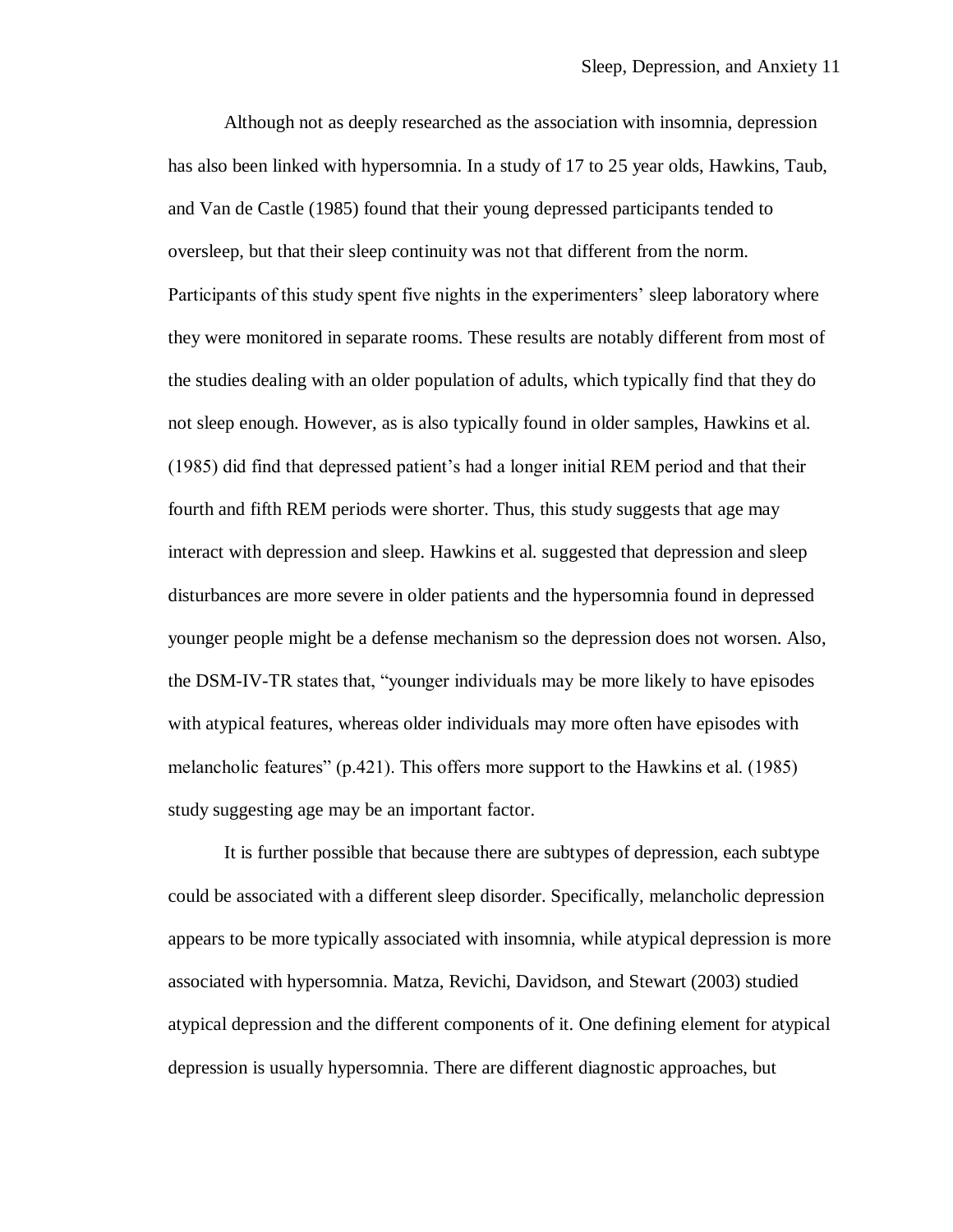Although not as deeply researched as the association with insomnia, depression has also been linked with hypersomnia. In a study of 17 to 25 year olds, Hawkins, Taub, and Van de Castle (1985) found that their young depressed participants tended to oversleep, but that their sleep continuity was not that different from the norm. Participants of this study spent five nights in the experimenters' sleep laboratory where they were monitored in separate rooms. These results are notably different from most of the studies dealing with an older population of adults, which typically find that they do not sleep enough. However, as is also typically found in older samples, Hawkins et al. (1985) did find that depressed patient's had a longer initial REM period and that their fourth and fifth REM periods were shorter. Thus, this study suggests that age may interact with depression and sleep. Hawkins et al. suggested that depression and sleep disturbances are more severe in older patients and the hypersomnia found in depressed younger people might be a defense mechanism so the depression does not worsen. Also, the DSM-IV-TR states that, "younger individuals may be more likely to have episodes with atypical features, whereas older individuals may more often have episodes with melancholic features" (p.421). This offers more support to the Hawkins et al. (1985) study suggesting age may be an important factor.

It is further possible that because there are subtypes of depression, each subtype could be associated with a different sleep disorder. Specifically, melancholic depression appears to be more typically associated with insomnia, while atypical depression is more associated with hypersomnia. Matza, Revichi, Davidson, and Stewart (2003) studied atypical depression and the different components of it. One defining element for atypical depression is usually hypersomnia. There are different diagnostic approaches, but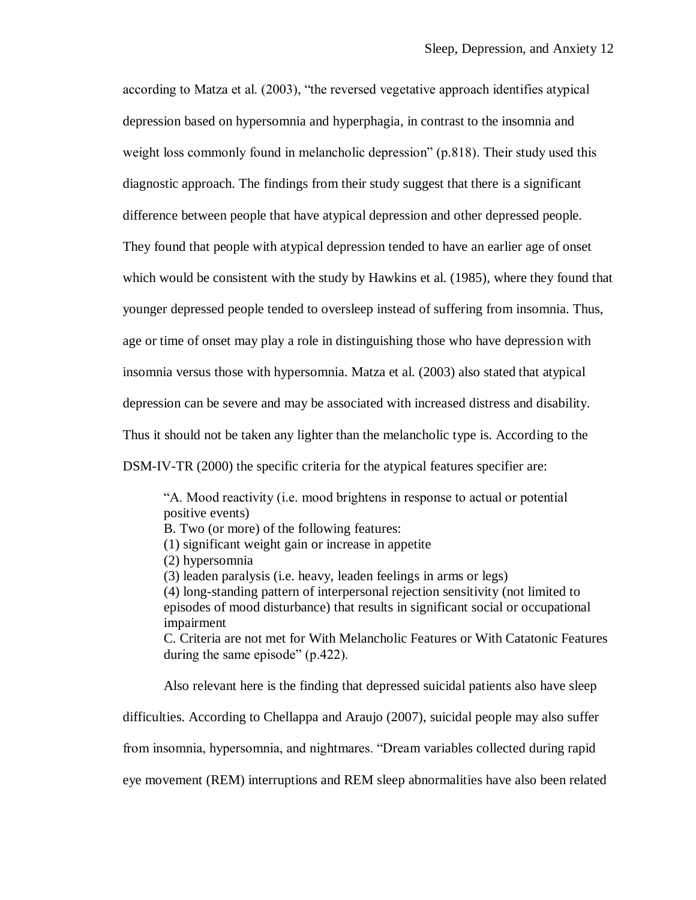according to Matza et al. (2003), "the reversed vegetative approach identifies atypical depression based on hypersomnia and hyperphagia, in contrast to the insomnia and weight loss commonly found in melancholic depression" (p.818). Their study used this diagnostic approach. The findings from their study suggest that there is a significant difference between people that have atypical depression and other depressed people. They found that people with atypical depression tended to have an earlier age of onset which would be consistent with the study by Hawkins et al. (1985), where they found that younger depressed people tended to oversleep instead of suffering from insomnia. Thus, age or time of onset may play a role in distinguishing those who have depression with insomnia versus those with hypersomnia. Matza et al. (2003) also stated that atypical depression can be severe and may be associated with increased distress and disability. Thus it should not be taken any lighter than the melancholic type is. According to the DSM-IV-TR (2000) the specific criteria for the atypical features specifier are:

> "A. Mood reactivity (i.e. mood brightens in response to actual or potential positive events)
> B. Two (or more) of the following features:
> (1) significant weight gain or increase in appetite
> (2) hypersomnia
> (3) leaden paralysis (i.e. heavy, leaden feelings in arms or legs)
> (4) long-standing pattern of interpersonal rejection sensitivity (not limited to episodes of mood disturbance) that results in significant social or occupational impairment
> C. Criteria are not met for With Melancholic Features or With Catatonic Features during the same episode" (p.422).

Also relevant here is the finding that depressed suicidal patients also have sleep difficulties. According to Chellappa and Araujo (2007), suicidal people may also suffer from insomnia, hypersomnia, and nightmares. "Dream variables collected during rapid eye movement (REM) interruptions and REM sleep abnormalities have also been related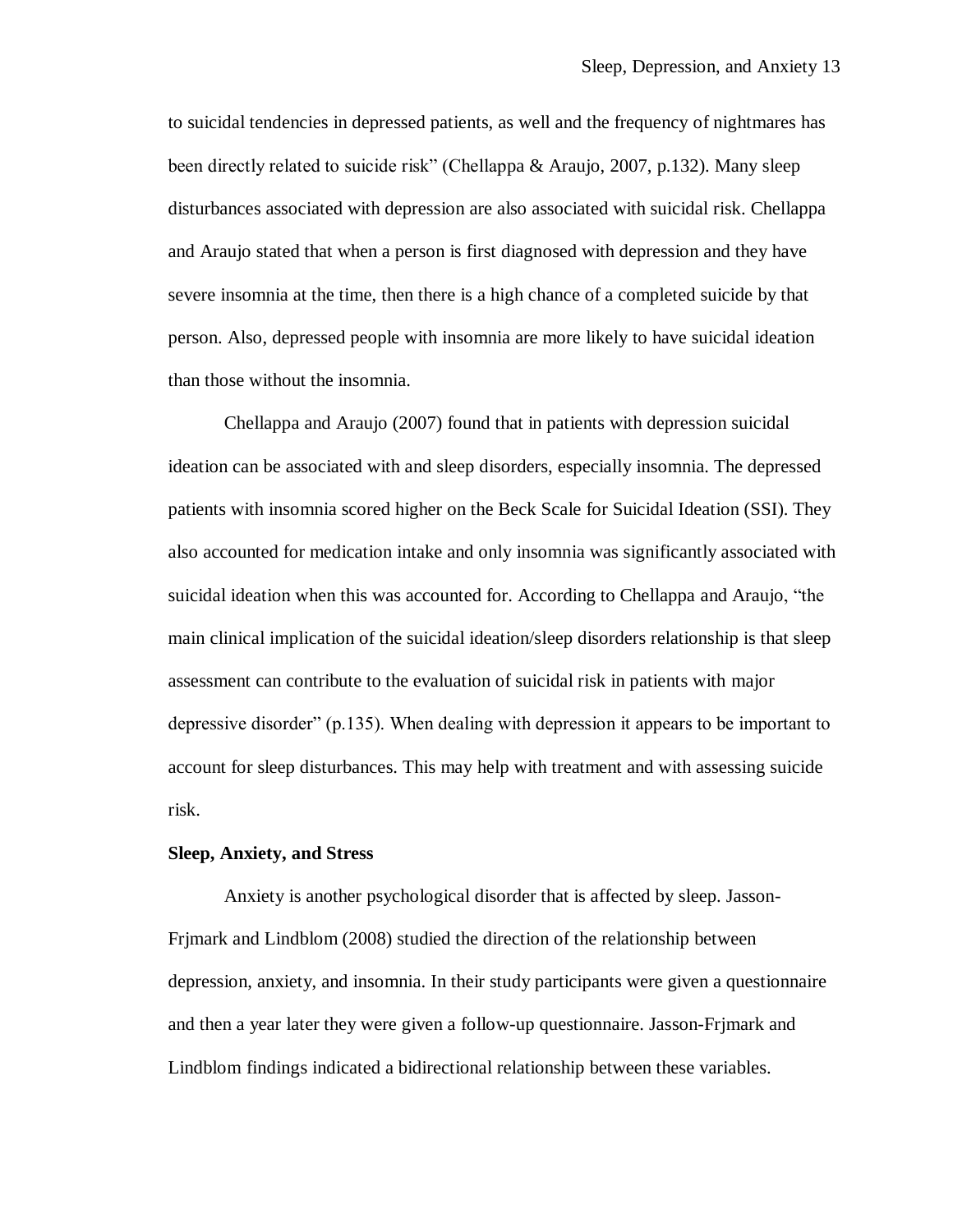to suicidal tendencies in depressed patients, as well and the frequency of nightmares has been directly related to suicide risk" (Chellappa & Araujo, 2007, p.132). Many sleep disturbances associated with depression are also associated with suicidal risk. Chellappa and Araujo stated that when a person is first diagnosed with depression and they have severe insomnia at the time, then there is a high chance of a completed suicide by that person. Also, depressed people with insomnia are more likely to have suicidal ideation than those without the insomnia.

Chellappa and Araujo (2007) found that in patients with depression suicidal ideation can be associated with and sleep disorders, especially insomnia. The depressed patients with insomnia scored higher on the Beck Scale for Suicidal Ideation (SSI). They also accounted for medication intake and only insomnia was significantly associated with suicidal ideation when this was accounted for. According to Chellappa and Araujo, "the main clinical implication of the suicidal ideation/sleep disorders relationship is that sleep assessment can contribute to the evaluation of suicidal risk in patients with major depressive disorder" (p.135). When dealing with depression it appears to be important to account for sleep disturbances. This may help with treatment and with assessing suicide risk.

**Sleep, Anxiety, and Stress**

Anxiety is another psychological disorder that is affected by sleep. Jasson-Frjmark and Lindblom (2008) studied the direction of the relationship between depression, anxiety, and insomnia. In their study participants were given a questionnaire and then a year later they were given a follow-up questionnaire. Jasson-Frjmark and Lindblom findings indicated a bidirectional relationship between these variables.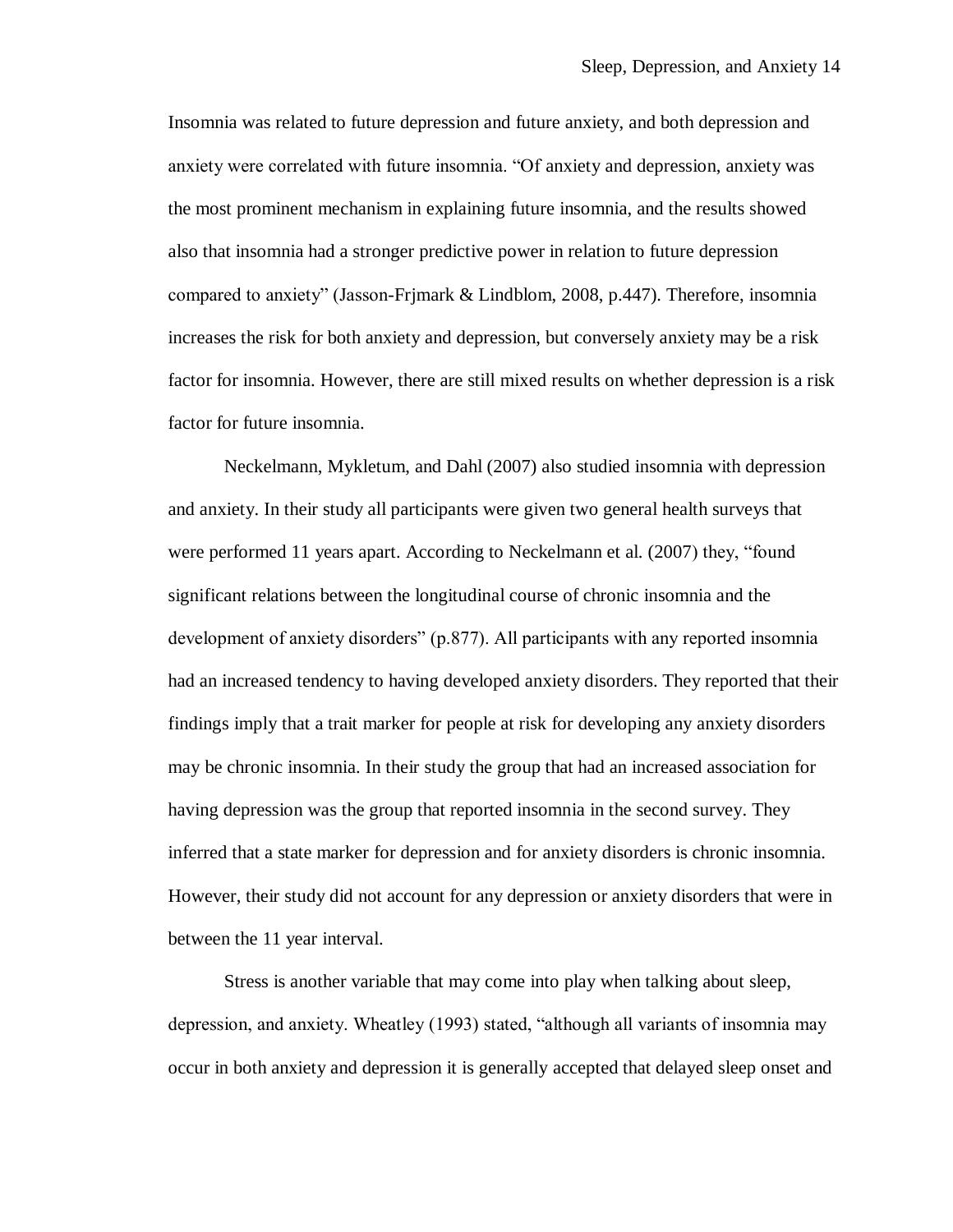Insomnia was related to future depression and future anxiety, and both depression and anxiety were correlated with future insomnia. "Of anxiety and depression, anxiety was the most prominent mechanism in explaining future insomnia, and the results showed also that insomnia had a stronger predictive power in relation to future depression compared to anxiety" (Jasson-Frjmark & Lindblom, 2008, p.447). Therefore, insomnia increases the risk for both anxiety and depression, but conversely anxiety may be a risk factor for insomnia. However, there are still mixed results on whether depression is a risk factor for future insomnia.

Neckelmann, Mykletum, and Dahl (2007) also studied insomnia with depression and anxiety. In their study all participants were given two general health surveys that were performed 11 years apart. According to Neckelmann et al. (2007) they, "found significant relations between the longitudinal course of chronic insomnia and the development of anxiety disorders" (p.877). All participants with any reported insomnia had an increased tendency to having developed anxiety disorders. They reported that their findings imply that a trait marker for people at risk for developing any anxiety disorders may be chronic insomnia. In their study the group that had an increased association for having depression was the group that reported insomnia in the second survey. They inferred that a state marker for depression and for anxiety disorders is chronic insomnia. However, their study did not account for any depression or anxiety disorders that were in between the 11 year interval.

Stress is another variable that may come into play when talking about sleep, depression, and anxiety. Wheatley (1993) stated, "although all variants of insomnia may occur in both anxiety and depression it is generally accepted that delayed sleep onset and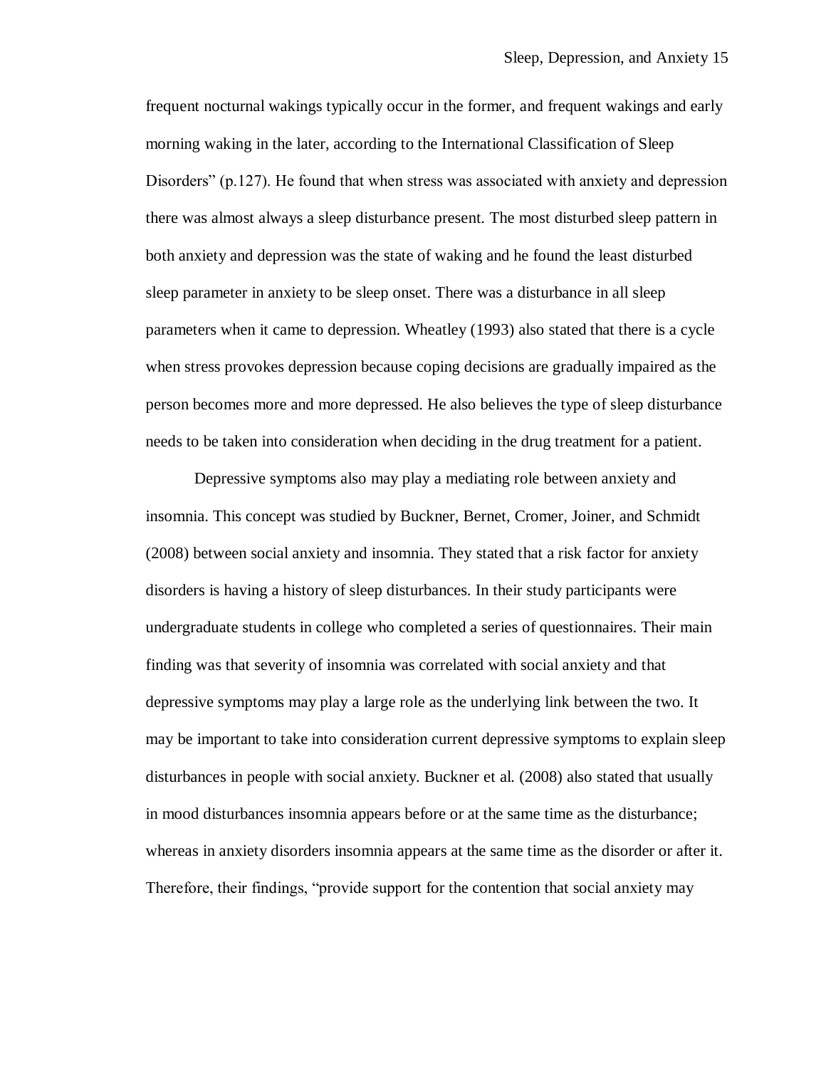frequent nocturnal wakings typically occur in the former, and frequent wakings and early morning waking in the later, according to the International Classification of Sleep Disorders" (p.127). He found that when stress was associated with anxiety and depression there was almost always a sleep disturbance present. The most disturbed sleep pattern in both anxiety and depression was the state of waking and he found the least disturbed sleep parameter in anxiety to be sleep onset. There was a disturbance in all sleep parameters when it came to depression. Wheatley (1993) also stated that there is a cycle when stress provokes depression because coping decisions are gradually impaired as the person becomes more and more depressed. He also believes the type of sleep disturbance needs to be taken into consideration when deciding in the drug treatment for a patient.

Depressive symptoms also may play a mediating role between anxiety and insomnia. This concept was studied by Buckner, Bernet, Cromer, Joiner, and Schmidt (2008) between social anxiety and insomnia. They stated that a risk factor for anxiety disorders is having a history of sleep disturbances. In their study participants were undergraduate students in college who completed a series of questionnaires. Their main finding was that severity of insomnia was correlated with social anxiety and that depressive symptoms may play a large role as the underlying link between the two. It may be important to take into consideration current depressive symptoms to explain sleep disturbances in people with social anxiety. Buckner et al. (2008) also stated that usually in mood disturbances insomnia appears before or at the same time as the disturbance; whereas in anxiety disorders insomnia appears at the same time as the disorder or after it. Therefore, their findings, "provide support for the contention that social anxiety may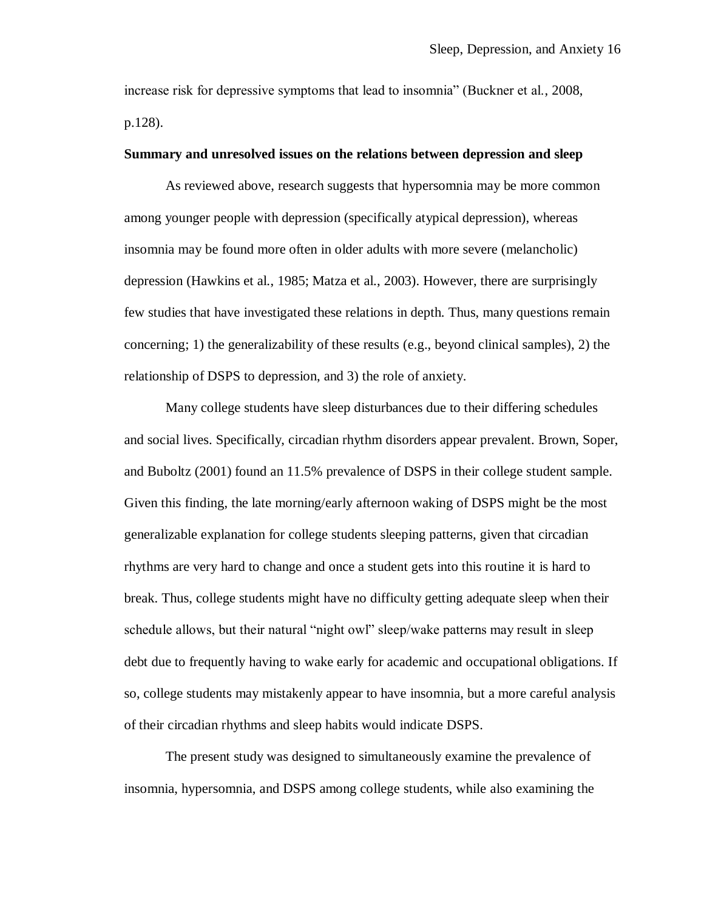increase risk for depressive symptoms that lead to insomnia" (Buckner et al., 2008, p.128).

**Summary and unresolved issues on the relations between depression and sleep**

As reviewed above, research suggests that hypersomnia may be more common among younger people with depression (specifically atypical depression), whereas insomnia may be found more often in older adults with more severe (melancholic) depression (Hawkins et al., 1985; Matza et al., 2003). However, there are surprisingly few studies that have investigated these relations in depth. Thus, many questions remain concerning; 1) the generalizability of these results (e.g., beyond clinical samples), 2) the relationship of DSPS to depression, and 3) the role of anxiety.

Many college students have sleep disturbances due to their differing schedules and social lives. Specifically, circadian rhythm disorders appear prevalent. Brown, Soper, and Buboltz (2001) found an 11.5% prevalence of DSPS in their college student sample. Given this finding, the late morning/early afternoon waking of DSPS might be the most generalizable explanation for college students sleeping patterns, given that circadian rhythms are very hard to change and once a student gets into this routine it is hard to break. Thus, college students might have no difficulty getting adequate sleep when their schedule allows, but their natural "night owl" sleep/wake patterns may result in sleep debt due to frequently having to wake early for academic and occupational obligations. If so, college students may mistakenly appear to have insomnia, but a more careful analysis of their circadian rhythms and sleep habits would indicate DSPS.

The present study was designed to simultaneously examine the prevalence of insomnia, hypersomnia, and DSPS among college students, while also examining the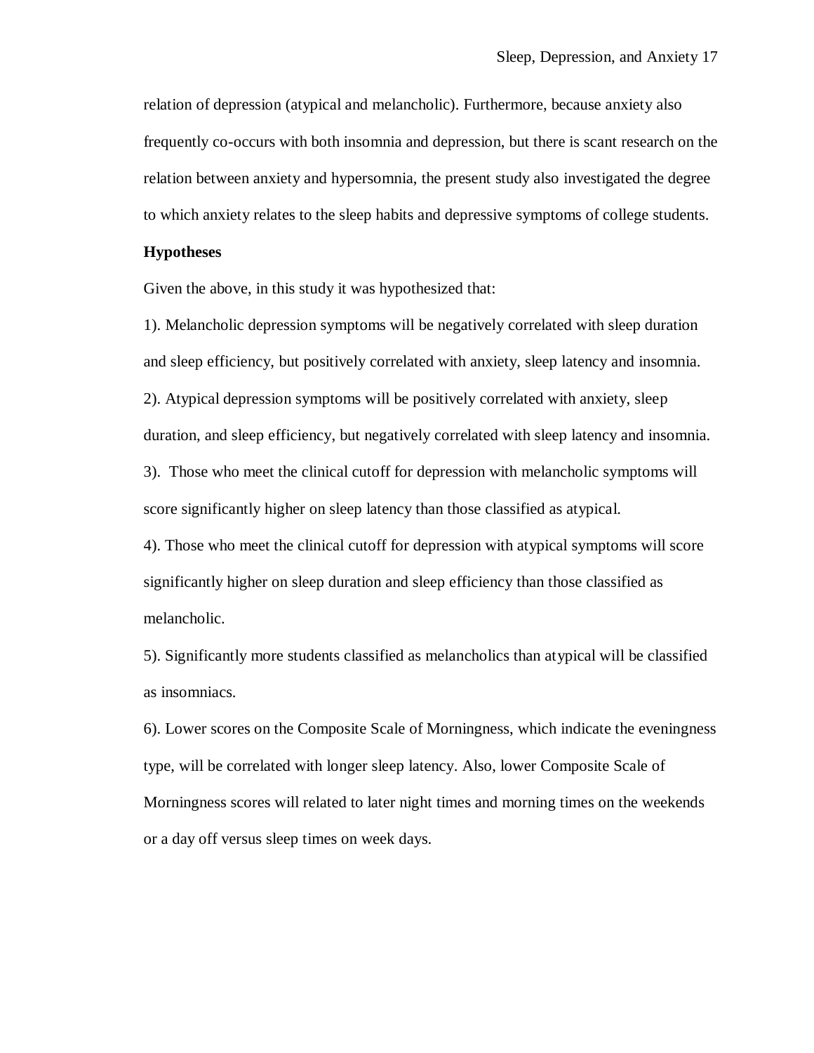relation of depression (atypical and melancholic). Furthermore, because anxiety also frequently co-occurs with both insomnia and depression, but there is scant research on the relation between anxiety and hypersomnia, the present study also investigated the degree to which anxiety relates to the sleep habits and depressive symptoms of college students.

**Hypotheses**

Given the above, in this study it was hypothesized that:

1). Melancholic depression symptoms will be negatively correlated with sleep duration and sleep efficiency, but positively correlated with anxiety, sleep latency and insomnia.

2). Atypical depression symptoms will be positively correlated with anxiety, sleep duration, and sleep efficiency, but negatively correlated with sleep latency and insomnia.

3). Those who meet the clinical cutoff for depression with melancholic symptoms will score significantly higher on sleep latency than those classified as atypical.

4). Those who meet the clinical cutoff for depression with atypical symptoms will score significantly higher on sleep duration and sleep efficiency than those classified as melancholic.

5). Significantly more students classified as melancholics than atypical will be classified as insomniacs.

6). Lower scores on the Composite Scale of Morningness, which indicate the eveningness type, will be correlated with longer sleep latency. Also, lower Composite Scale of Morningness scores will related to later night times and morning times on the weekends or a day off versus sleep times on week days.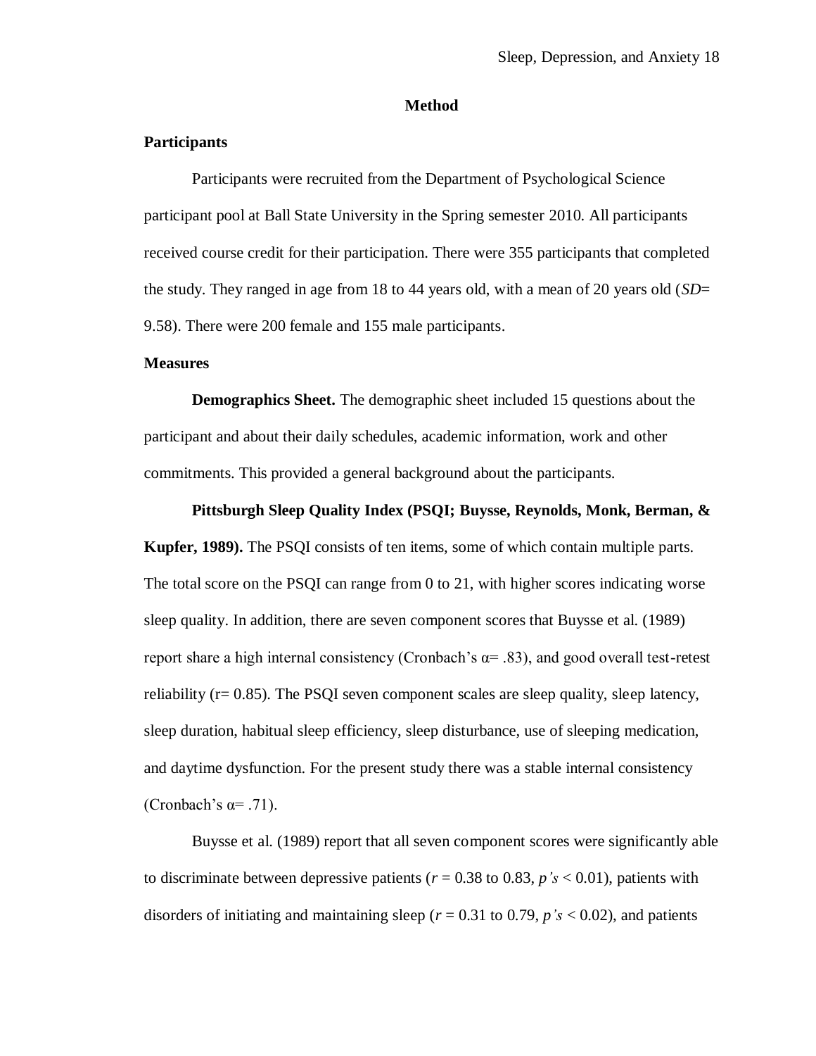# Method

## Participants

Participants were recruited from the Department of Psychological Science participant pool at Ball State University in the Spring semester 2010. All participants received course credit for their participation. There were 355 participants that completed the study. They ranged in age from 18 to 44 years old, with a mean of 20 years old (*SD*= 9.58). There were 200 female and 155 male participants.

## Measures

**Demographics Sheet.** The demographic sheet included 15 questions about the participant and about their daily schedules, academic information, work and other commitments. This provided a general background about the participants.

**Pittsburgh Sleep Quality Index (PSQI; Buysse, Reynolds, Monk, Berman, & Kupfer, 1989).** The PSQI consists of ten items, some of which contain multiple parts. The total score on the PSQI can range from 0 to 21, with higher scores indicating worse sleep quality. In addition, there are seven component scores that Buysse et al. (1989) report share a high internal consistency (Cronbach's $\alpha = .83$), and good overall test-retest reliability ($r = 0.85$). The PSQI seven component scales are sleep quality, sleep latency, sleep duration, habitual sleep efficiency, sleep disturbance, use of sleeping medication, and daytime dysfunction. For the present study there was a stable internal consistency (Cronbach's $\alpha = .71$).

Buysse et al. (1989) report that all seven component scores were significantly able to discriminate between depressive patients ($r = 0.38$ to $0.83$, $p's < 0.01$), patients with disorders of initiating and maintaining sleep ($r = 0.31$ to $0.79$, $p's < 0.02$), and patients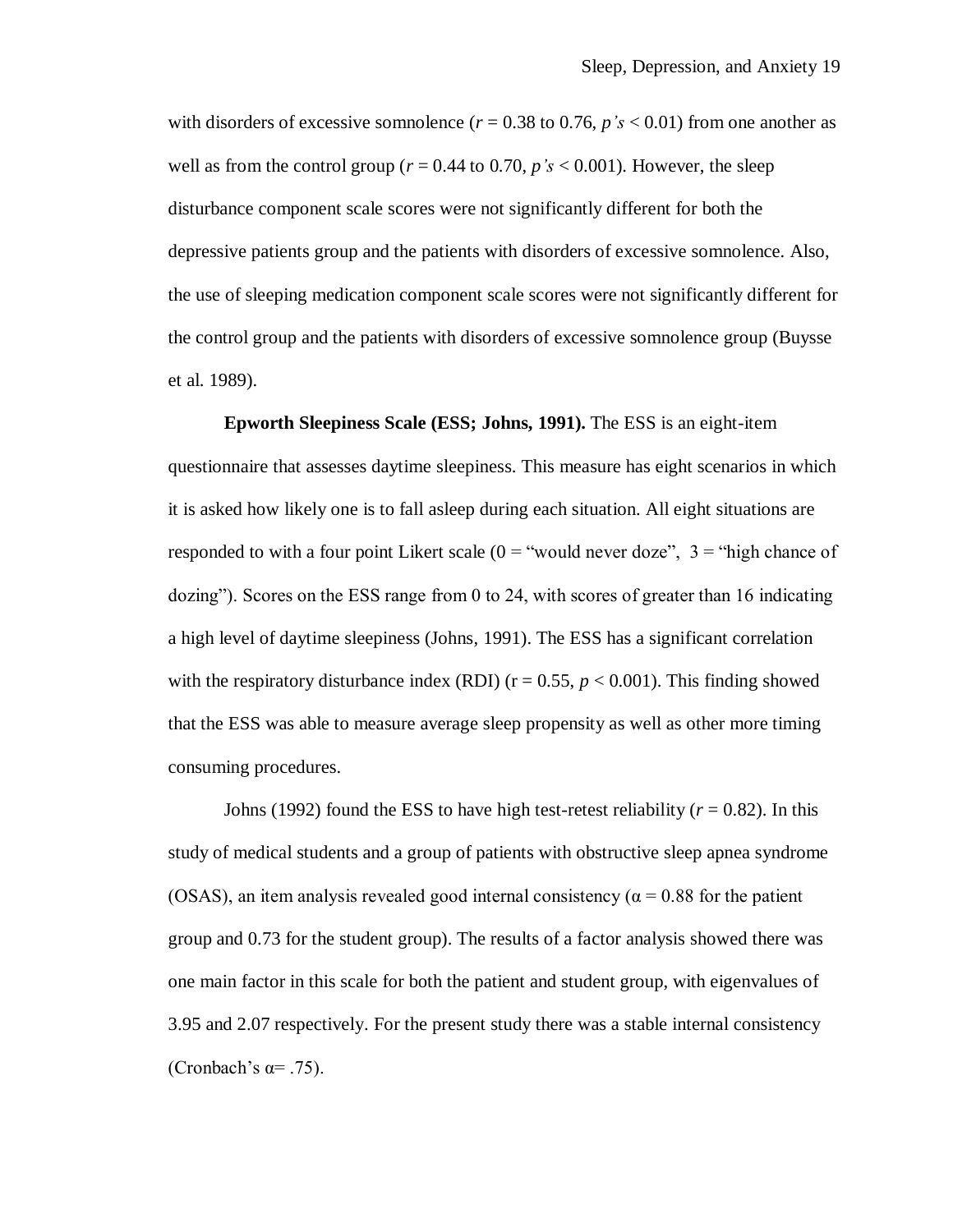with disorders of excessive somnolence ($r = 0.38$ to $0.76$, $p's < 0.01$) from one another as well as from the control group ($r = 0.44$ to $0.70$, $p's < 0.001$). However, the sleep disturbance component scale scores were not significantly different for both the depressive patients group and the patients with disorders of excessive somnolence. Also, the use of sleeping medication component scale scores were not significantly different for the control group and the patients with disorders of excessive somnolence group (Buysse et al. 1989).

**Epworth Sleepiness Scale (ESS; Johns, 1991).** The ESS is an eight-item questionnaire that assesses daytime sleepiness. This measure has eight scenarios in which it is asked how likely one is to fall asleep during each situation. All eight situations are responded to with a four point Likert scale (0 = "would never doze", 3 = "high chance of dozing"). Scores on the ESS range from 0 to 24, with scores of greater than 16 indicating a high level of daytime sleepiness (Johns, 1991). The ESS has a significant correlation with the respiratory disturbance index (RDI) ($r = 0.55$, $p < 0.001$). This finding showed that the ESS was able to measure average sleep propensity as well as other more timing consuming procedures.

Johns (1992) found the ESS to have high test-retest reliability ($r = 0.82$). In this study of medical students and a group of patients with obstructive sleep apnea syndrome (OSAS), an item analysis revealed good internal consistency ($\alpha = 0.88$ for the patient group and 0.73 for the student group). The results of a factor analysis showed there was one main factor in this scale for both the patient and student group, with eigenvalues of 3.95 and 2.07 respectively. For the present study there was a stable internal consistency (Cronbach's $\alpha = .75$).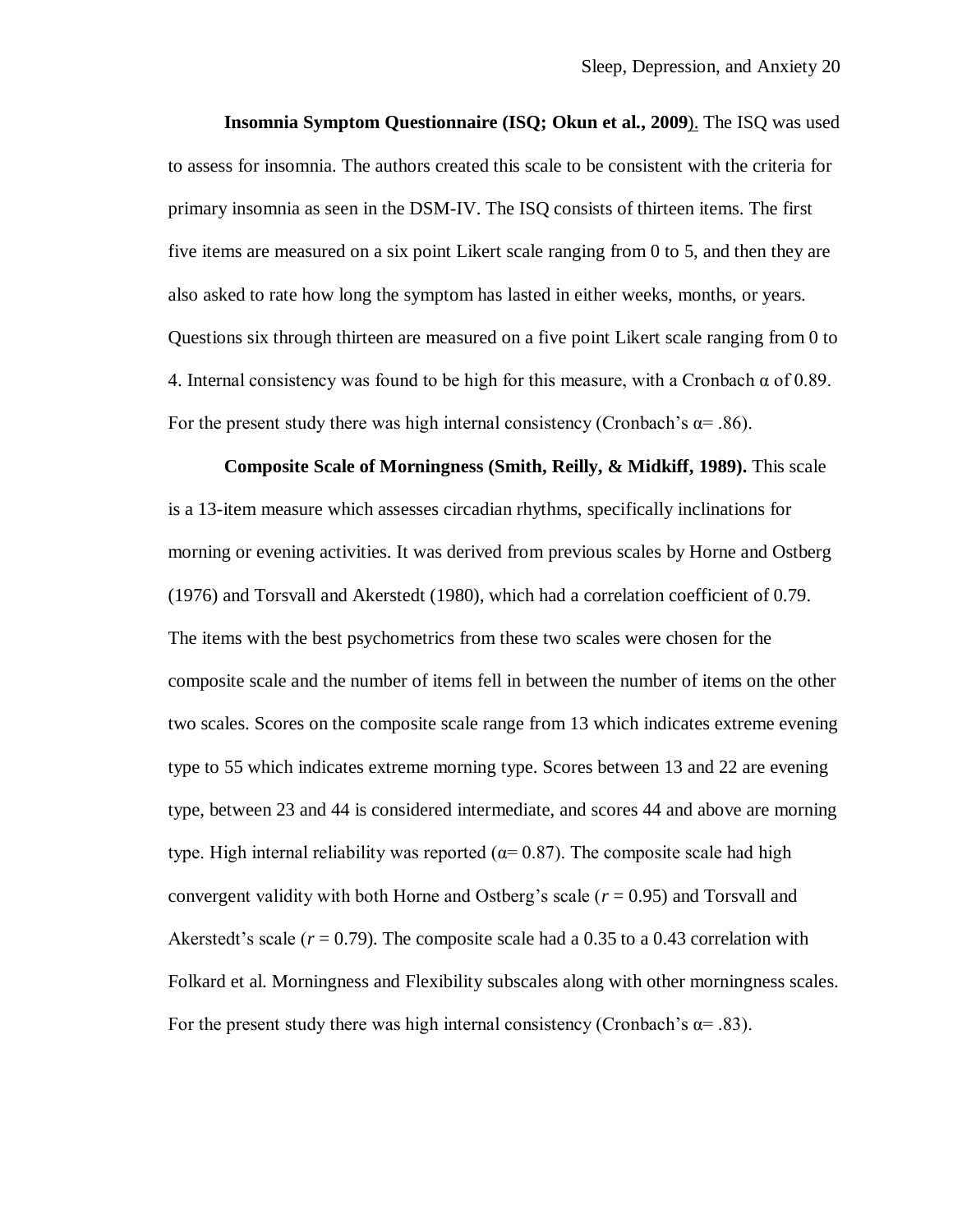**Insomnia Symptom Questionnaire (ISQ; Okun et al., 2009)**. The ISQ was used to assess for insomnia. The authors created this scale to be consistent with the criteria for primary insomnia as seen in the DSM-IV. The ISQ consists of thirteen items. The first five items are measured on a six point Likert scale ranging from 0 to 5, and then they are also asked to rate how long the symptom has lasted in either weeks, months, or years. Questions six through thirteen are measured on a five point Likert scale ranging from 0 to 4. Internal consistency was found to be high for this measure, with a Cronbach $\alpha$ of 0.89. For the present study there was high internal consistency (Cronbach's $\alpha$= .86).

**Composite Scale of Morningness (Smith, Reilly, & Midkiff, 1989).** This scale is a 13-item measure which assesses circadian rhythms, specifically inclinations for morning or evening activities. It was derived from previous scales by Horne and Ostberg (1976) and Torsvall and Akerstedt (1980), which had a correlation coefficient of 0.79. The items with the best psychometrics from these two scales were chosen for the composite scale and the number of items fell in between the number of items on the other two scales. Scores on the composite scale range from 13 which indicates extreme evening type to 55 which indicates extreme morning type. Scores between 13 and 22 are evening type, between 23 and 44 is considered intermediate, and scores 44 and above are morning type. High internal reliability was reported ($\alpha$= 0.87). The composite scale had high convergent validity with both Horne and Ostberg's scale ($r$ = 0.95) and Torsvall and Akerstedt's scale ($r$ = 0.79). The composite scale had a 0.35 to a 0.43 correlation with Folkard et al. Morningness and Flexibility subscales along with other morningness scales. For the present study there was high internal consistency (Cronbach's $\alpha$= .83).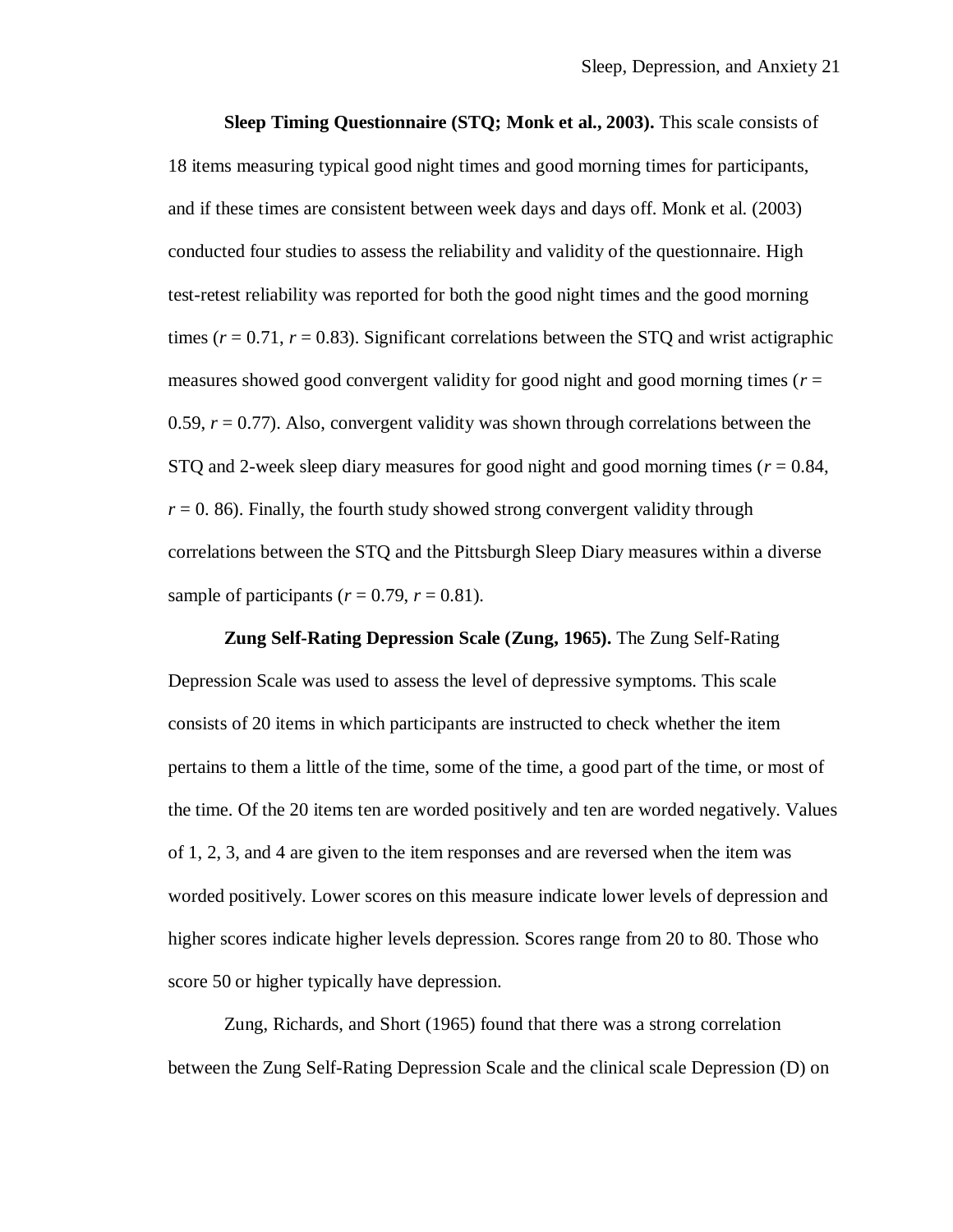**Sleep Timing Questionnaire (STQ; Monk et al., 2003).** This scale consists of 18 items measuring typical good night times and good morning times for participants, and if these times are consistent between week days and days off. Monk et al. (2003) conducted four studies to assess the reliability and validity of the questionnaire. High test-retest reliability was reported for both the good night times and the good morning times ($r = 0.71$, $r = 0.83$). Significant correlations between the STQ and wrist actigraphic measures showed good convergent validity for good night and good morning times ($r = 0.59$, $r = 0.77$). Also, convergent validity was shown through correlations between the STQ and 2-week sleep diary measures for good night and good morning times ($r = 0.84$, $r = 0.86$). Finally, the fourth study showed strong convergent validity through correlations between the STQ and the Pittsburgh Sleep Diary measures within a diverse sample of participants ($r = 0.79$, $r = 0.81$).

**Zung Self-Rating Depression Scale (Zung, 1965).** The Zung Self-Rating Depression Scale was used to assess the level of depressive symptoms. This scale consists of 20 items in which participants are instructed to check whether the item pertains to them a little of the time, some of the time, a good part of the time, or most of the time. Of the 20 items ten are worded positively and ten are worded negatively. Values of 1, 2, 3, and 4 are given to the item responses and are reversed when the item was worded positively. Lower scores on this measure indicate lower levels of depression and higher scores indicate higher levels depression. Scores range from 20 to 80. Those who score 50 or higher typically have depression.

Zung, Richards, and Short (1965) found that there was a strong correlation between the Zung Self-Rating Depression Scale and the clinical scale Depression (D) on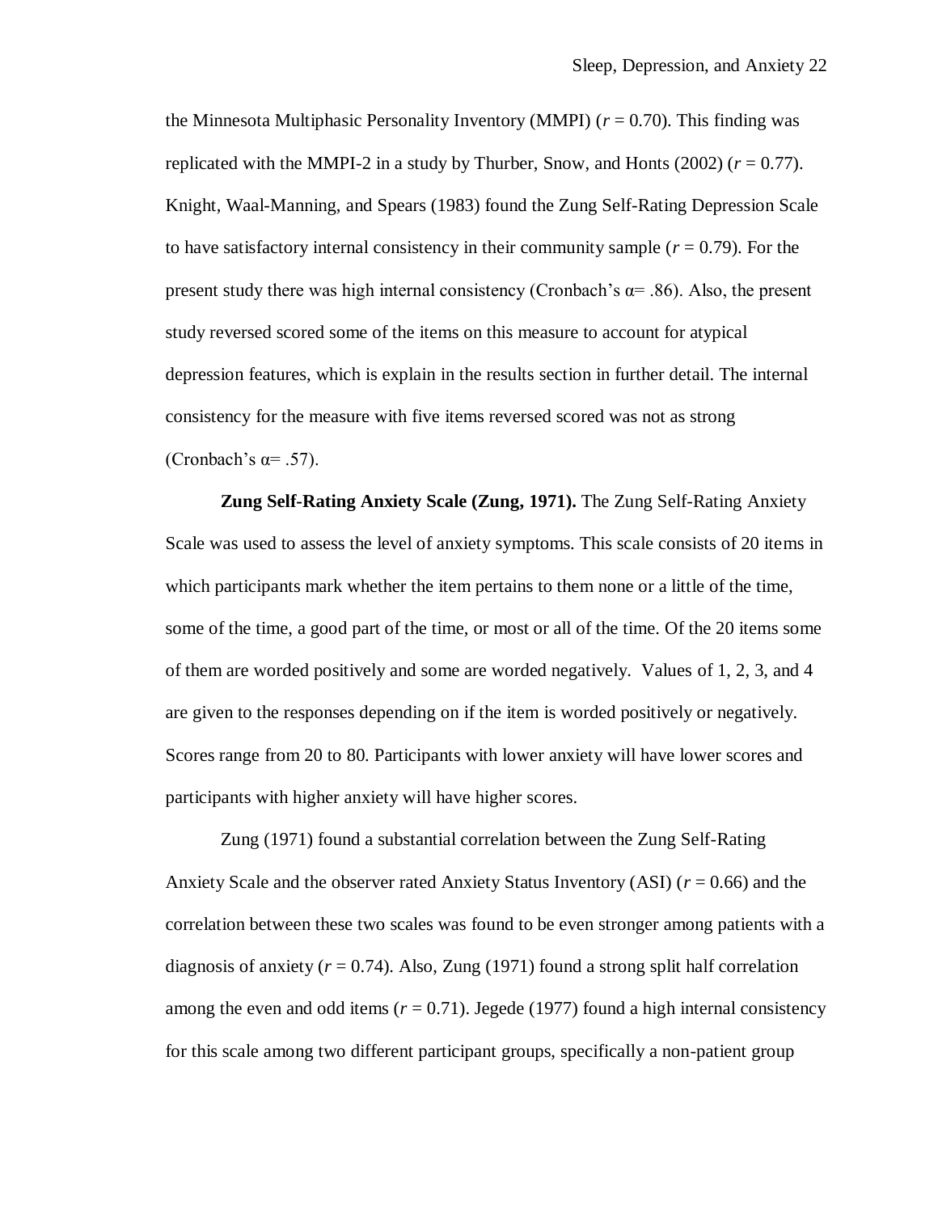the Minnesota Multiphasic Personality Inventory (MMPI) ($r = 0.70$). This finding was replicated with the MMPI-2 in a study by Thurber, Snow, and Honts (2002) ($r = 0.77$). Knight, Waal-Manning, and Spears (1983) found the Zung Self-Rating Depression Scale to have satisfactory internal consistency in their community sample ($r = 0.79$). For the present study there was high internal consistency (Cronbach's $\alpha = .86$). Also, the present study reversed scored some of the items on this measure to account for atypical depression features, which is explain in the results section in further detail. The internal consistency for the measure with five items reversed scored was not as strong (Cronbach's $\alpha = .57$).

**Zung Self-Rating Anxiety Scale (Zung, 1971).** The Zung Self-Rating Anxiety Scale was used to assess the level of anxiety symptoms. This scale consists of 20 items in which participants mark whether the item pertains to them none or a little of the time, some of the time, a good part of the time, or most or all of the time. Of the 20 items some of them are worded positively and some are worded negatively. Values of 1, 2, 3, and 4 are given to the responses depending on if the item is worded positively or negatively. Scores range from 20 to 80. Participants with lower anxiety will have lower scores and participants with higher anxiety will have higher scores.

Zung (1971) found a substantial correlation between the Zung Self-Rating Anxiety Scale and the observer rated Anxiety Status Inventory (ASI) ($r = 0.66$) and the correlation between these two scales was found to be even stronger among patients with a diagnosis of anxiety ($r = 0.74$). Also, Zung (1971) found a strong split half correlation among the even and odd items ($r = 0.71$). Jegede (1977) found a high internal consistency for this scale among two different participant groups, specifically a non-patient group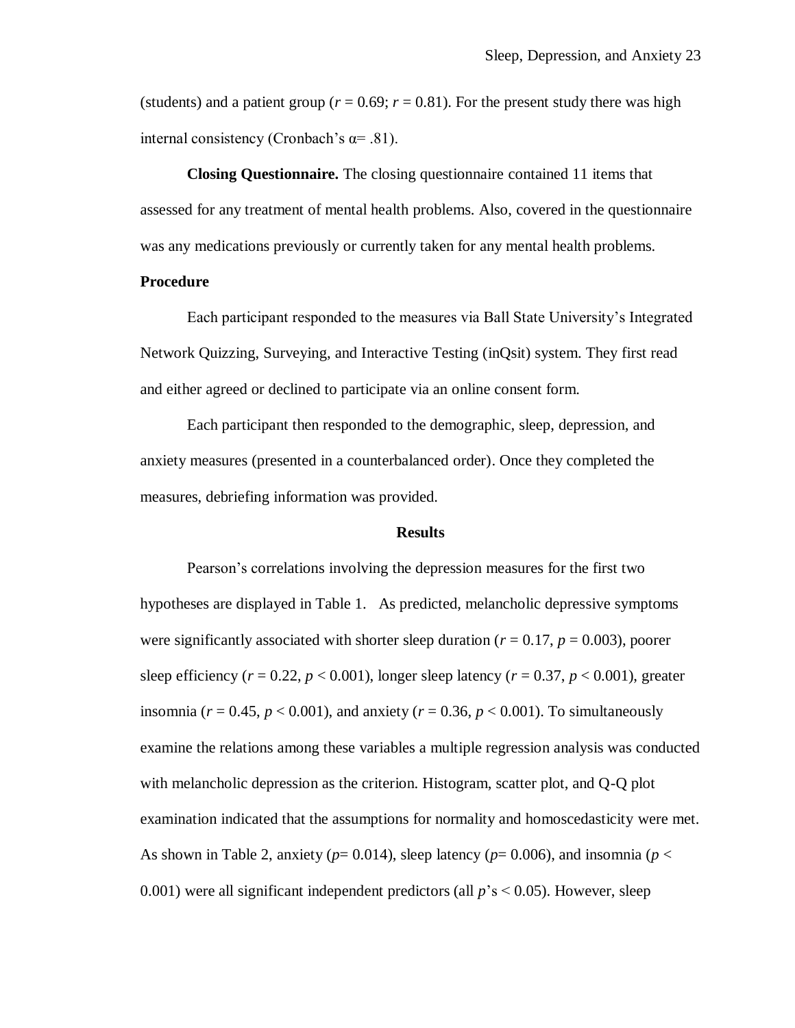(students) and a patient group ($r = 0.69$; $r = 0.81$). For the present study there was high internal consistency (Cronbach's $\alpha = .81$).

**Closing Questionnaire.** The closing questionnaire contained 11 items that assessed for any treatment of mental health problems. Also, covered in the questionnaire was any medications previously or currently taken for any mental health problems.

**Procedure**

Each participant responded to the measures via Ball State University's Integrated Network Quizzing, Surveying, and Interactive Testing (inQsit) system. They first read and either agreed or declined to participate via an online consent form.

Each participant then responded to the demographic, sleep, depression, and anxiety measures (presented in a counterbalanced order). Once they completed the measures, debriefing information was provided.

## Results

Pearson's correlations involving the depression measures for the first two hypotheses are displayed in Table 1. As predicted, melancholic depressive symptoms were significantly associated with shorter sleep duration ($r = 0.17$, $p = 0.003$), poorer sleep efficiency ($r = 0.22$, $p < 0.001$), longer sleep latency ($r = 0.37$, $p < 0.001$), greater insomnia ($r = 0.45$, $p < 0.001$), and anxiety ($r = 0.36$, $p < 0.001$). To simultaneously examine the relations among these variables a multiple regression analysis was conducted with melancholic depression as the criterion. Histogram, scatter plot, and Q-Q plot examination indicated that the assumptions for normality and homoscedasticity were met. As shown in Table 2, anxiety ($p = 0.014$), sleep latency ($p = 0.006$), and insomnia ($p < 0.001$) were all significant independent predictors (all $p$'s $< 0.05$). However, sleep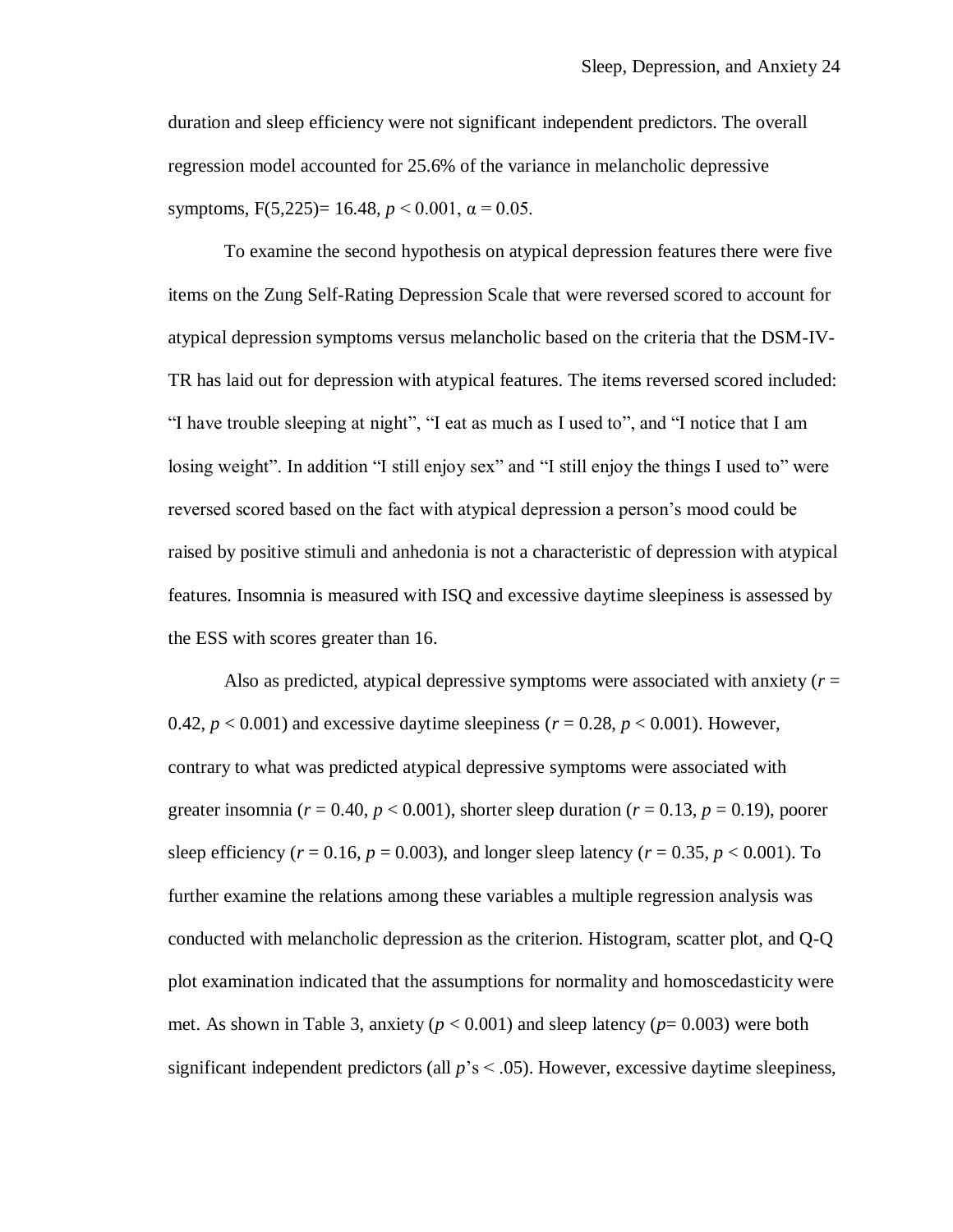duration and sleep efficiency were not significant independent predictors. The overall regression model accounted for 25.6% of the variance in melancholic depressive symptoms, $F(5,225)= 16.48$, $p < 0.001$, $\alpha = 0.05$.

To examine the second hypothesis on atypical depression features there were five items on the Zung Self-Rating Depression Scale that were reversed scored to account for atypical depression symptoms versus melancholic based on the criteria that the DSM-IV-TR has laid out for depression with atypical features. The items reversed scored included: "I have trouble sleeping at night", "I eat as much as I used to", and "I notice that I am losing weight". In addition "I still enjoy sex" and "I still enjoy the things I used to" were reversed scored based on the fact with atypical depression a person's mood could be raised by positive stimuli and anhedonia is not a characteristic of depression with atypical features. Insomnia is measured with ISQ and excessive daytime sleepiness is assessed by the ESS with scores greater than 16.

Also as predicted, atypical depressive symptoms were associated with anxiety ($r = 0.42$, $p < 0.001$) and excessive daytime sleepiness ($r = 0.28$, $p < 0.001$). However, contrary to what was predicted atypical depressive symptoms were associated with greater insomnia ($r = 0.40$, $p < 0.001$), shorter sleep duration ($r = 0.13$, $p = 0.19$), poorer sleep efficiency ($r = 0.16$, $p = 0.003$), and longer sleep latency ($r = 0.35$, $p < 0.001$). To further examine the relations among these variables a multiple regression analysis was conducted with melancholic depression as the criterion. Histogram, scatter plot, and Q-Q plot examination indicated that the assumptions for normality and homoscedasticity were met. As shown in Table 3, anxiety ($p < 0.001$) and sleep latency ($p= 0.003$) were both significant independent predictors (all $p$'s < .05). However, excessive daytime sleepiness,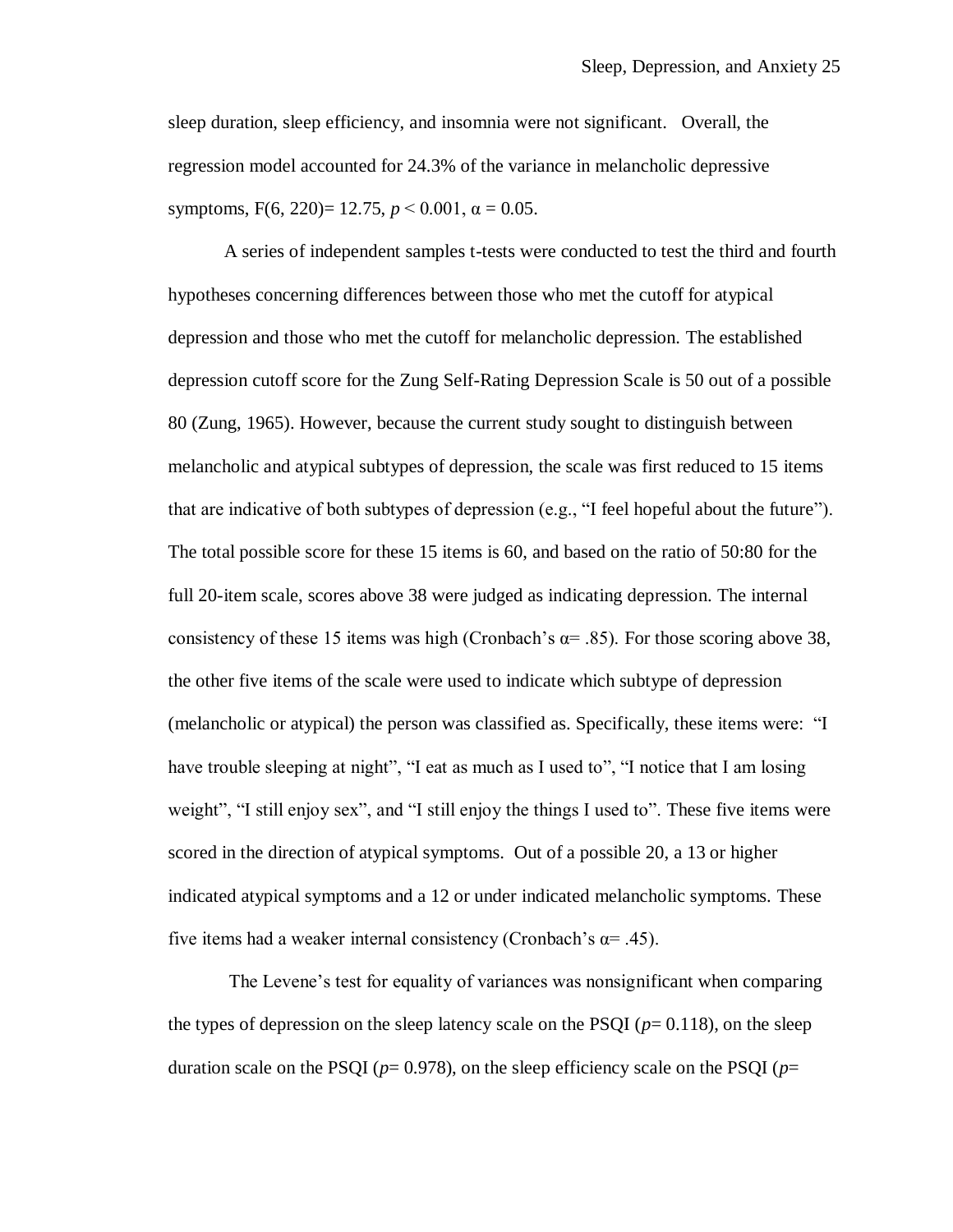sleep duration, sleep efficiency, and insomnia were not significant. Overall, the regression model accounted for 24.3% of the variance in melancholic depressive symptoms, $F(6, 220) = 12.75$, $p < 0.001$, $\alpha = 0.05$.

A series of independent samples t-tests were conducted to test the third and fourth hypotheses concerning differences between those who met the cutoff for atypical depression and those who met the cutoff for melancholic depression. The established depression cutoff score for the Zung Self-Rating Depression Scale is 50 out of a possible 80 (Zung, 1965). However, because the current study sought to distinguish between melancholic and atypical subtypes of depression, the scale was first reduced to 15 items that are indicative of both subtypes of depression (e.g., "I feel hopeful about the future"). The total possible score for these 15 items is 60, and based on the ratio of 50:80 for the full 20-item scale, scores above 38 were judged as indicating depression. The internal consistency of these 15 items was high (Cronbach's $\alpha = .85$). For those scoring above 38, the other five items of the scale were used to indicate which subtype of depression (melancholic or atypical) the person was classified as. Specifically, these items were: "I have trouble sleeping at night", "I eat as much as I used to", "I notice that I am losing weight", "I still enjoy sex", and "I still enjoy the things I used to". These five items were scored in the direction of atypical symptoms. Out of a possible 20, a 13 or higher indicated atypical symptoms and a 12 or under indicated melancholic symptoms. These five items had a weaker internal consistency (Cronbach's $\alpha = .45$).

The Levene's test for equality of variances was nonsignificant when comparing the types of depression on the sleep latency scale on the PSQI ($p = 0.118$), on the sleep duration scale on the PSQI ($p = 0.978$), on the sleep efficiency scale on the PSQI ($p =$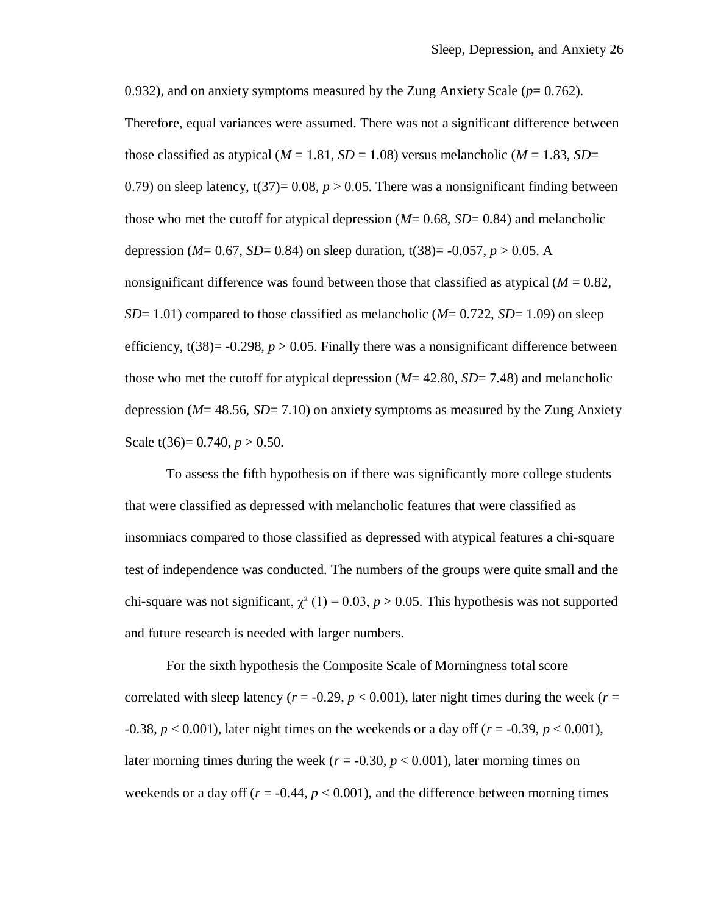0.932), and on anxiety symptoms measured by the Zung Anxiety Scale ($p$= 0.762). Therefore, equal variances were assumed. There was not a significant difference between those classified as atypical ($M$ = 1.81, $SD$ = 1.08) versus melancholic ($M$ = 1.83, $SD$= 0.79) on sleep latency, t(37)= 0.08, $p > 0.05$. There was a nonsignificant finding between those who met the cutoff for atypical depression ($M$= 0.68, $SD$= 0.84) and melancholic depression ($M$= 0.67, $SD$= 0.84) on sleep duration, t(38)= -0.057, $p > 0.05$. A nonsignificant difference was found between those that classified as atypical ($M$ = 0.82, $SD$= 1.01) compared to those classified as melancholic ($M$= 0.722, $SD$= 1.09) on sleep efficiency, t(38)= -0.298, $p > 0.05$. Finally there was a nonsignificant difference between those who met the cutoff for atypical depression ($M$= 42.80, $SD$= 7.48) and melancholic depression ($M$= 48.56, $SD$= 7.10) on anxiety symptoms as measured by the Zung Anxiety Scale t(36)= 0.740, $p > 0.50$.

To assess the fifth hypothesis on if there was significantly more college students that were classified as depressed with melancholic features that were classified as insomniacs compared to those classified as depressed with atypical features a chi-square test of independence was conducted. The numbers of the groups were quite small and the chi-square was not significant, $\chi^2$ (1) = 0.03, $p > 0.05$. This hypothesis was not supported and future research is needed with larger numbers.

For the sixth hypothesis the Composite Scale of Morningness total score correlated with sleep latency ($r$ = -0.29, $p < 0.001$), later night times during the week ($r$ = -0.38, $p < 0.001$), later night times on the weekends or a day off ($r$ = -0.39, $p < 0.001$), later morning times during the week ($r$ = -0.30, $p < 0.001$), later morning times on weekends or a day off ($r$ = -0.44, $p < 0.001$), and the difference between morning times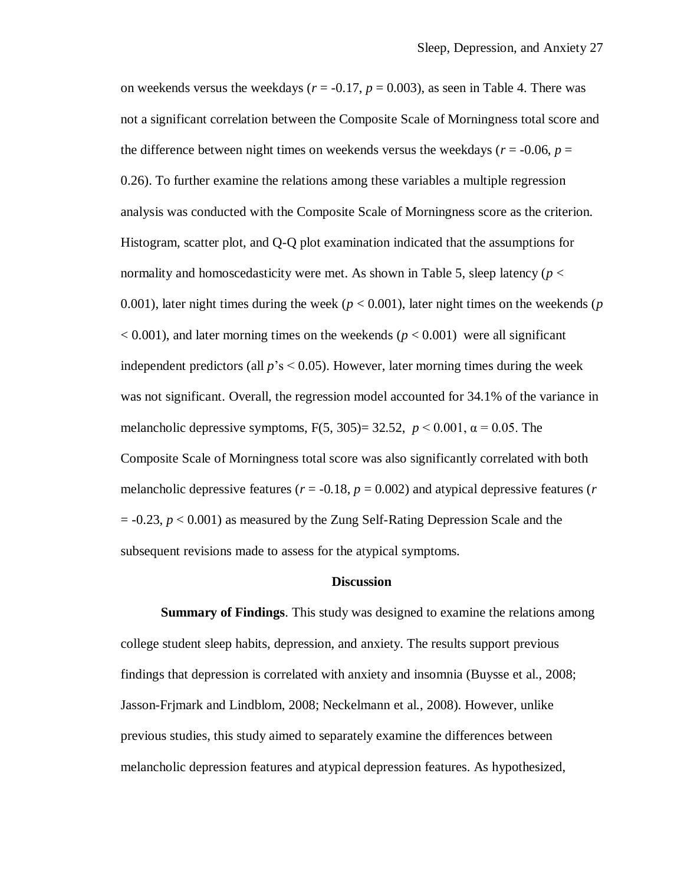on weekends versus the weekdays ($r = -0.17$, $p = 0.003$), as seen in Table 4. There was not a significant correlation between the Composite Scale of Morningness total score and the difference between night times on weekends versus the weekdays ($r = -0.06$, $p = 0.26$). To further examine the relations among these variables a multiple regression analysis was conducted with the Composite Scale of Morningness score as the criterion. Histogram, scatter plot, and Q-Q plot examination indicated that the assumptions for normality and homoscedasticity were met. As shown in Table 5, sleep latency ($p < 0.001$), later night times during the week ($p < 0.001$), later night times on the weekends ($p < 0.001$), and later morning times on the weekends ($p < 0.001$) were all significant independent predictors (all $p$'s $< 0.05$). However, later morning times during the week was not significant. Overall, the regression model accounted for 34.1% of the variance in melancholic depressive symptoms, $F(5, 305) = 32.52$, $p < 0.001$, $\alpha = 0.05$. The Composite Scale of Morningness total score was also significantly correlated with both melancholic depressive features ($r = -0.18$, $p = 0.002$) and atypical depressive features ($r = -0.23$, $p < 0.001$) as measured by the Zung Self-Rating Depression Scale and the subsequent revisions made to assess for the atypical symptoms.

## Discussion

**Summary of Findings**. This study was designed to examine the relations among college student sleep habits, depression, and anxiety. The results support previous findings that depression is correlated with anxiety and insomnia (Buysse et al., 2008; Jasson-Frjmark and Lindblom, 2008; Neckelmann et al., 2008). However, unlike previous studies, this study aimed to separately examine the differences between melancholic depression features and atypical depression features. As hypothesized,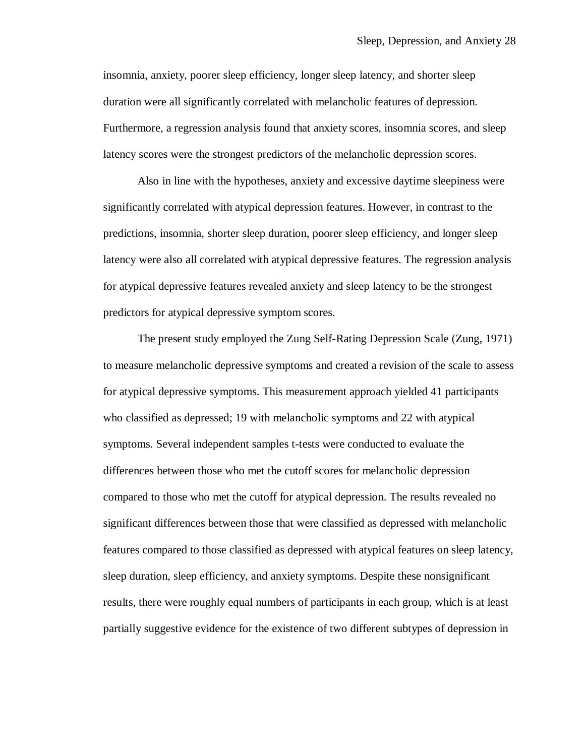insomnia, anxiety, poorer sleep efficiency, longer sleep latency, and shorter sleep duration were all significantly correlated with melancholic features of depression. Furthermore, a regression analysis found that anxiety scores, insomnia scores, and sleep latency scores were the strongest predictors of the melancholic depression scores.

Also in line with the hypotheses, anxiety and excessive daytime sleepiness were significantly correlated with atypical depression features. However, in contrast to the predictions, insomnia, shorter sleep duration, poorer sleep efficiency, and longer sleep latency were also all correlated with atypical depressive features. The regression analysis for atypical depressive features revealed anxiety and sleep latency to be the strongest predictors for atypical depressive symptom scores.

The present study employed the Zung Self-Rating Depression Scale (Zung, 1971) to measure melancholic depressive symptoms and created a revision of the scale to assess for atypical depressive symptoms. This measurement approach yielded 41 participants who classified as depressed; 19 with melancholic symptoms and 22 with atypical symptoms. Several independent samples t-tests were conducted to evaluate the differences between those who met the cutoff scores for melancholic depression compared to those who met the cutoff for atypical depression. The results revealed no significant differences between those that were classified as depressed with melancholic features compared to those classified as depressed with atypical features on sleep latency, sleep duration, sleep efficiency, and anxiety symptoms. Despite these nonsignificant results, there were roughly equal numbers of participants in each group, which is at least partially suggestive evidence for the existence of two different subtypes of depression in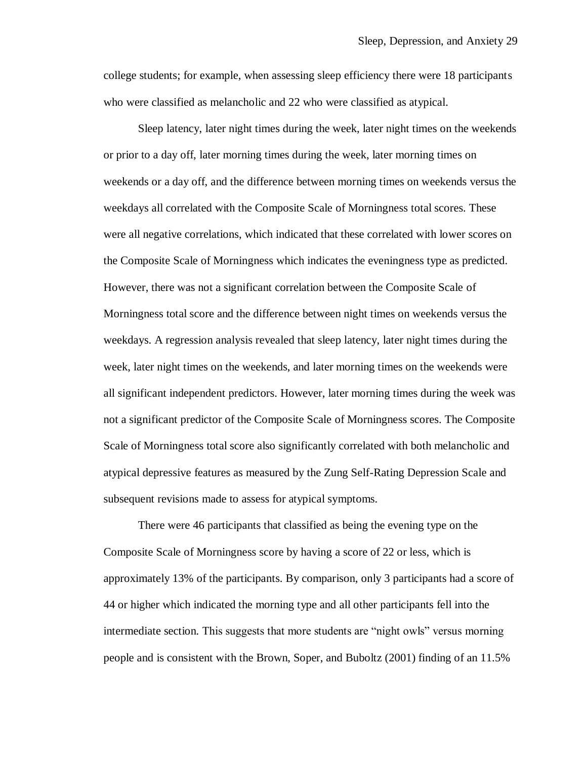college students; for example, when assessing sleep efficiency there were 18 participants who were classified as melancholic and 22 who were classified as atypical.

Sleep latency, later night times during the week, later night times on the weekends or prior to a day off, later morning times during the week, later morning times on weekends or a day off, and the difference between morning times on weekends versus the weekdays all correlated with the Composite Scale of Morningness total scores. These were all negative correlations, which indicated that these correlated with lower scores on the Composite Scale of Morningness which indicates the eveningness type as predicted. However, there was not a significant correlation between the Composite Scale of Morningness total score and the difference between night times on weekends versus the weekdays. A regression analysis revealed that sleep latency, later night times during the week, later night times on the weekends, and later morning times on the weekends were all significant independent predictors. However, later morning times during the week was not a significant predictor of the Composite Scale of Morningness scores. The Composite Scale of Morningness total score also significantly correlated with both melancholic and atypical depressive features as measured by the Zung Self-Rating Depression Scale and subsequent revisions made to assess for atypical symptoms.

There were 46 participants that classified as being the evening type on the Composite Scale of Morningness score by having a score of 22 or less, which is approximately 13% of the participants. By comparison, only 3 participants had a score of 44 or higher which indicated the morning type and all other participants fell into the intermediate section. This suggests that more students are "night owls" versus morning people and is consistent with the Brown, Soper, and Buboltz (2001) finding of an 11.5%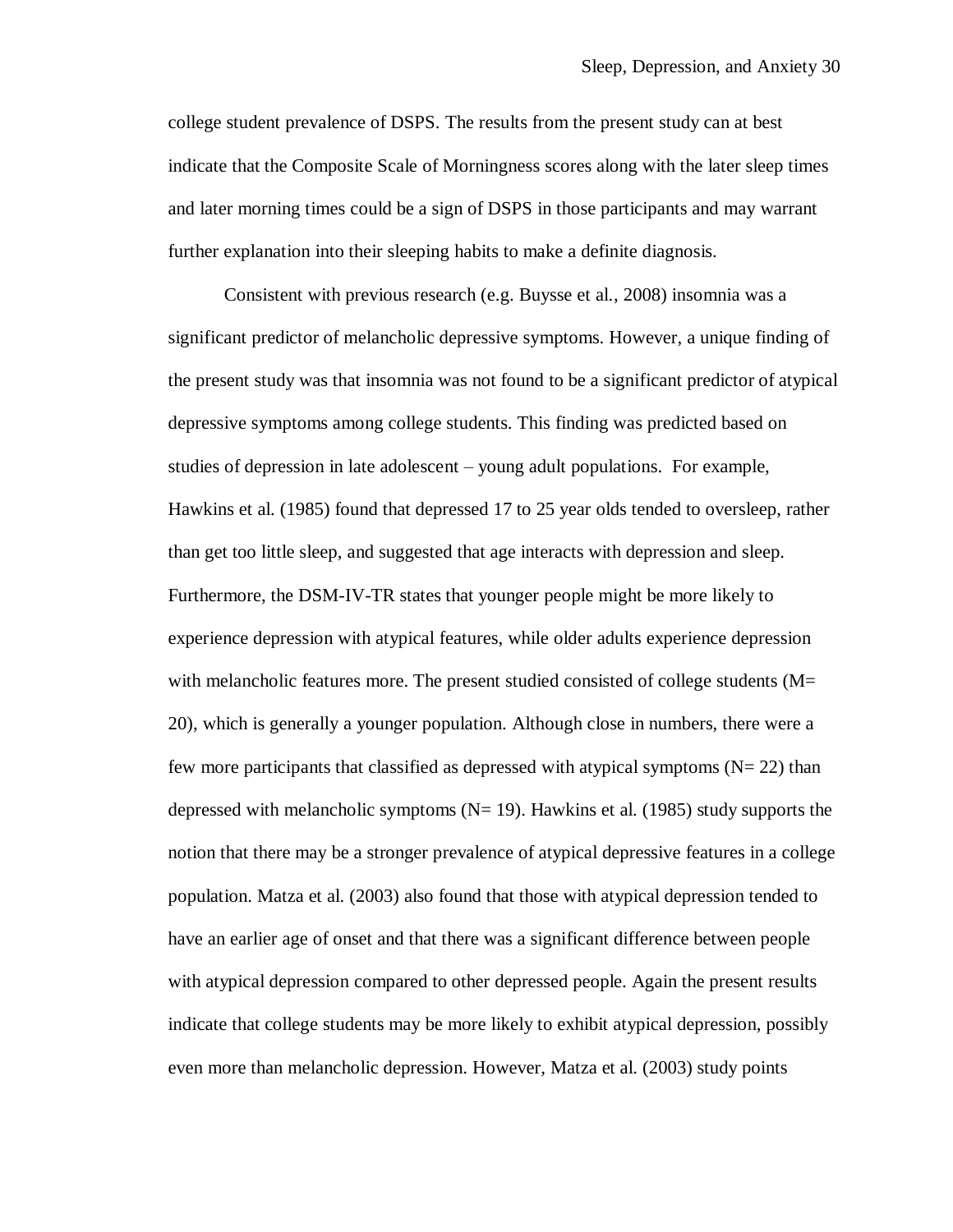college student prevalence of DSPS. The results from the present study can at best indicate that the Composite Scale of Morningness scores along with the later sleep times and later morning times could be a sign of DSPS in those participants and may warrant further explanation into their sleeping habits to make a definite diagnosis.

Consistent with previous research (e.g. Buysse et al., 2008) insomnia was a significant predictor of melancholic depressive symptoms. However, a unique finding of the present study was that insomnia was not found to be a significant predictor of atypical depressive symptoms among college students. This finding was predicted based on studies of depression in late adolescent – young adult populations. For example, Hawkins et al. (1985) found that depressed 17 to 25 year olds tended to oversleep, rather than get too little sleep, and suggested that age interacts with depression and sleep. Furthermore, the DSM-IV-TR states that younger people might be more likely to experience depression with atypical features, while older adults experience depression with melancholic features more. The present studied consisted of college students ($M = 20$), which is generally a younger population. Although close in numbers, there were a few more participants that classified as depressed with atypical symptoms ($N = 22$) than depressed with melancholic symptoms ($N = 19$). Hawkins et al. (1985) study supports the notion that there may be a stronger prevalence of atypical depressive features in a college population. Matza et al. (2003) also found that those with atypical depression tended to have an earlier age of onset and that there was a significant difference between people with atypical depression compared to other depressed people. Again the present results indicate that college students may be more likely to exhibit atypical depression, possibly even more than melancholic depression. However, Matza et al. (2003) study points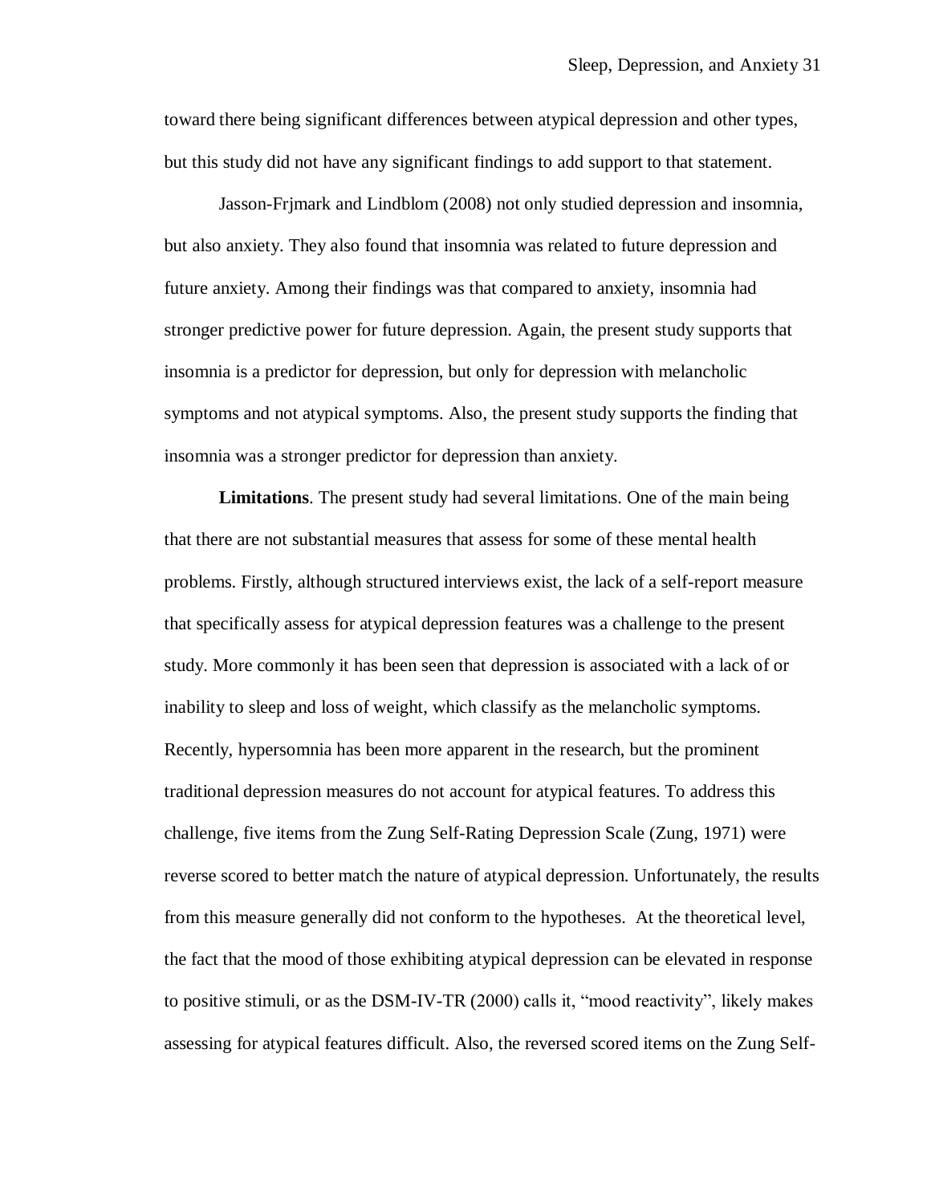toward there being significant differences between atypical depression and other types, but this study did not have any significant findings to add support to that statement.

Jasson-Frjmark and Lindblom (2008) not only studied depression and insomnia, but also anxiety. They also found that insomnia was related to future depression and future anxiety. Among their findings was that compared to anxiety, insomnia had stronger predictive power for future depression. Again, the present study supports that insomnia is a predictor for depression, but only for depression with melancholic symptoms and not atypical symptoms. Also, the present study supports the finding that insomnia was a stronger predictor for depression than anxiety.

**Limitations**. The present study had several limitations. One of the main being that there are not substantial measures that assess for some of these mental health problems. Firstly, although structured interviews exist, the lack of a self-report measure that specifically assess for atypical depression features was a challenge to the present study. More commonly it has been seen that depression is associated with a lack of or inability to sleep and loss of weight, which classify as the melancholic symptoms. Recently, hypersomnia has been more apparent in the research, but the prominent traditional depression measures do not account for atypical features. To address this challenge, five items from the Zung Self-Rating Depression Scale (Zung, 1971) were reverse scored to better match the nature of atypical depression. Unfortunately, the results from this measure generally did not conform to the hypotheses. At the theoretical level, the fact that the mood of those exhibiting atypical depression can be elevated in response to positive stimuli, or as the DSM-IV-TR (2000) calls it, "mood reactivity", likely makes assessing for atypical features difficult. Also, the reversed scored items on the Zung Self-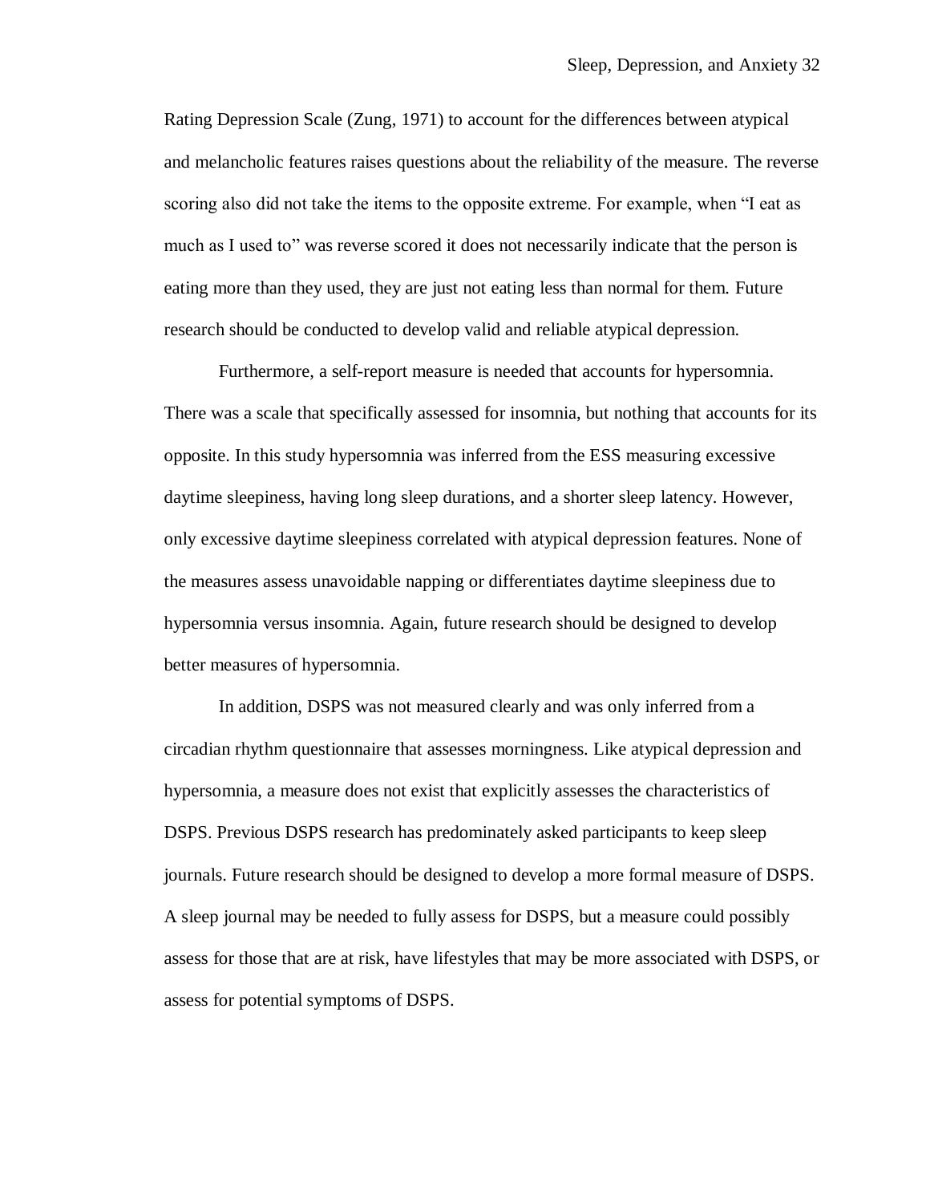Rating Depression Scale (Zung, 1971) to account for the differences between atypical and melancholic features raises questions about the reliability of the measure. The reverse scoring also did not take the items to the opposite extreme. For example, when "I eat as much as I used to" was reverse scored it does not necessarily indicate that the person is eating more than they used, they are just not eating less than normal for them. Future research should be conducted to develop valid and reliable atypical depression.

Furthermore, a self-report measure is needed that accounts for hypersomnia. There was a scale that specifically assessed for insomnia, but nothing that accounts for its opposite. In this study hypersomnia was inferred from the ESS measuring excessive daytime sleepiness, having long sleep durations, and a shorter sleep latency. However, only excessive daytime sleepiness correlated with atypical depression features. None of the measures assess unavoidable napping or differentiates daytime sleepiness due to hypersomnia versus insomnia. Again, future research should be designed to develop better measures of hypersomnia.

In addition, DSPS was not measured clearly and was only inferred from a circadian rhythm questionnaire that assesses morningness. Like atypical depression and hypersomnia, a measure does not exist that explicitly assesses the characteristics of DSPS. Previous DSPS research has predominately asked participants to keep sleep journals. Future research should be designed to develop a more formal measure of DSPS. A sleep journal may be needed to fully assess for DSPS, but a measure could possibly assess for those that are at risk, have lifestyles that may be more associated with DSPS, or assess for potential symptoms of DSPS.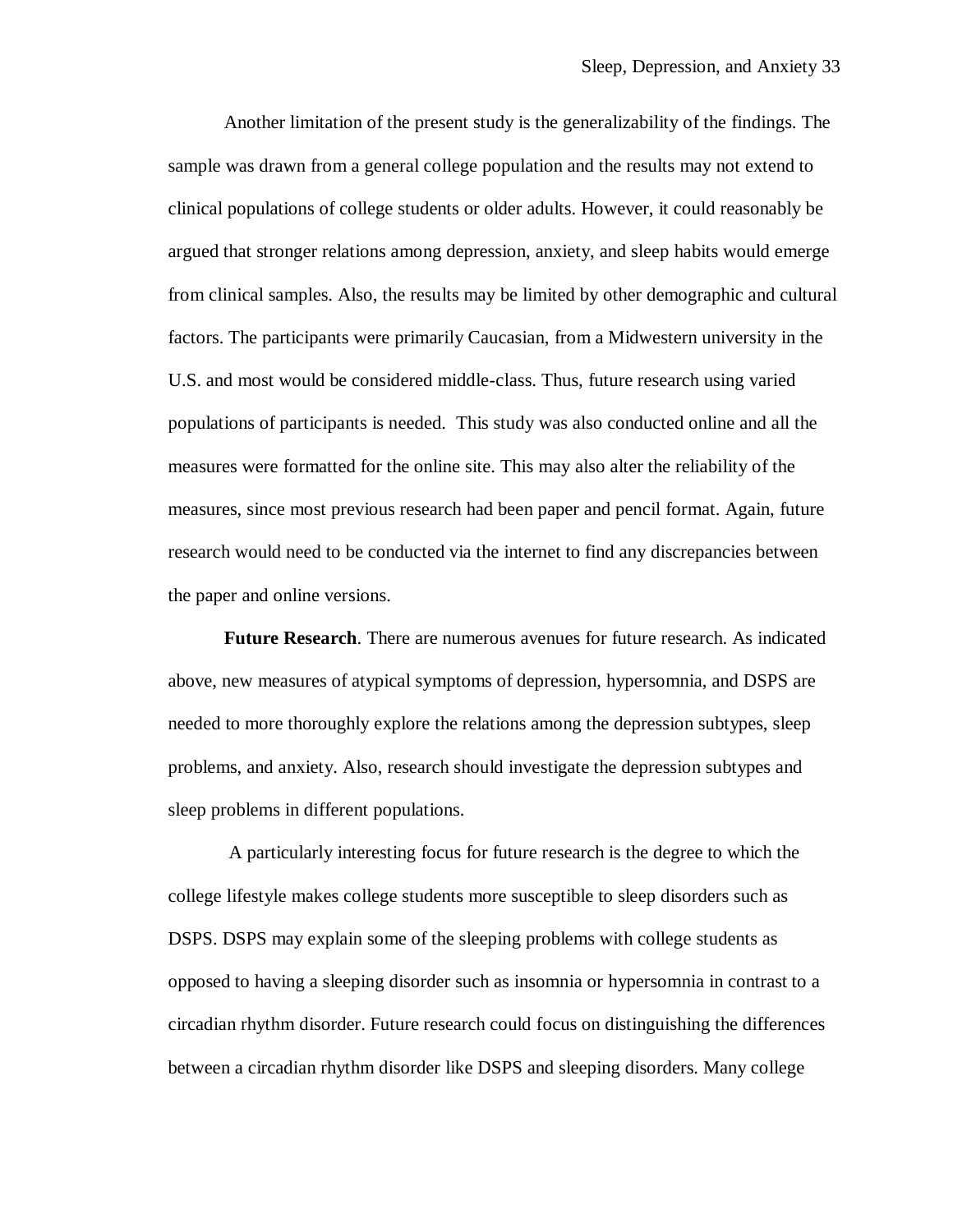Another limitation of the present study is the generalizability of the findings. The sample was drawn from a general college population and the results may not extend to clinical populations of college students or older adults. However, it could reasonably be argued that stronger relations among depression, anxiety, and sleep habits would emerge from clinical samples. Also, the results may be limited by other demographic and cultural factors. The participants were primarily Caucasian, from a Midwestern university in the U.S. and most would be considered middle-class. Thus, future research using varied populations of participants is needed. This study was also conducted online and all the measures were formatted for the online site. This may also alter the reliability of the measures, since most previous research had been paper and pencil format. Again, future research would need to be conducted via the internet to find any discrepancies between the paper and online versions.

**Future Research**. There are numerous avenues for future research. As indicated above, new measures of atypical symptoms of depression, hypersomnia, and DSPS are needed to more thoroughly explore the relations among the depression subtypes, sleep problems, and anxiety. Also, research should investigate the depression subtypes and sleep problems in different populations.

A particularly interesting focus for future research is the degree to which the college lifestyle makes college students more susceptible to sleep disorders such as DSPS. DSPS may explain some of the sleeping problems with college students as opposed to having a sleeping disorder such as insomnia or hypersomnia in contrast to a circadian rhythm disorder. Future research could focus on distinguishing the differences between a circadian rhythm disorder like DSPS and sleeping disorders. Many college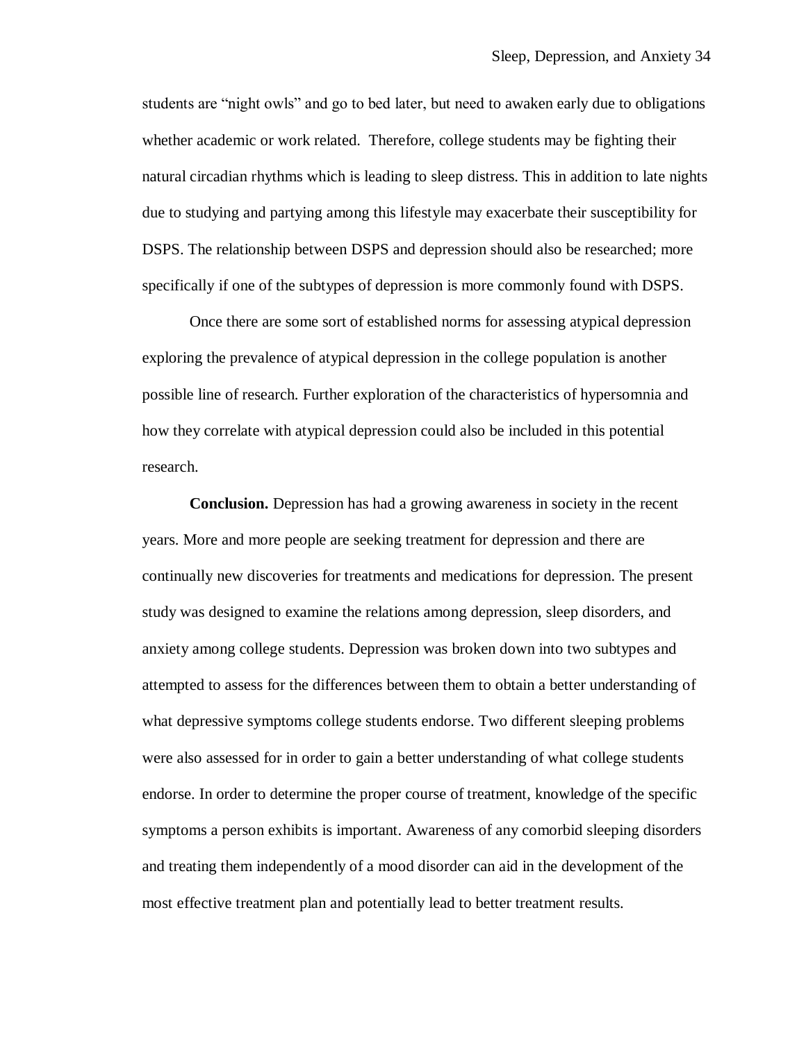students are “night owls” and go to bed later, but need to awaken early due to obligations whether academic or work related.  Therefore, college students may be fighting their natural circadian rhythms which is leading to sleep distress. This in addition to late nights due to studying and partying among this lifestyle may exacerbate their susceptibility for DSPS. The relationship between DSPS and depression should also be researched; more specifically if one of the subtypes of depression is more commonly found with DSPS.

Once there are some sort of established norms for assessing atypical depression exploring the prevalence of atypical depression in the college population is another possible line of research. Further exploration of the characteristics of hypersomnia and how they correlate with atypical depression could also be included in this potential research.

**Conclusion.** Depression has had a growing awareness in society in the recent years. More and more people are seeking treatment for depression and there are continually new discoveries for treatments and medications for depression. The present study was designed to examine the relations among depression, sleep disorders, and anxiety among college students. Depression was broken down into two subtypes and attempted to assess for the differences between them to obtain a better understanding of what depressive symptoms college students endorse. Two different sleeping problems were also assessed for in order to gain a better understanding of what college students endorse. In order to determine the proper course of treatment, knowledge of the specific symptoms a person exhibits is important. Awareness of any comorbid sleeping disorders and treating them independently of a mood disorder can aid in the development of the most effective treatment plan and potentially lead to better treatment results.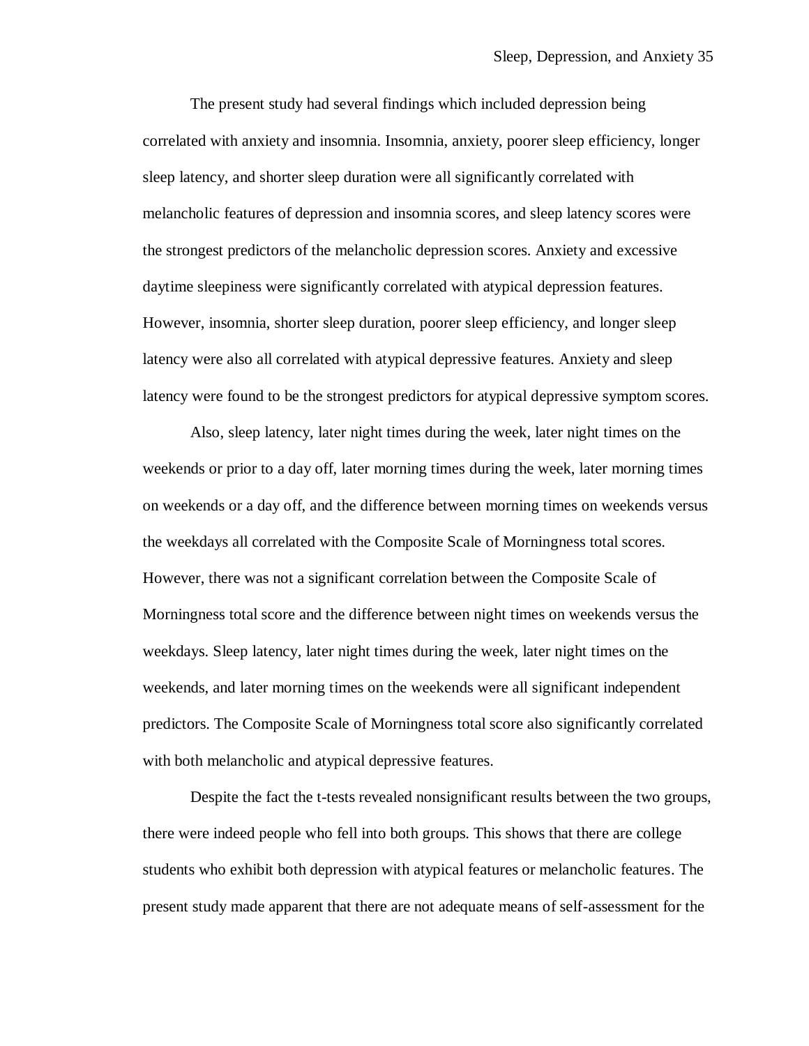The present study had several findings which included depression being correlated with anxiety and insomnia. Insomnia, anxiety, poorer sleep efficiency, longer sleep latency, and shorter sleep duration were all significantly correlated with melancholic features of depression and insomnia scores, and sleep latency scores were the strongest predictors of the melancholic depression scores. Anxiety and excessive daytime sleepiness were significantly correlated with atypical depression features. However, insomnia, shorter sleep duration, poorer sleep efficiency, and longer sleep latency were also all correlated with atypical depressive features. Anxiety and sleep latency were found to be the strongest predictors for atypical depressive symptom scores.

Also, sleep latency, later night times during the week, later night times on the weekends or prior to a day off, later morning times during the week, later morning times on weekends or a day off, and the difference between morning times on weekends versus the weekdays all correlated with the Composite Scale of Morningness total scores. However, there was not a significant correlation between the Composite Scale of Morningness total score and the difference between night times on weekends versus the weekdays. Sleep latency, later night times during the week, later night times on the weekends, and later morning times on the weekends were all significant independent predictors. The Composite Scale of Morningness total score also significantly correlated with both melancholic and atypical depressive features.

Despite the fact the t-tests revealed nonsignificant results between the two groups, there were indeed people who fell into both groups. This shows that there are college students who exhibit both depression with atypical features or melancholic features. The present study made apparent that there are not adequate means of self-assessment for the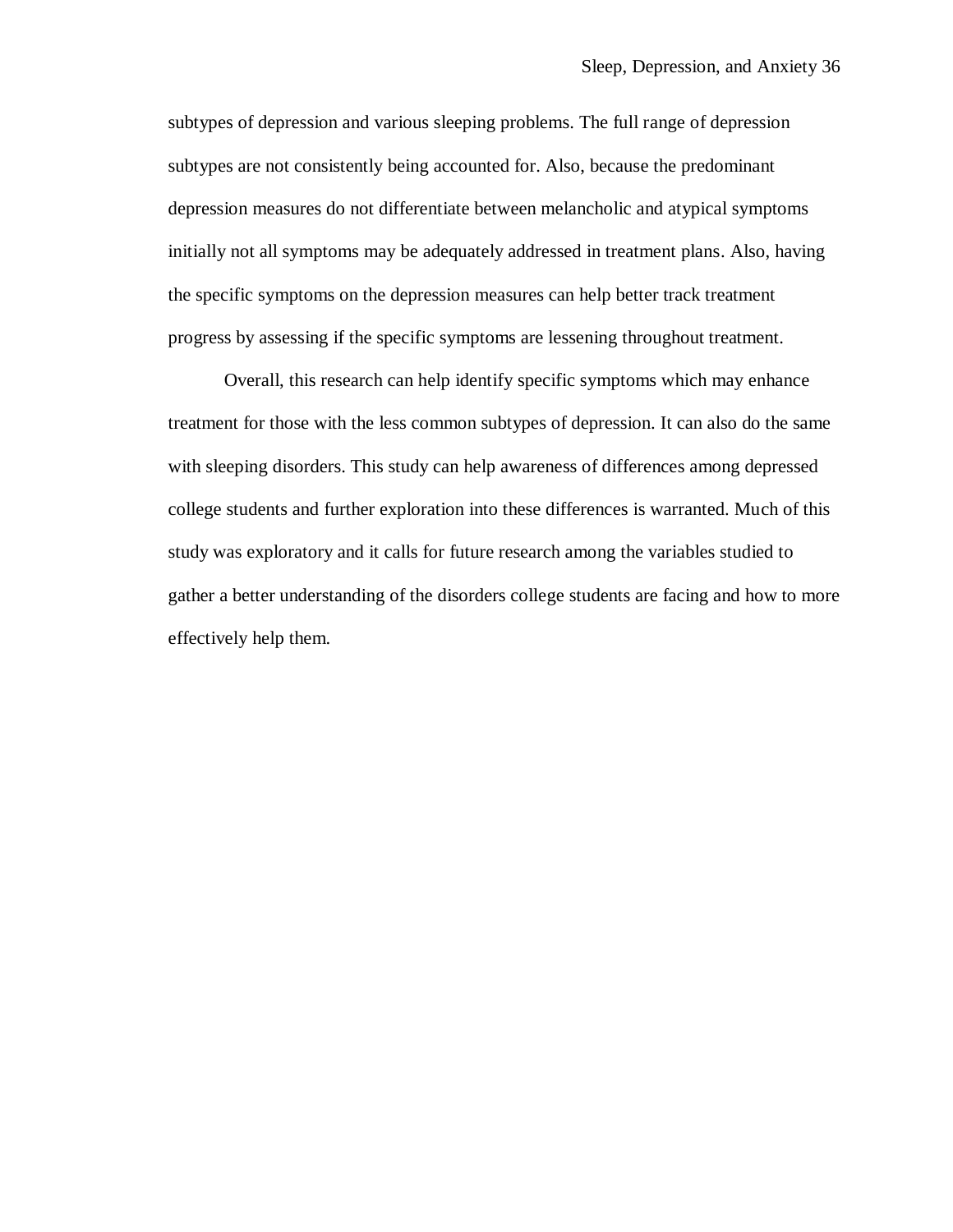subtypes of depression and various sleeping problems. The full range of depression subtypes are not consistently being accounted for. Also, because the predominant depression measures do not differentiate between melancholic and atypical symptoms initially not all symptoms may be adequately addressed in treatment plans. Also, having the specific symptoms on the depression measures can help better track treatment progress by assessing if the specific symptoms are lessening throughout treatment.

Overall, this research can help identify specific symptoms which may enhance treatment for those with the less common subtypes of depression. It can also do the same with sleeping disorders. This study can help awareness of differences among depressed college students and further exploration into these differences is warranted. Much of this study was exploratory and it calls for future research among the variables studied to gather a better understanding of the disorders college students are facing and how to more effectively help them.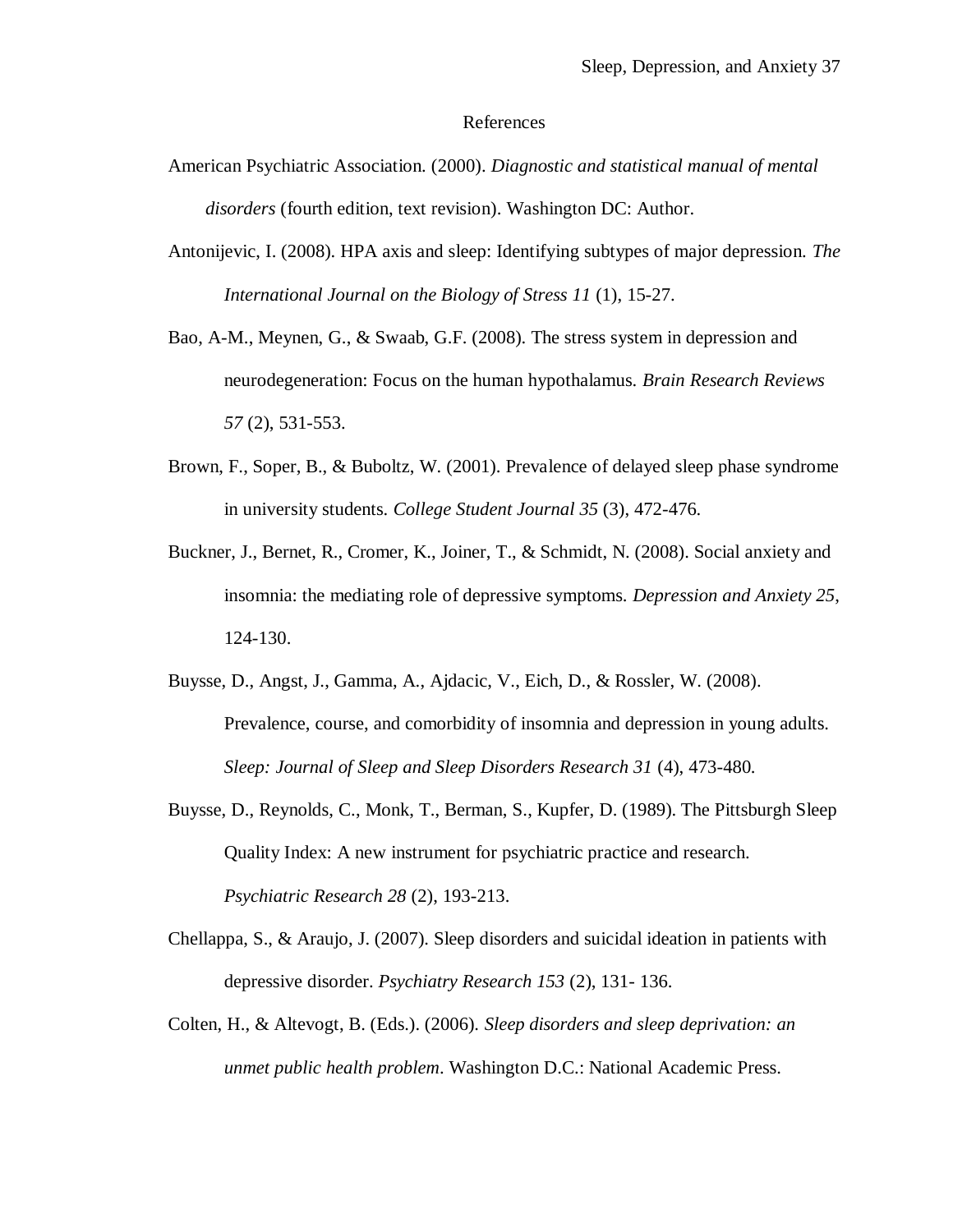# References

American Psychiatric Association. (2000). *Diagnostic and statistical manual of mental disorders* (fourth edition, text revision). Washington DC: Author.

Antonijevic, I. (2008). HPA axis and sleep: Identifying subtypes of major depression. *The International Journal on the Biology of Stress 11* (1), 15-27.

Bao, A-M., Meynen, G., & Swaab, G.F. (2008). The stress system in depression and neurodegeneration: Focus on the human hypothalamus. *Brain Research Reviews 57* (2), 531-553.

Brown, F., Soper, B., & Buboltz, W. (2001). Prevalence of delayed sleep phase syndrome in university students. *College Student Journal 35* (3), 472-476.

Buckner, J., Bernet, R., Cromer, K., Joiner, T., & Schmidt, N. (2008). Social anxiety and insomnia: the mediating role of depressive symptoms. *Depression and Anxiety 25*, 124-130.

Buysse, D., Angst, J., Gamma, A., Ajdacic, V., Eich, D., & Rossler, W. (2008). Prevalence, course, and comorbidity of insomnia and depression in young adults. *Sleep: Journal of Sleep and Sleep Disorders Research 31* (4), 473-480.

Buysse, D., Reynolds, C., Monk, T., Berman, S., Kupfer, D. (1989). The Pittsburgh Sleep Quality Index: A new instrument for psychiatric practice and research. *Psychiatric Research 28* (2), 193-213.

Chellappa, S., & Araujo, J. (2007). Sleep disorders and suicidal ideation in patients with depressive disorder. *Psychiatry Research 153* (2), 131- 136.

Colten, H., & Altevogt, B. (Eds.). (2006). *Sleep disorders and sleep deprivation: an unmet public health problem*. Washington D.C.: National Academic Press.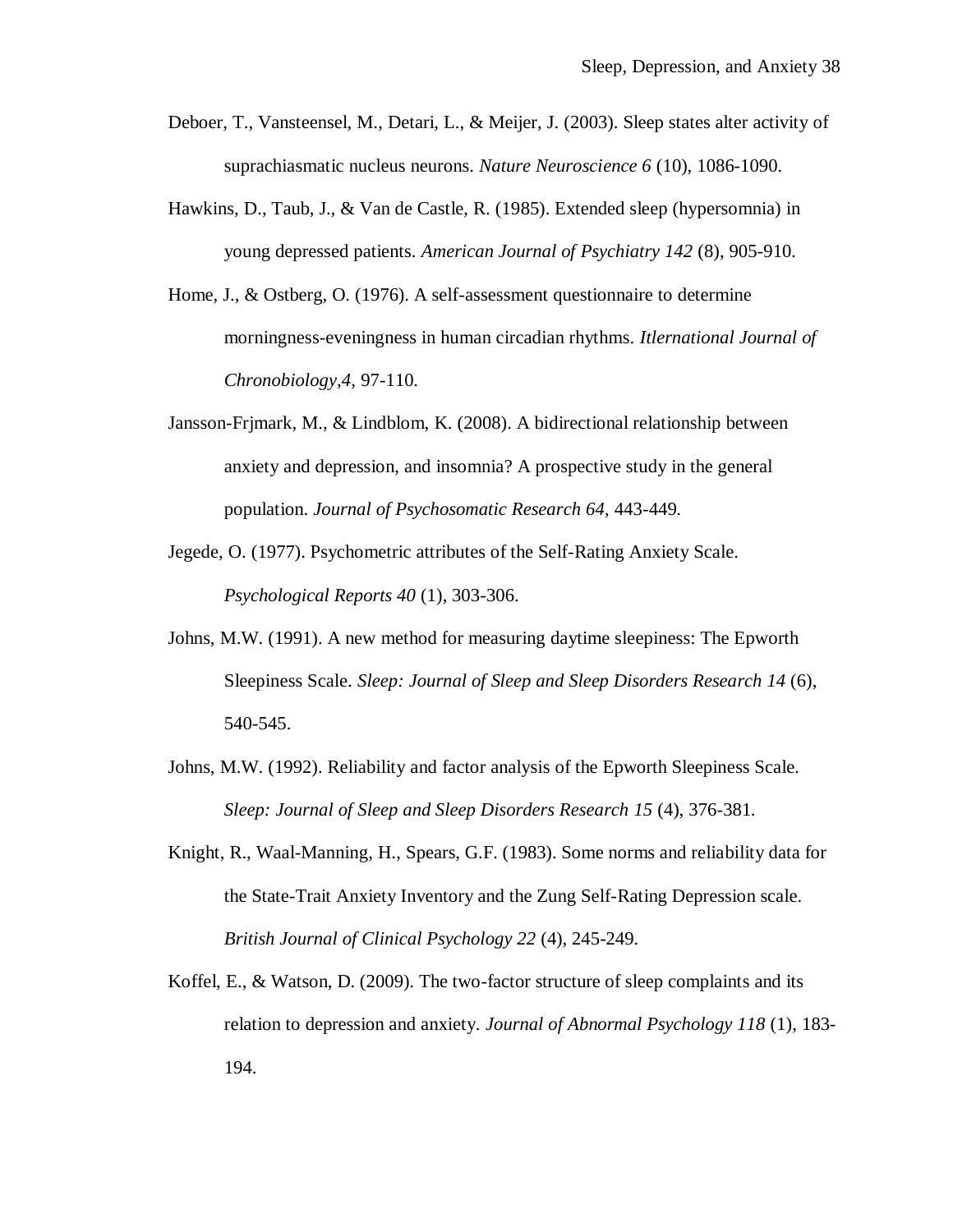Deboer, T., Vansteensel, M., Detari, L., & Meijer, J. (2003). Sleep states alter activity of suprachiasmatic nucleus neurons. *Nature Neuroscience 6* (10), 1086-1090.

Hawkins, D., Taub, J., & Van de Castle, R. (1985). Extended sleep (hypersomnia) in young depressed patients. *American Journal of Psychiatry 142* (8), 905-910.

Home, J., & Ostberg, O. (1976). A self-assessment questionnaire to determine morningness-eveningness in human circadian rhythms. *Itlernational Journal of Chronobiology,4,* 97-110.

Jansson-Frjmark, M., & Lindblom, K. (2008). A bidirectional relationship between anxiety and depression, and insomnia? A prospective study in the general population. *Journal of Psychosomatic Research 64,* 443-449.

Jegede, O. (1977). Psychometric attributes of the Self-Rating Anxiety Scale. *Psychological Reports 40* (1), 303-306.

Johns, M.W. (1991). A new method for measuring daytime sleepiness: The Epworth Sleepiness Scale. *Sleep: Journal of Sleep and Sleep Disorders Research 14* (6), 540-545.

Johns, M.W. (1992). Reliability and factor analysis of the Epworth Sleepiness Scale. *Sleep: Journal of Sleep and Sleep Disorders Research 15* (4), 376-381.

Knight, R., Waal-Manning, H., Spears, G.F. (1983). Some norms and reliability data for the State-Trait Anxiety Inventory and the Zung Self-Rating Depression scale. *British Journal of Clinical Psychology 22* (4), 245-249.

Koffel, E., & Watson, D. (2009). The two-factor structure of sleep complaints and its relation to depression and anxiety. *Journal of Abnormal Psychology 118* (1), 183-194.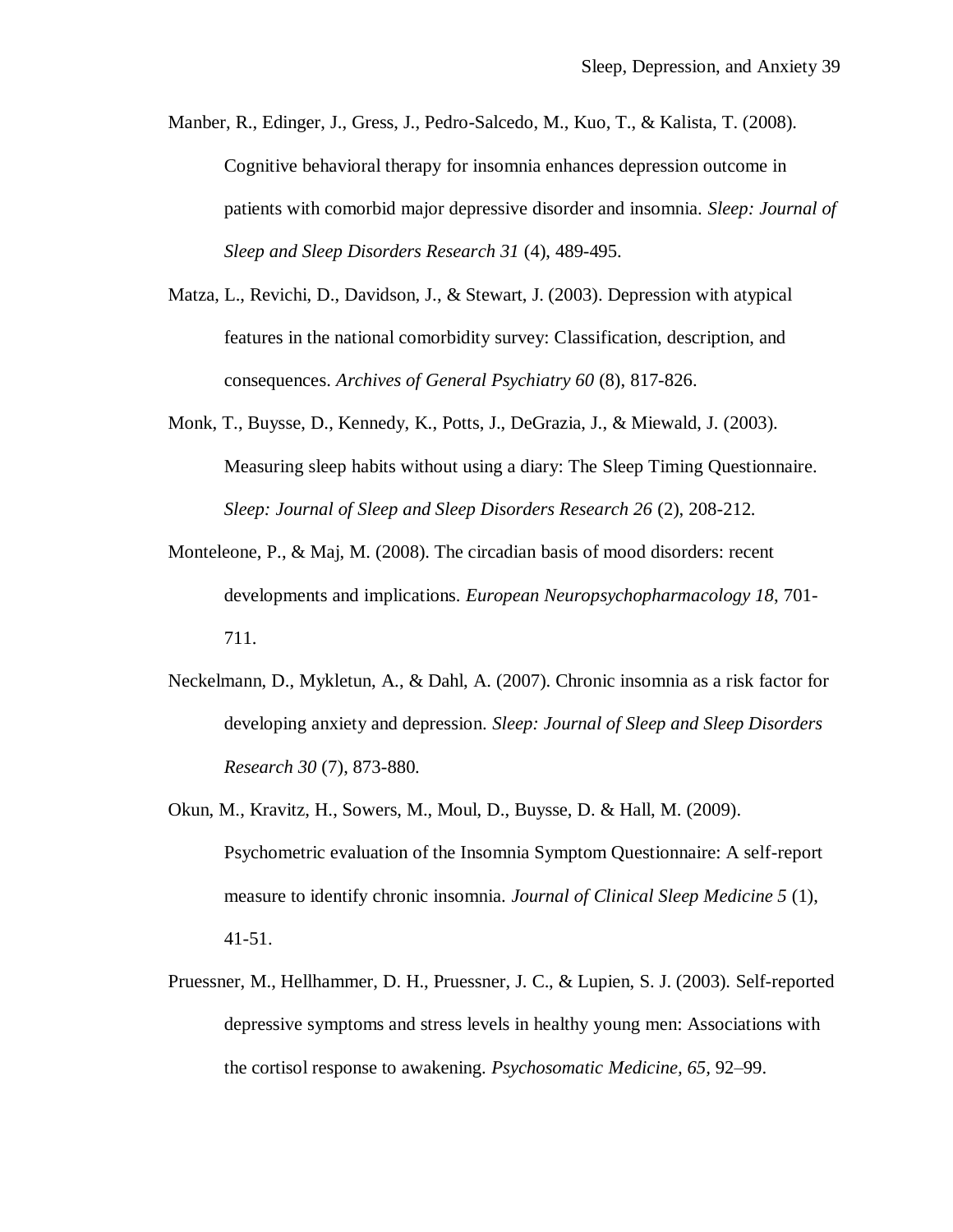Manber, R., Edinger, J., Gress, J., Pedro-Salcedo, M., Kuo, T., & Kalista, T. (2008). Cognitive behavioral therapy for insomnia enhances depression outcome in patients with comorbid major depressive disorder and insomnia. *Sleep: Journal of Sleep and Sleep Disorders Research 31* (4), 489-495.

Matza, L., Revichi, D., Davidson, J., & Stewart, J. (2003). Depression with atypical features in the national comorbidity survey: Classification, description, and consequences. *Archives of General Psychiatry 60* (8), 817-826.

Monk, T., Buysse, D., Kennedy, K., Potts, J., DeGrazia, J., & Miewald, J. (2003). Measuring sleep habits without using a diary: The Sleep Timing Questionnaire. *Sleep: Journal of Sleep and Sleep Disorders Research 26* (2), 208-212.

Monteleone, P., & Maj, M. (2008). The circadian basis of mood disorders: recent developments and implications. *European Neuropsychopharmacology 18*, 701-711.

Neckelmann, D., Mykletun, A., & Dahl, A. (2007). Chronic insomnia as a risk factor for developing anxiety and depression. *Sleep: Journal of Sleep and Sleep Disorders Research 30* (7), 873-880.

Okun, M., Kravitz, H., Sowers, M., Moul, D., Buysse, D. & Hall, M. (2009). Psychometric evaluation of the Insomnia Symptom Questionnaire: A self-report measure to identify chronic insomnia. *Journal of Clinical Sleep Medicine 5* (1), 41-51.

Pruessner, M., Hellhammer, D. H., Pruessner, J. C., & Lupien, S. J. (2003). Self-reported depressive symptoms and stress levels in healthy young men: Associations with the cortisol response to awakening. *Psychosomatic Medicine, 65*, 92–99.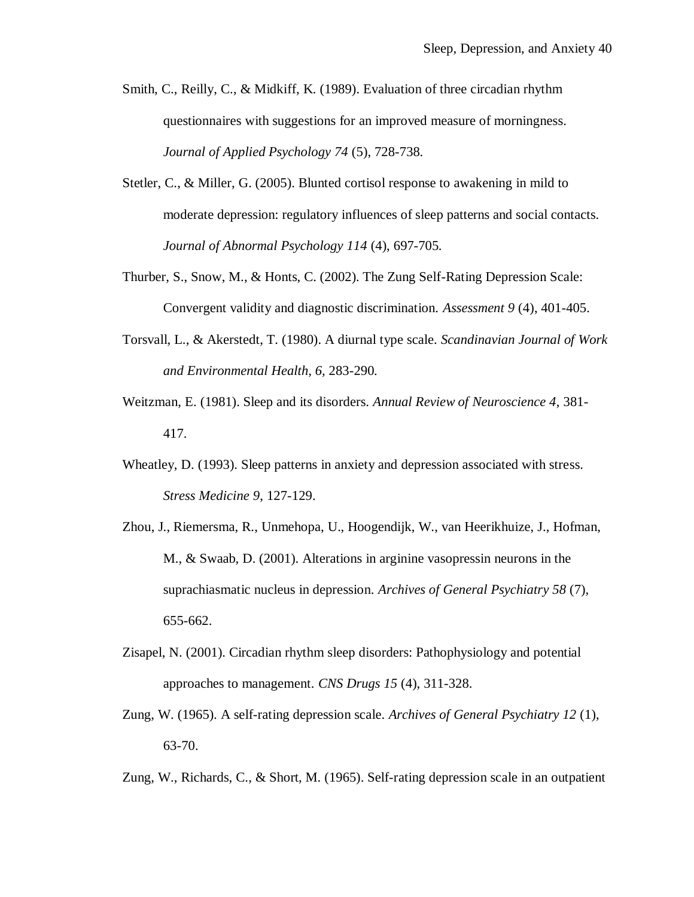Smith, C., Reilly, C., & Midkiff, K. (1989). Evaluation of three circadian rhythm questionnaires with suggestions for an improved measure of morningness. *Journal of Applied Psychology 74* (5), 728-738.

Stetler, C., & Miller, G. (2005). Blunted cortisol response to awakening in mild to moderate depression: regulatory influences of sleep patterns and social contacts. *Journal of Abnormal Psychology 114* (4), 697-705.

Thurber, S., Snow, M., & Honts, C. (2002). The Zung Self-Rating Depression Scale: Convergent validity and diagnostic discrimination. *Assessment 9* (4), 401-405.

Torsvall, L., & Akerstedt, T. (1980). A diurnal type scale. *Scandinavian Journal of Work and Environmental Health, 6,* 283-290.

Weitzman, E. (1981). Sleep and its disorders. *Annual Review of Neuroscience 4*, 381-417.

Wheatley, D. (1993). Sleep patterns in anxiety and depression associated with stress. *Stress Medicine 9*, 127-129.

Zhou, J., Riemersma, R., Unmehopa, U., Hoogendijk, W., van Heerikhuize, J., Hofman, M., & Swaab, D. (2001). Alterations in arginine vasopressin neurons in the suprachiasmatic nucleus in depression. *Archives of General Psychiatry 58* (7), 655-662.

Zisapel, N. (2001). Circadian rhythm sleep disorders: Pathophysiology and potential approaches to management. *CNS Drugs 15* (4), 311-328.

Zung, W. (1965). A self-rating depression scale. *Archives of General Psychiatry 12* (1), 63-70.

Zung, W., Richards, C., & Short, M. (1965). Self-rating depression scale in an outpatient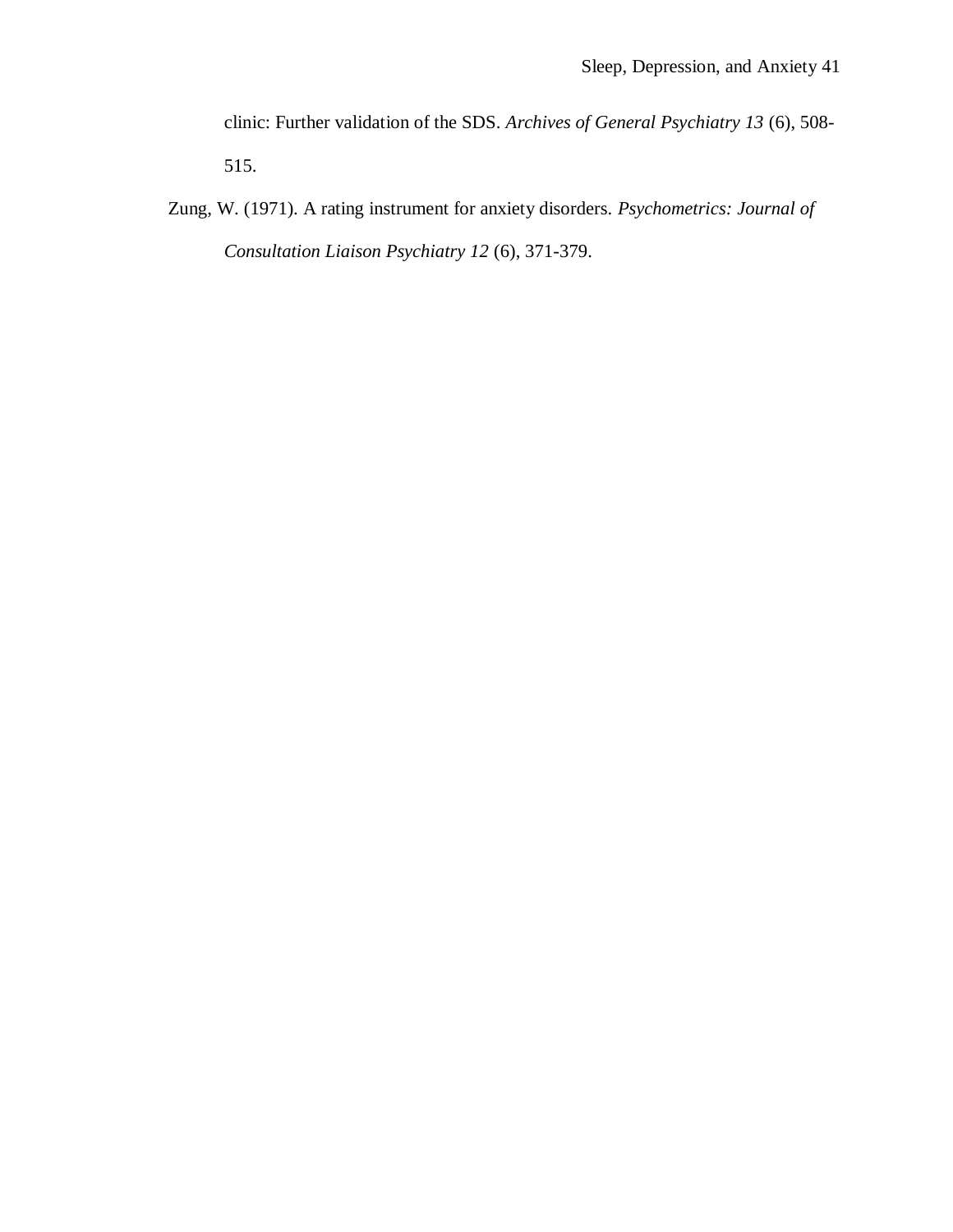clinic: Further validation of the SDS. *Archives of General Psychiatry 13* (6), 508-515.

Zung, W. (1971). A rating instrument for anxiety disorders. *Psychometrics: Journal of Consultation Liaison Psychiatry 12* (6), 371-379.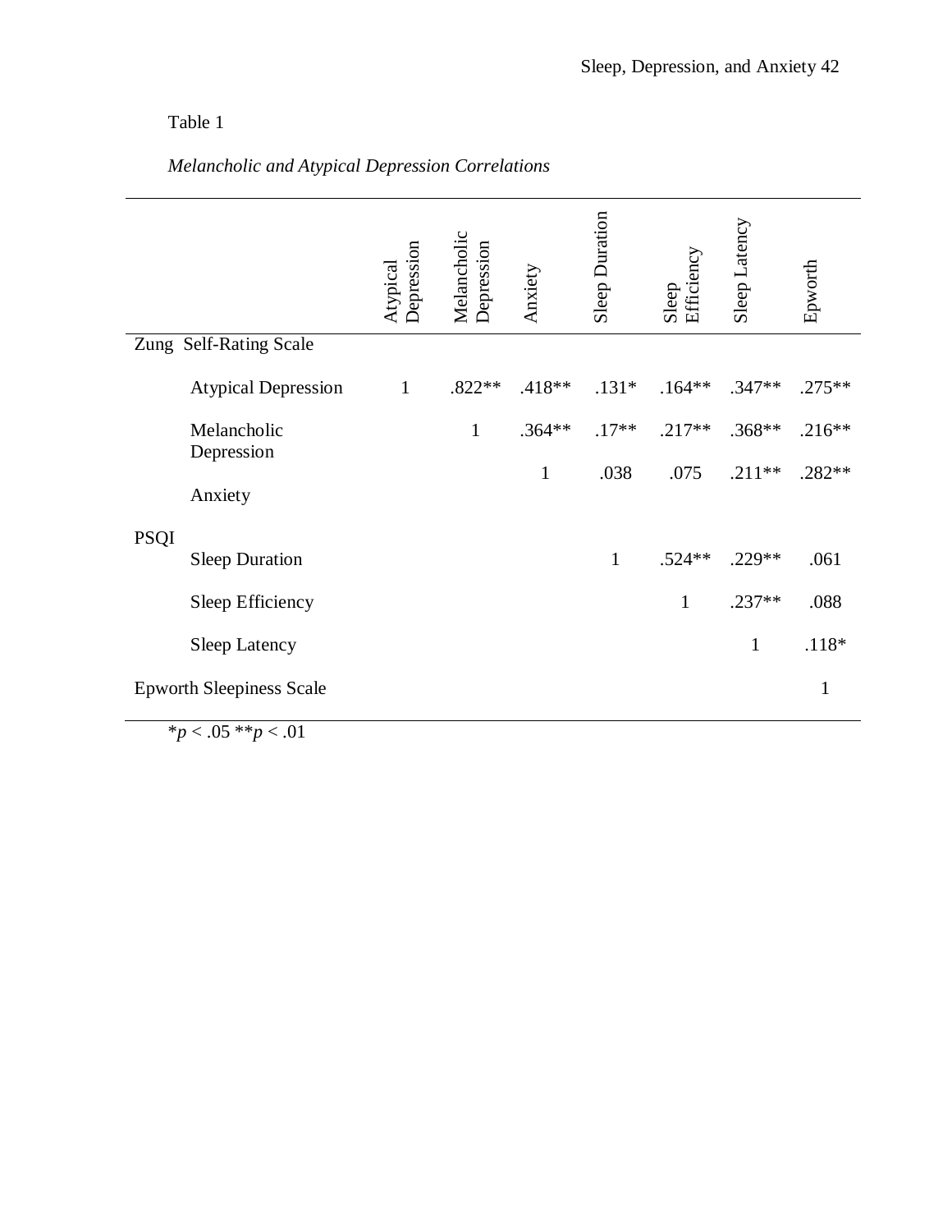Table 1

*Melancholic and Atypical Depression Correlations*

| | Atypical Depression | Melancholic Depression | Anxiety | Sleep Duration | Sleep Efficiency | Sleep Latency | Epworth |
|---|---|---|---|---|---|---|---|
| Zung Self-Rating Scale | | | | | | | |
| Atypical Depression | 1 | .822** | .418** | .131* | .164** | .347** | .275** |
| Melancholic Depression | | 1 | .364** | .17** | .217** | .368** | .216** |
| Anxiety | | | 1 | .038 | .075 | .211** | .282** |
| PSQI | | | | | | | |
| Sleep Duration | | | | 1 | .524** | .229** | .061 |
| Sleep Efficiency | | | | | 1 | .237** | .088 |
| Sleep Latency | | | | | | 1 | .118* |
| Epworth Sleepiness Scale | | | | | | | 1 |

*$p < .05$ **$p < .01$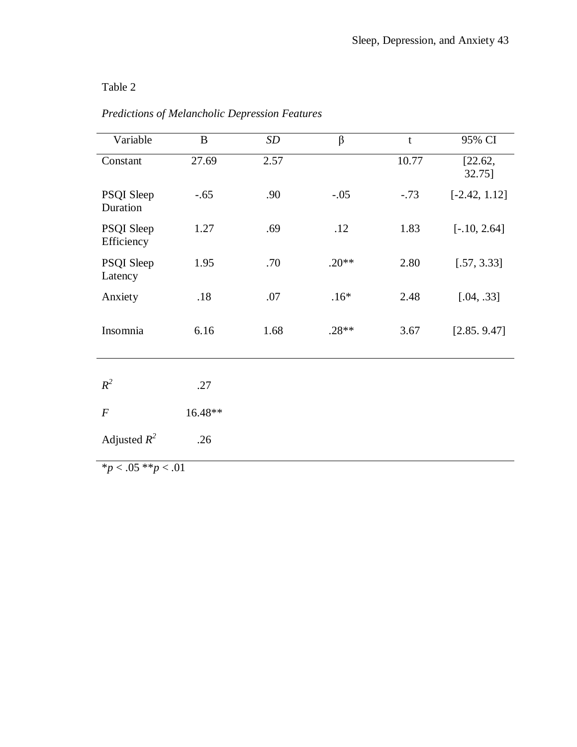Table 2

*Predictions of Melancholic Depression Features*

| Variable | B | *SD* | β | t | 95% CI |
|---|---|---|---|---|---|
| Constant | 27.69 | 2.57 | | 10.77 | [22.62, 32.75] |
| PSQI Sleep Duration | -.65 | .90 | -.05 | -.73 | [-2.42, 1.12] |
| PSQI Sleep Efficiency | 1.27 | .69 | .12 | 1.83 | [-.10, 2.64] |
| PSQI Sleep Latency | 1.95 | .70 | .20** | 2.80 | [.57, 3.33] |
| Anxiety | .18 | .07 | .16* | 2.48 | [.04, .33] |
| Insomnia | 6.16 | 1.68 | .28** | 3.67 | [2.85. 9.47] |
| $R^2$ | .27 | | | | |
| *F* | 16.48** | | | | |
| Adjusted $R^2$ | .26 | | | | |

*$p < .05$ **$p < .01$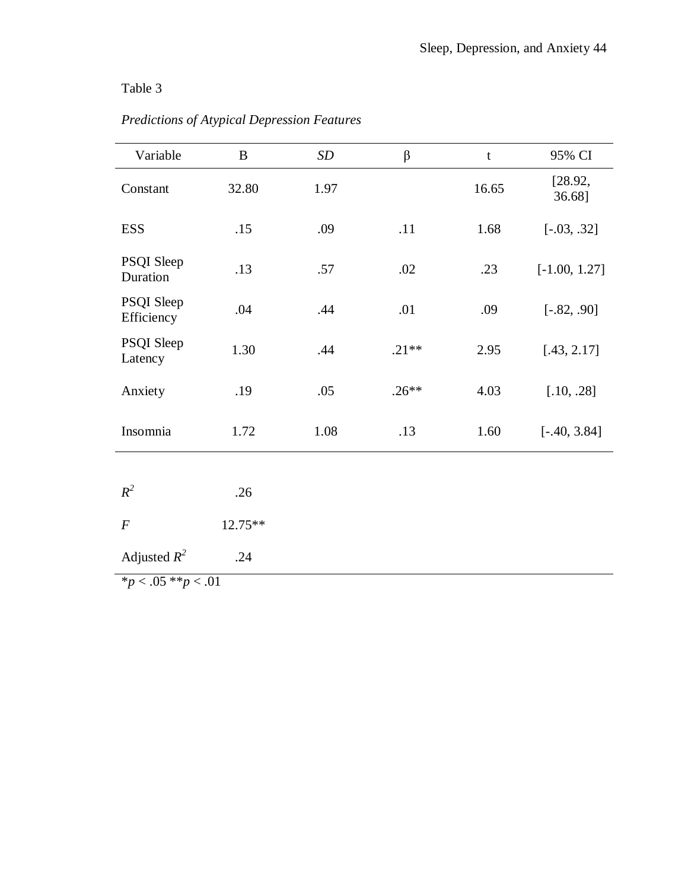Table 3

*Predictions of Atypical Depression Features*

| Variable | B | *SD* | β | t | 95% CI |
|---|---|---|---|---|---|
| Constant | 32.80 | 1.97 | | 16.65 | [28.92, 36.68] |
| ESS | .15 | .09 | .11 | 1.68 | [-.03, .32] |
| PSQI Sleep Duration | .13 | .57 | .02 | .23 | [-1.00, 1.27] |
| PSQI Sleep Efficiency | .04 | .44 | .01 | .09 | [-.82, .90] |
| PSQI Sleep Latency | 1.30 | .44 | .21** | 2.95 | [.43, 2.17] |
| Anxiety | .19 | .05 | .26** | 4.03 | [.10, .28] |
| Insomnia | 1.72 | 1.08 | .13 | 1.60 | [-.40, 3.84] |
| $R^2$ | .26 | | | | |
| $F$ | 12.75** | | | | |
| Adjusted $R^2$ | .24 | | | | |

*$p < .05$ **$p < .01$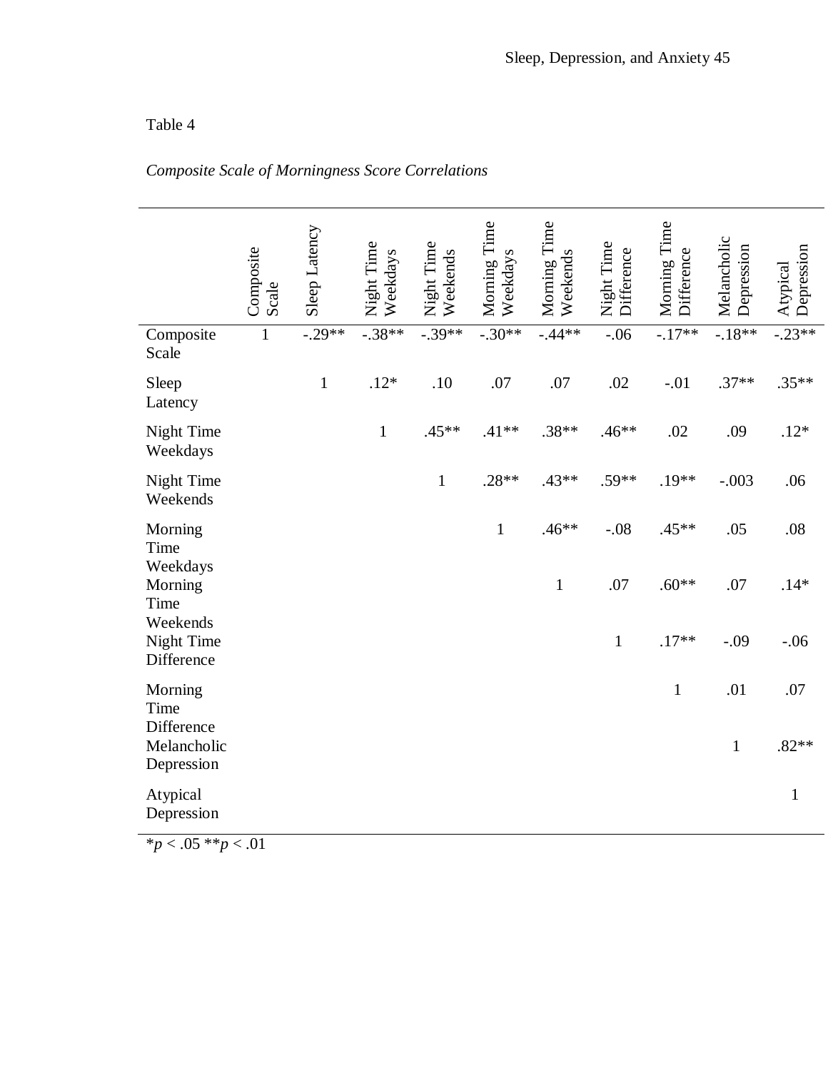Table 4

*Composite Scale of Morningness Score Correlations*

| | Composite Scale | Sleep Latency | Night Time Weekdays | Night Time Weekends | Morning Time Weekdays | Morning Time Weekends | Night Time Difference | Morning Time Difference | Melancholic Depression | Atypical Depression |
|---|---|---|---|---|---|---|---|---|---|---|
| Composite Scale | 1 | -.29** | -.38** | -.39** | -.30** | -.44** | -.06 | -.17** | -.18** | -.23** |
| Sleep Latency | | 1 | .12* | .10 | .07 | .07 | .02 | -.01 | .37** | .35** |
| Night Time Weekdays | | | 1 | .45** | .41** | .38** | .46** | .02 | .09 | .12* |
| Night Time Weekends | | | | 1 | .28** | .43** | .59** | .19** | -.003 | .06 |
| Morning Time Weekdays | | | | | 1 | .46** | -.08 | .45** | .05 | .08 |
| Morning Time Weekends | | | | | | 1 | .07 | .60** | .07 | .14* |
| Night Time Difference | | | | | | | 1 | .17** | -.09 | -.06 |
| Morning Time Difference | | | | | | | | 1 | .01 | .07 |
| Melancholic Depression | | | | | | | | | 1 | .82** |
| Atypical Depression | | | | | | | | | | 1 |

*$p < .05$ **$p < .01$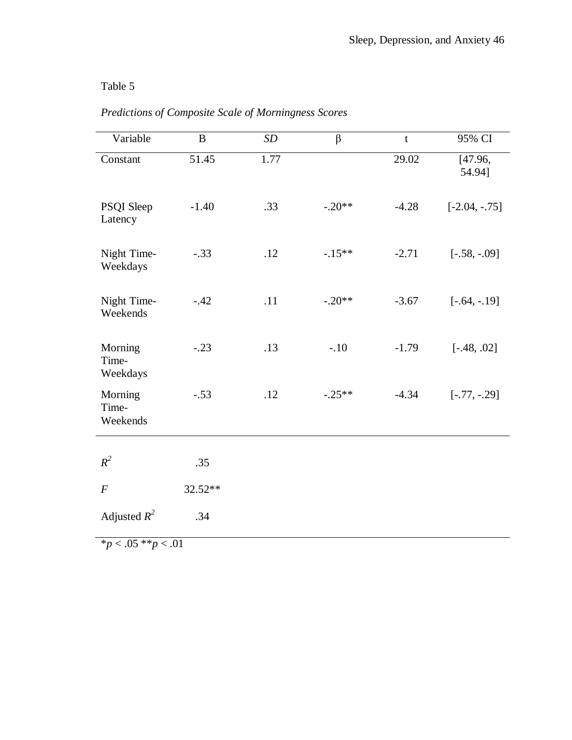Table 5

*Predictions of Composite Scale of Morningness Scores*

| Variable | B | *SD* | β | t | 95% CI |
|---|---|---|---|---|---|
| Constant | 51.45 | 1.77 | | 29.02 | [47.96, 54.94] |
| PSQI Sleep Latency | -1.40 | .33 | -.20** | -4.28 | [-2.04, -.75] |
| Night Time-Weekdays | -.33 | .12 | -.15** | -2.71 | [-.58, -.09] |
| Night Time-Weekends | -.42 | .11 | -.20** | -3.67 | [-.64, -.19] |
| Morning Time-Weekdays | -.23 | .13 | -.10 | -1.79 | [-.48, .02] |
| Morning Time-Weekends | -.53 | .12 | -.25** | -4.34 | [-.77, -.29] |
| $R^2$ | .35 | | | | |
| $F$ | 32.52** | | | | |
| Adjusted $R^2$ | .34 | | | | |

$^*p < .05$ $^{**}p < .01$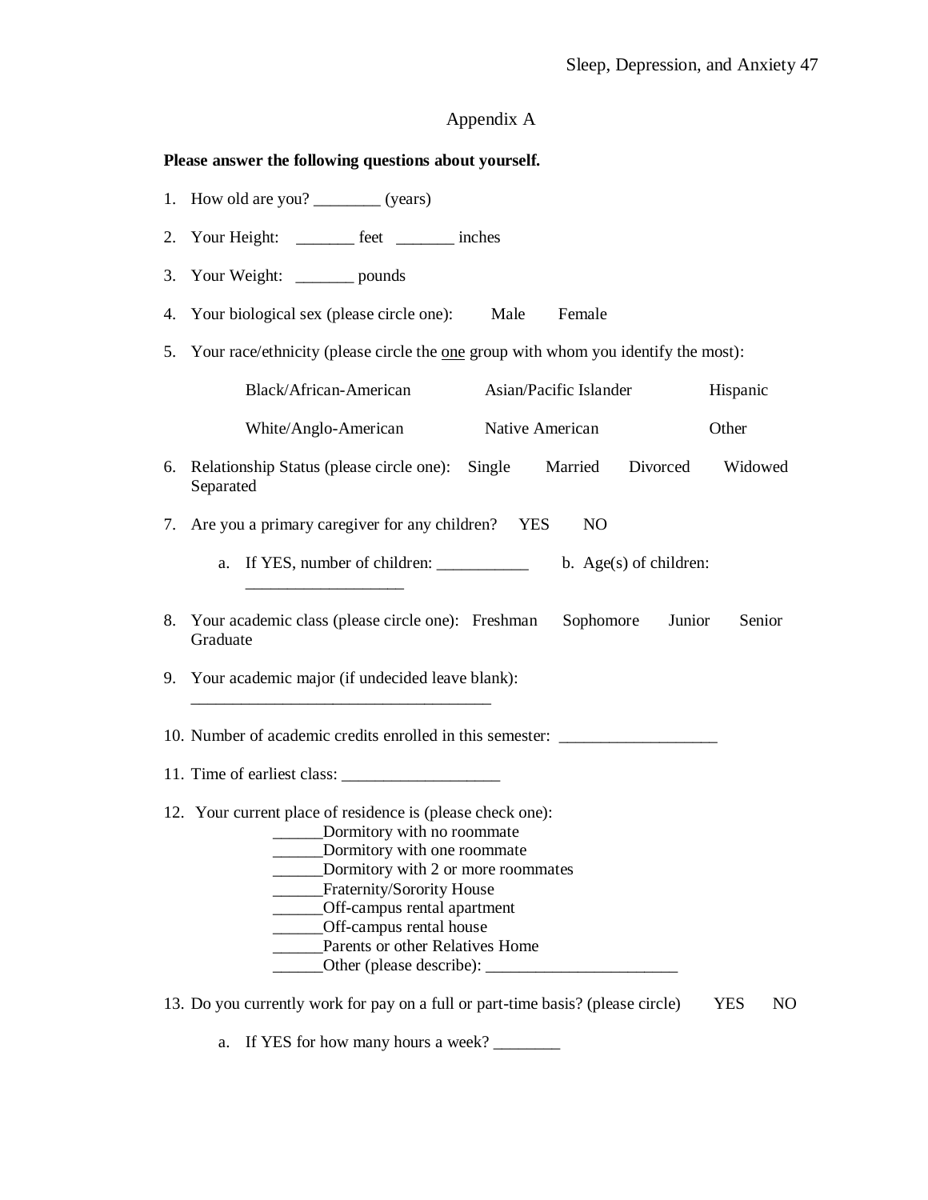## Appendix A

**Please answer the following questions about yourself.**

1. How old are you? ________ (years)
2. Your Height: _______ feet _______ inches
3. Your Weight: _______ pounds
4. Your biological sex (please circle one): Male Female
5. Your race/ethnicity (please circle the one group with whom you identify the most):

   Black/African-American Asian/Pacific Islander Hispanic

   White/Anglo-American Native American Other

6. Relationship Status (please circle one): Single Married Divorced Widowed Separated
7. Are you a primary caregiver for any children? YES NO
   a. If YES, number of children: ___________ b. Age(s) of children: ___________________
8. Your academic class (please circle one): Freshman Sophomore Junior Senior Graduate
9. Your academic major (if undecided leave blank): ____________________________________
10. Number of academic credits enrolled in this semester: ___________________
11. Time of earliest class: ___________________
12. Your current place of residence is (please check one):

    ______Dormitory with no roommate
    ______Dormitory with one roommate
    ______Dormitory with 2 or more roommates
    ______Fraternity/Sorority House
    ______Off-campus rental apartment
    ______Off-campus rental house
    ______Parents or other Relatives Home
    ______Other (please describe): _______________________

13. Do you currently work for pay on a full or part-time basis? (please circle) YES NO
    a. If YES for how many hours a week? ________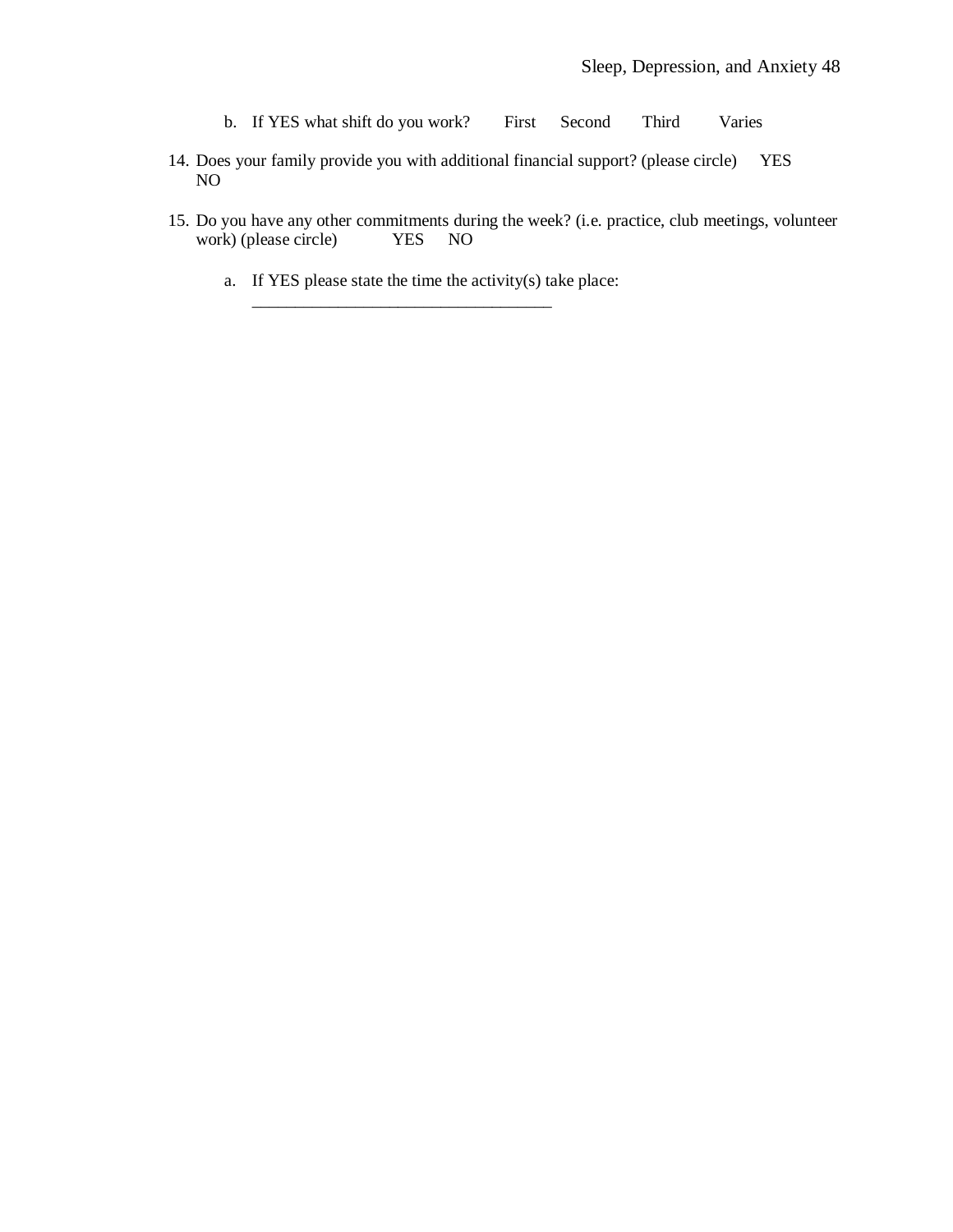b. If YES what shift do you work? First Second Third Varies

14. Does your family provide you with additional financial support? (please circle) YES NO

15. Do you have any other commitments during the week? (i.e. practice, club meetings, volunteer work) (please circle) YES NO

    a. If YES please state the time the activity(s) take place: ___________________________________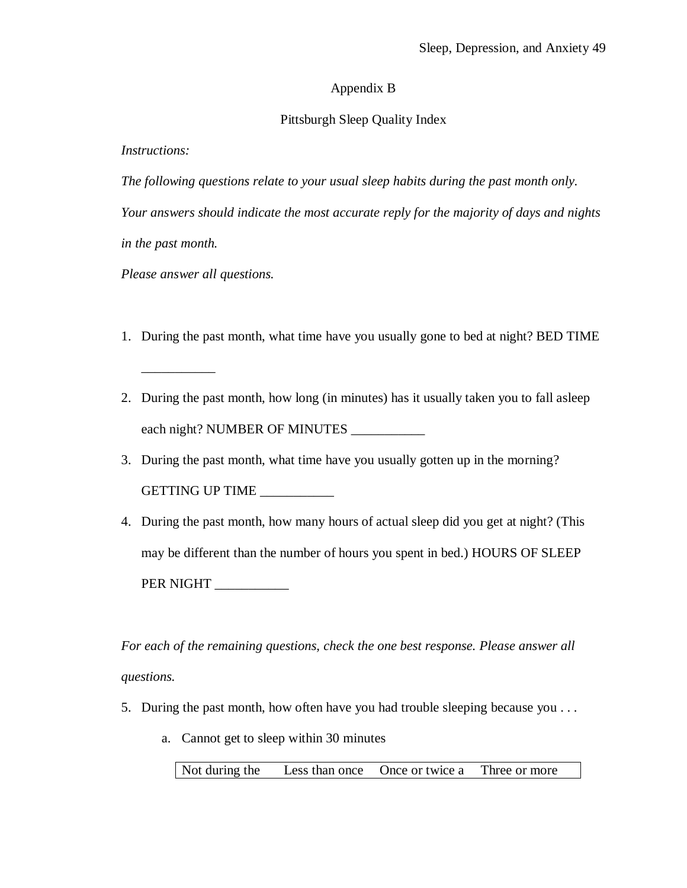Appendix B

Pittsburgh Sleep Quality Index

*Instructions:*

*The following questions relate to your usual sleep habits during the past month only. Your answers should indicate the most accurate reply for the majority of days and nights in the past month.*

*Please answer all questions.*

1. During the past month, what time have you usually gone to bed at night? BED TIME ___________
2. During the past month, how long (in minutes) has it usually taken you to fall asleep each night? NUMBER OF MINUTES ___________
3. During the past month, what time have you usually gotten up in the morning? GETTING UP TIME ___________
4. During the past month, how many hours of actual sleep did you get at night? (This may be different than the number of hours you spent in bed.) HOURS OF SLEEP PER NIGHT ___________

*For each of the remaining questions, check the one best response. Please answer all questions.*

5. During the past month, how often have you had trouble sleeping because you . . .
   a. Cannot get to sleep within 30 minutes

| Not during the | Less than once | Once or twice a | Three or more |
|---|---|---|---|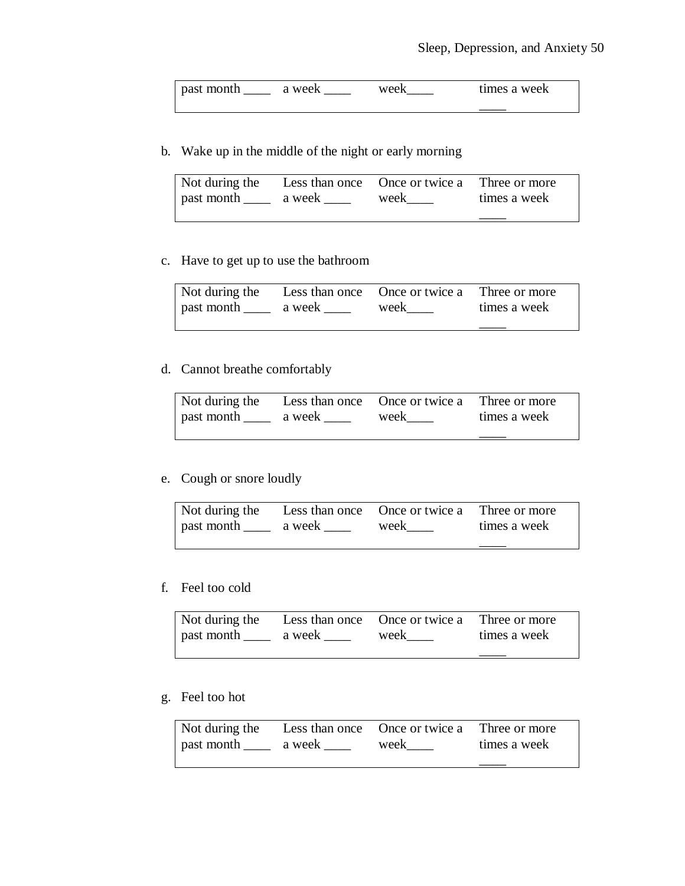| past month ____ | a week ____ | week____ | times a week ____ |
|---|---|---|---|

b. Wake up in the middle of the night or early morning

| Not during the past month ____ | Less than once a week ____ | Once or twice a week____ | Three or more times a week ____ |
|---|---|---|---|

c. Have to get up to use the bathroom

| Not during the past month ____ | Less than once a week ____ | Once or twice a week____ | Three or more times a week ____ |
|---|---|---|---|

d. Cannot breathe comfortably

| Not during the past month ____ | Less than once a week ____ | Once or twice a week____ | Three or more times a week ____ |
|---|---|---|---|

e. Cough or snore loudly

| Not during the past month ____ | Less than once a week ____ | Once or twice a week____ | Three or more times a week ____ |
|---|---|---|---|

f. Feel too cold

| Not during the past month ____ | Less than once a week ____ | Once or twice a week____ | Three or more times a week ____ |
|---|---|---|---|

g. Feel too hot

| Not during the past month ____ | Less than once a week ____ | Once or twice a week____ | Three or more times a week ____ |
|---|---|---|---|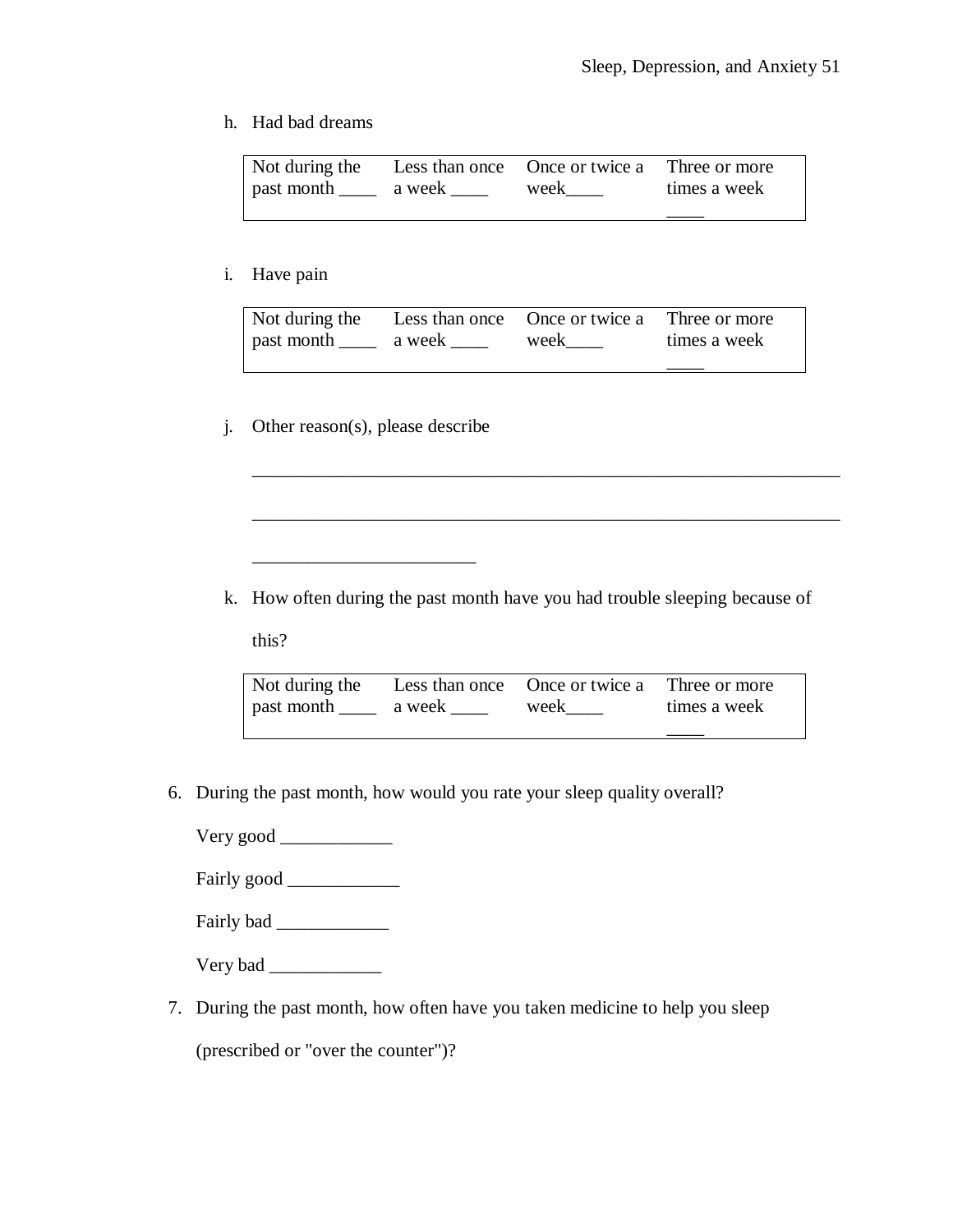h. Had bad dreams

| Not during the past month ____ | Less than once a week ____ | Once or twice a week____ | Three or more times a week ____ |
|---|---|---|---|

i. Have pain

| Not during the past month ____ | Less than once a week ____ | Once or twice a week____ | Three or more times a week ____ |
|---|---|---|---|

j. Other reason(s), please describe

_________________________________________________________________

_________________________________________________________________

_________________________

k. How often during the past month have you had trouble sleeping because of this?

| Not during the past month ____ | Less than once a week ____ | Once or twice a week____ | Three or more times a week ____ |
|---|---|---|---|

6. During the past month, how would you rate your sleep quality overall?

   Very good ____________

   Fairly good ____________

   Fairly bad ____________

   Very bad ____________

7. During the past month, how often have you taken medicine to help you sleep (prescribed or "over the counter")?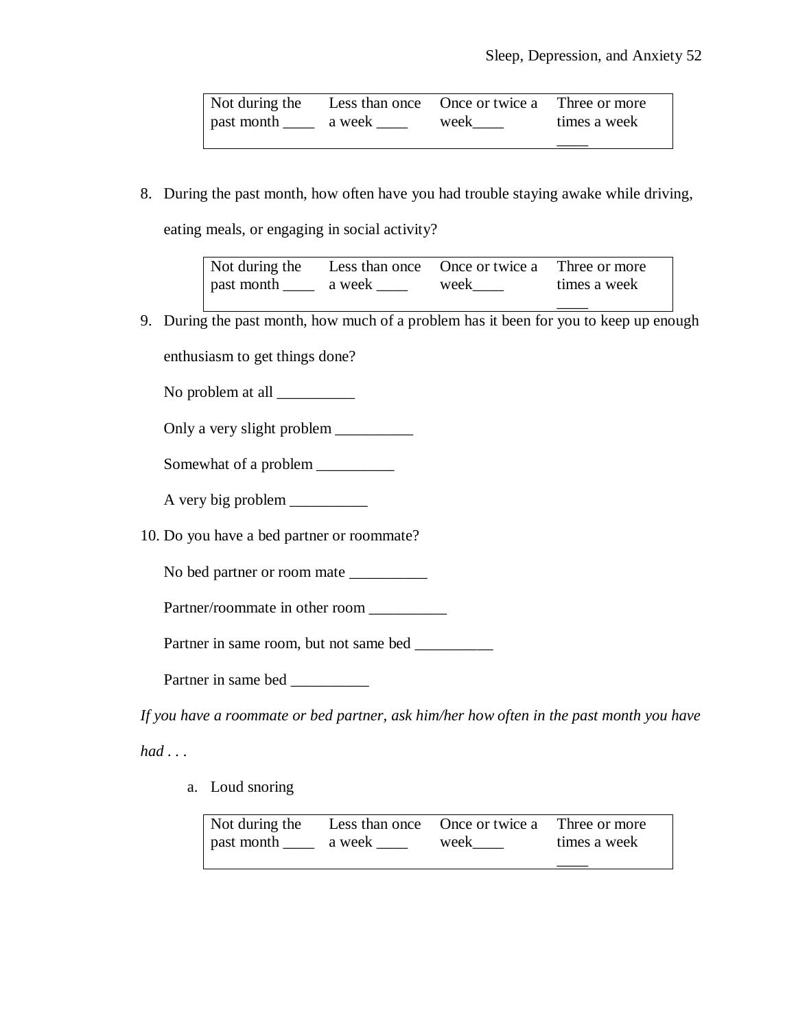| Not during the past month ____ | Less than once a week ____ | Once or twice a week____ | Three or more times a week ____ |
|---|---|---|---|

8. During the past month, how often have you had trouble staying awake while driving, eating meals, or engaging in social activity?

| Not during the past month ____ | Less than once a week ____ | Once or twice a week____ | Three or more times a week ____ |
|---|---|---|---|

9. During the past month, how much of a problem has it been for you to keep up enough enthusiasm to get things done?

   No problem at all __________

   Only a very slight problem __________

   Somewhat of a problem __________

   A very big problem __________

10. Do you have a bed partner or roommate?

   No bed partner or room mate __________

   Partner/roommate in other room __________

   Partner in same room, but not same bed __________

   Partner in same bed __________

*If you have a roommate or bed partner, ask him/her how often in the past month you have had . . .*

   a. Loud snoring

| Not during the past month ____ | Less than once a week ____ | Once or twice a week____ | Three or more times a week ____ |
|---|---|---|---|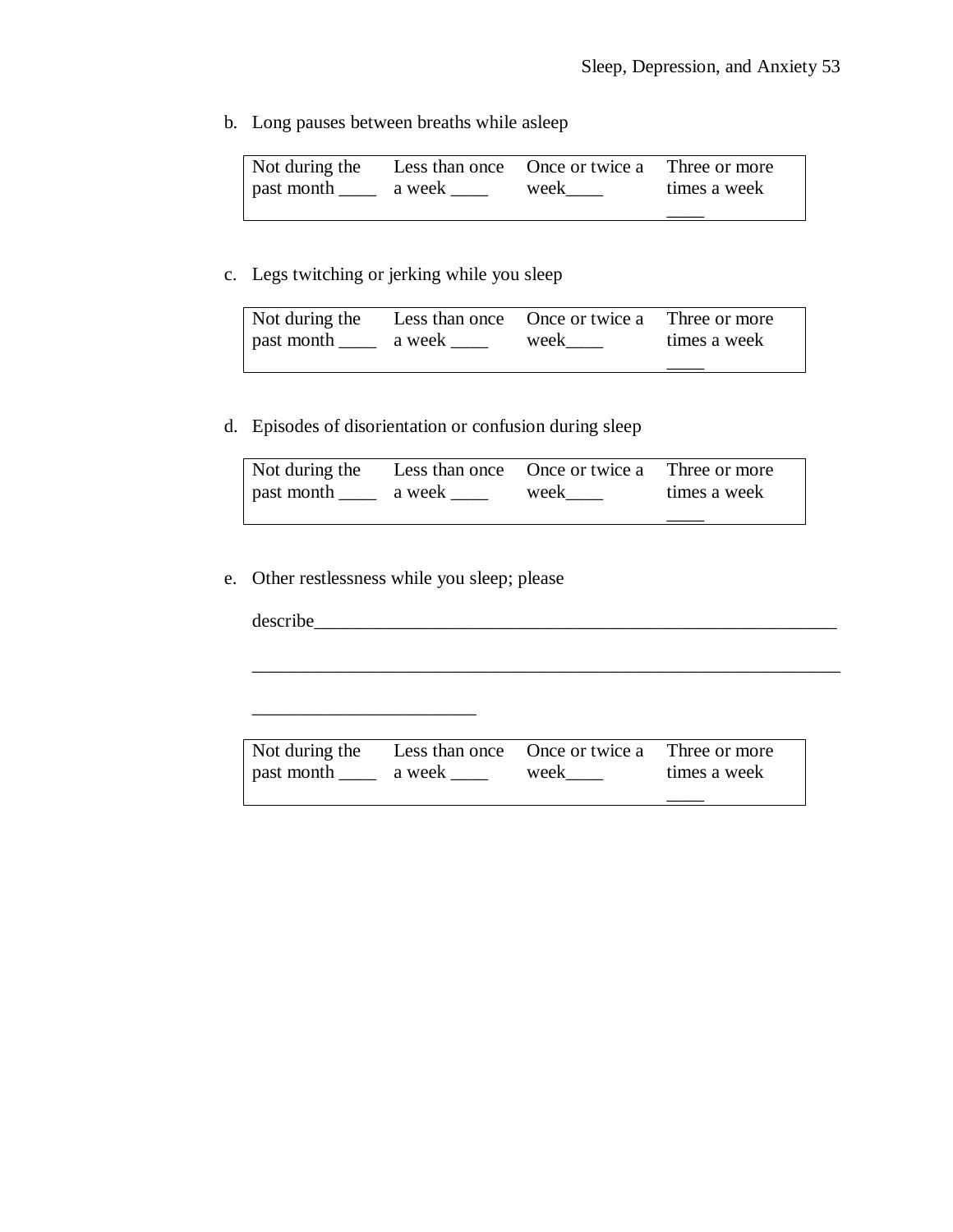b. Long pauses between breaths while asleep

| Not during the past month ____ | Less than once a week ____ | Once or twice a week____ | Three or more times a week ____ |
|---|---|---|---|

c. Legs twitching or jerking while you sleep

| Not during the past month ____ | Less than once a week ____ | Once or twice a week____ | Three or more times a week ____ |
|---|---|---|---|

d. Episodes of disorientation or confusion during sleep

| Not during the past month ____ | Less than once a week ____ | Once or twice a week____ | Three or more times a week ____ |
|---|---|---|---|

e. Other restlessness while you sleep; please

describe___________________________________________________________

_________________________________________________________________

_________________________

| Not during the past month ____ | Less than once a week ____ | Once or twice a week____ | Three or more times a week ____ |
|---|---|---|---|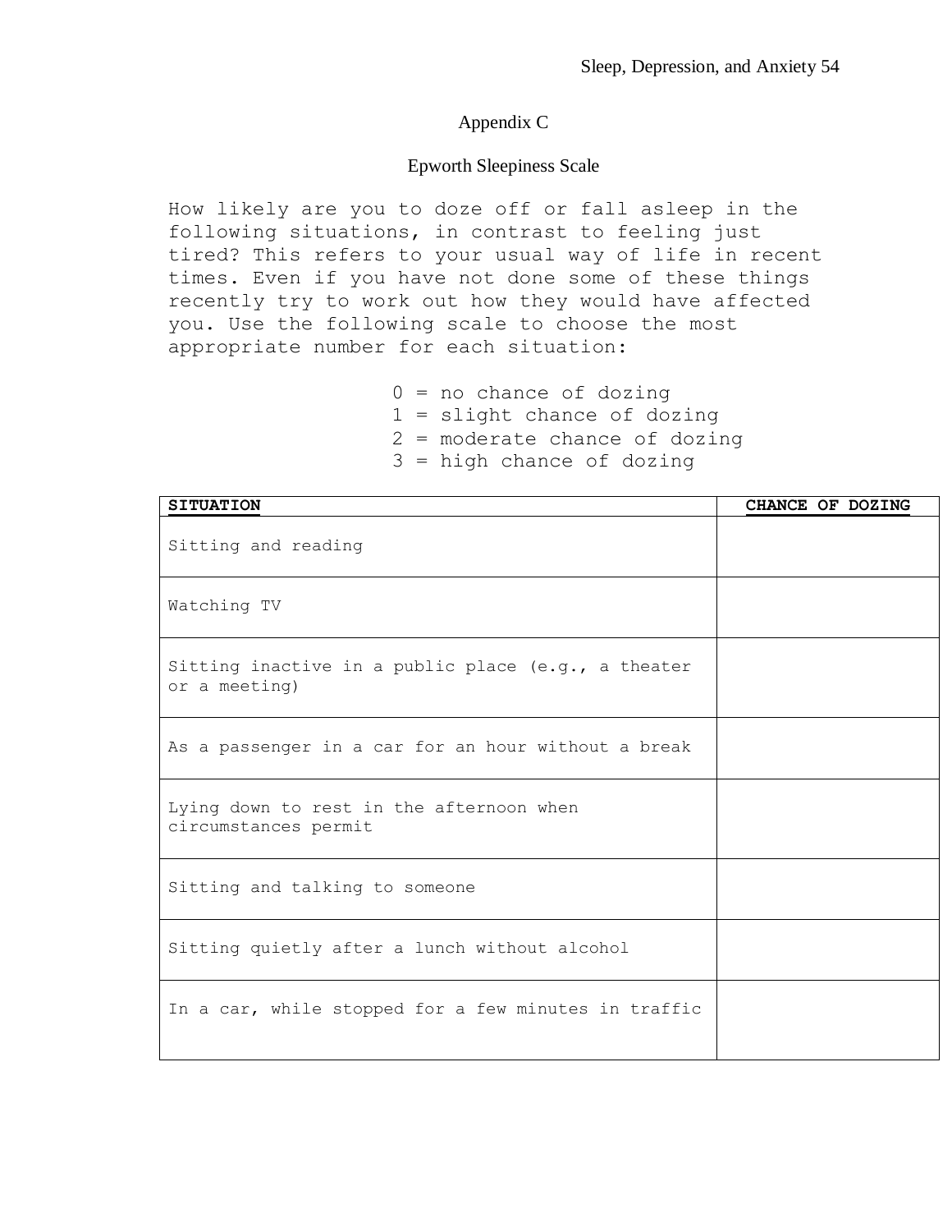# Appendix C

## Epworth Sleepiness Scale

How likely are you to doze off or fall asleep in the following situations, in contrast to feeling just tired? This refers to your usual way of life in recent times. Even if you have not done some of these things recently try to work out how they would have affected you. Use the following scale to choose the most appropriate number for each situation:

0 = no chance of dozing
1 = slight chance of dozing
2 = moderate chance of dozing
3 = high chance of dozing

| **SITUATION** | **CHANCE OF DOZING** |
|---|---|
| Sitting and reading | |
| Watching TV | |
| Sitting inactive in a public place (e.g., a theater or a meeting) | |
| As a passenger in a car for an hour without a break | |
| Lying down to rest in the afternoon when circumstances permit | |
| Sitting and talking to someone | |
| Sitting quietly after a lunch without alcohol | |
| In a car, while stopped for a few minutes in traffic | |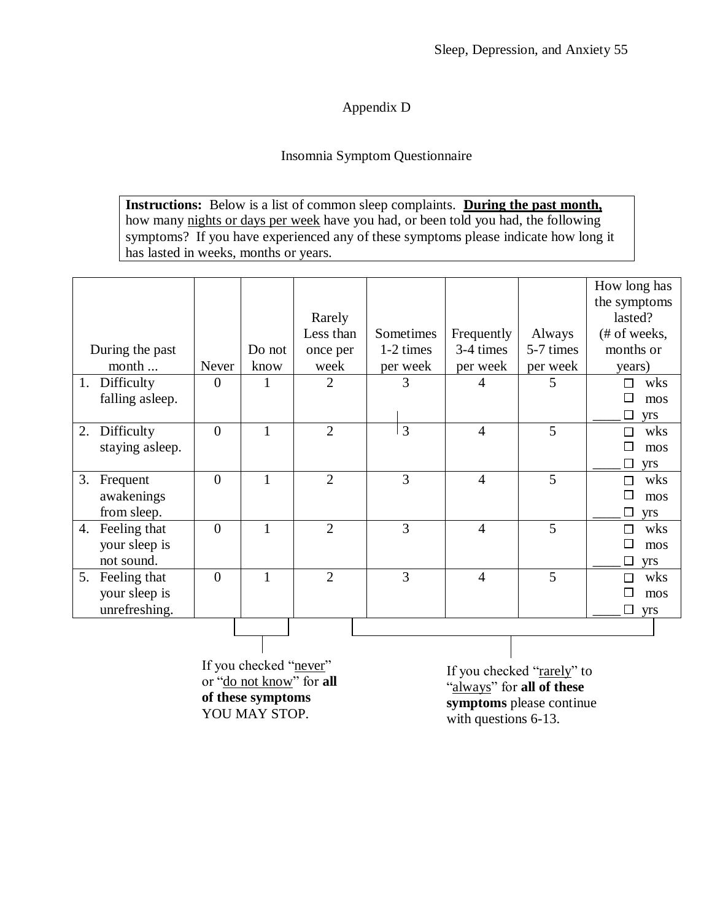# Appendix D

## Insomnia Symptom Questionnaire

**Instructions:** Below is a list of common sleep complaints. **<u>During the past month,</u>** how many <u>nights or days per week</u> have you had, or been told you had, the following symptoms? If you have experienced any of these symptoms please indicate how long it has lasted in weeks, months or years.

| During the past month ... | Never | Do not know | Rarely Less than once per week | Sometimes 1-2 times per week | Frequently 3-4 times per week | Always 5-7 times per week | How long has the symptoms lasted? (# of weeks, months or years) |
|---|---|---|---|---|---|---|---|
| 1. Difficulty falling asleep. | 0 | 1 | 2 | 3 | 4 | 5 | ____ □ wks □ mos □ yrs |
| 2. Difficulty staying asleep. | 0 | 1 | 2 | 3 | 4 | 5 | ____ □ wks □ mos □ yrs |
| 3. Frequent awakenings from sleep. | 0 | 1 | 2 | 3 | 4 | 5 | ____ □ wks □ mos □ yrs |
| 4. Feeling that your sleep is not sound. | 0 | 1 | 2 | 3 | 4 | 5 | ____ □ wks □ mos □ yrs |
| 5. Feeling that your sleep is unrefreshing. | 0 | 1 | 2 | 3 | 4 | 5 | ____ □ wks □ mos □ yrs |

If you checked "<u>never</u>" or "<u>do not know</u>" for **all of these symptoms** YOU MAY STOP.

If you checked "<u>rarely</u>" to "<u>always</u>" for **all of these symptoms** please continue with questions 6-13.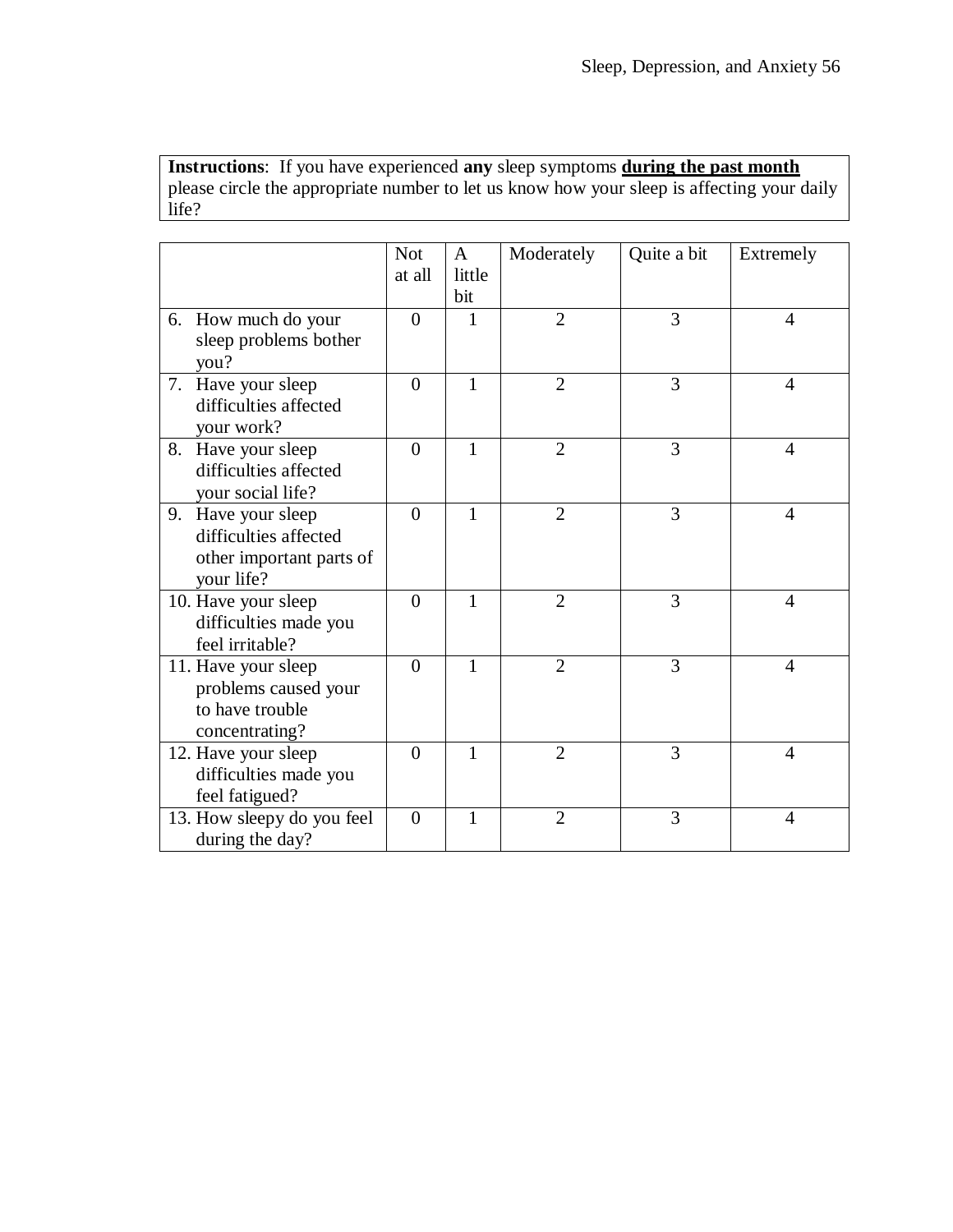**Instructions**: If you have experienced **any** sleep symptoms **<u>during the past month</u>** please circle the appropriate number to let us know how your sleep is affecting your daily life?

| | Not at all | A little bit | Moderately | Quite a bit | Extremely |
|---|---|---|---|---|---|
| 6. How much do your sleep problems bother you? | 0 | 1 | 2 | 3 | 4 |
| 7. Have your sleep difficulties affected your work? | 0 | 1 | 2 | 3 | 4 |
| 8. Have your sleep difficulties affected your social life? | 0 | 1 | 2 | 3 | 4 |
| 9. Have your sleep difficulties affected other important parts of your life? | 0 | 1 | 2 | 3 | 4 |
| 10. Have your sleep difficulties made you feel irritable? | 0 | 1 | 2 | 3 | 4 |
| 11. Have your sleep problems caused your to have trouble concentrating? | 0 | 1 | 2 | 3 | 4 |
| 12. Have your sleep difficulties made you feel fatigued? | 0 | 1 | 2 | 3 | 4 |
| 13. How sleepy do you feel during the day? | 0 | 1 | 2 | 3 | 4 |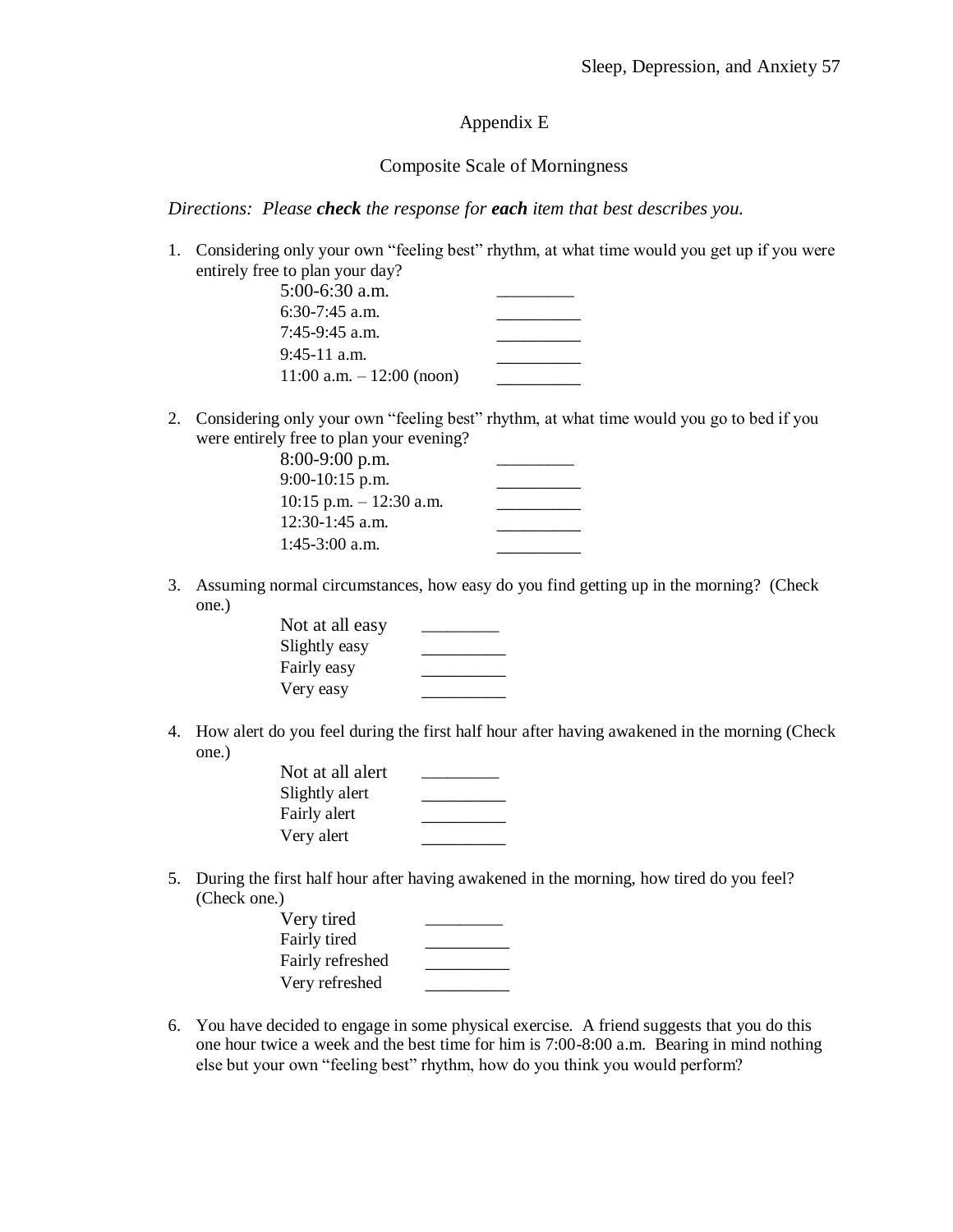Appendix E

Composite Scale of Morningness

*Directions: Please **check** the response for **each** item that best describes you.*

1. Considering only your own "feeling best" rhythm, at what time would you get up if you were entirely free to plan your day?

   5:00-6:30 a.m. __________
   6:30-7:45 a.m. __________
   7:45-9:45 a.m. __________
   9:45-11 a.m. __________
   11:00 a.m. – 12:00 (noon) __________

2. Considering only your own "feeling best" rhythm, at what time would you go to bed if you were entirely free to plan your evening?

   8:00-9:00 p.m. __________
   9:00-10:15 p.m. __________
   10:15 p.m. – 12:30 a.m. __________
   12:30-1:45 a.m. __________
   1:45-3:00 a.m. __________

3. Assuming normal circumstances, how easy do you find getting up in the morning? (Check one.)

   Not at all easy __________
   Slightly easy __________
   Fairly easy __________
   Very easy __________

4. How alert do you feel during the first half hour after having awakened in the morning (Check one.)

   Not at all alert __________
   Slightly alert __________
   Fairly alert __________
   Very alert __________

5. During the first half hour after having awakened in the morning, how tired do you feel? (Check one.)

   Very tired __________
   Fairly tired __________
   Fairly refreshed __________
   Very refreshed __________

6. You have decided to engage in some physical exercise. A friend suggests that you do this one hour twice a week and the best time for him is 7:00-8:00 a.m. Bearing in mind nothing else but your own "feeling best" rhythm, how do you think you would perform?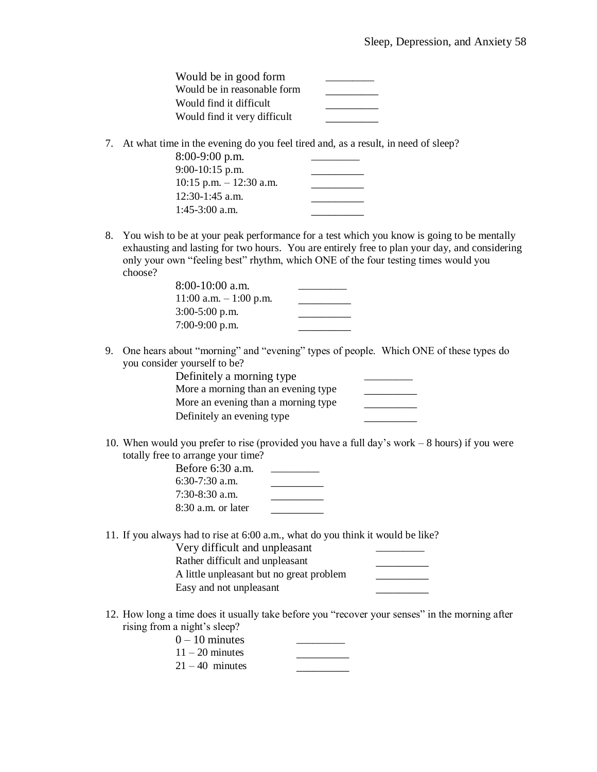Would be in good form \_\_\_\_\_\_\_\_\_
Would be in reasonable form \_\_\_\_\_\_\_\_\_\_
Would find it difficult \_\_\_\_\_\_\_\_\_\_
Would find it very difficult \_\_\_\_\_\_\_\_\_\_

7. At what time in the evening do you feel tired and, as a result, in need of sleep?

   8:00-9:00 p.m. \_\_\_\_\_\_\_\_\_
   9:00-10:15 p.m. \_\_\_\_\_\_\_\_\_\_
   10:15 p.m. – 12:30 a.m. \_\_\_\_\_\_\_\_\_\_
   12:30-1:45 a.m. \_\_\_\_\_\_\_\_\_\_
   1:45-3:00 a.m. \_\_\_\_\_\_\_\_\_\_

8. You wish to be at your peak performance for a test which you know is going to be mentally exhausting and lasting for two hours. You are entirely free to plan your day, and considering only your own "feeling best" rhythm, which ONE of the four testing times would you choose?

   8:00-10:00 a.m. \_\_\_\_\_\_\_\_\_
   11:00 a.m. – 1:00 p.m. \_\_\_\_\_\_\_\_\_\_
   3:00-5:00 p.m. \_\_\_\_\_\_\_\_\_\_
   7:00-9:00 p.m. \_\_\_\_\_\_\_\_\_\_

9. One hears about "morning" and "evening" types of people. Which ONE of these types do you consider yourself to be?

   Definitely a morning type \_\_\_\_\_\_\_\_\_
   More a morning than an evening type \_\_\_\_\_\_\_\_\_\_
   More an evening than a morning type \_\_\_\_\_\_\_\_\_\_
   Definitely an evening type \_\_\_\_\_\_\_\_\_\_

10. When would you prefer to rise (provided you have a full day's work – 8 hours) if you were totally free to arrange your time?

    Before 6:30 a.m. \_\_\_\_\_\_\_\_\_
    6:30-7:30 a.m. \_\_\_\_\_\_\_\_\_\_
    7:30-8:30 a.m. \_\_\_\_\_\_\_\_\_\_
    8:30 a.m. or later \_\_\_\_\_\_\_\_\_\_

11. If you always had to rise at 6:00 a.m., what do you think it would be like?

    Very difficult and unpleasant \_\_\_\_\_\_\_\_\_
    Rather difficult and unpleasant \_\_\_\_\_\_\_\_\_\_
    A little unpleasant but no great problem \_\_\_\_\_\_\_\_\_\_
    Easy and not unpleasant \_\_\_\_\_\_\_\_\_\_

12. How long a time does it usually take before you "recover your senses" in the morning after rising from a night's sleep?

    0 – 10 minutes \_\_\_\_\_\_\_\_\_
    11 – 20 minutes \_\_\_\_\_\_\_\_\_\_
    21 – 40 minutes \_\_\_\_\_\_\_\_\_\_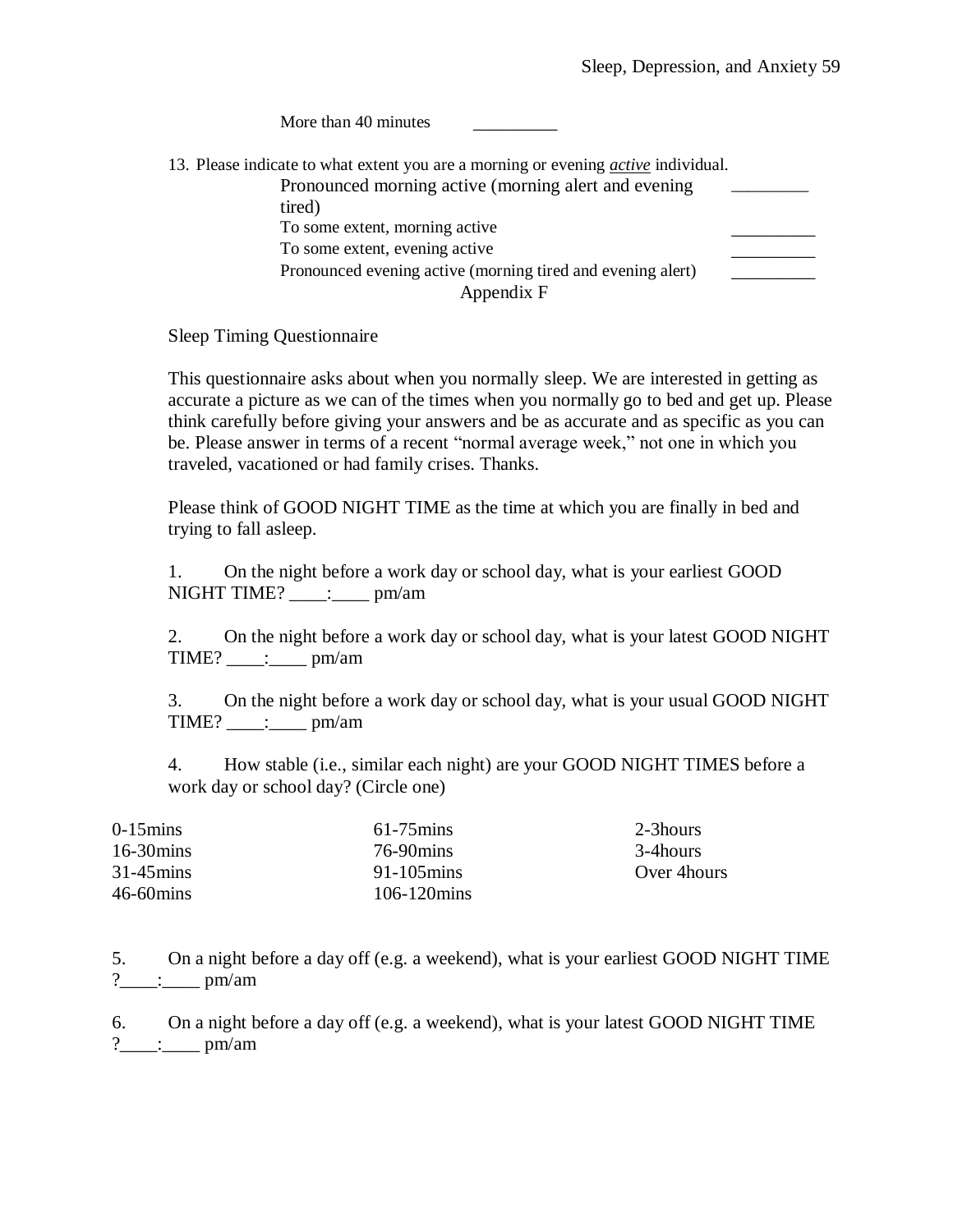More than 40 minutes __________

13. Please indicate to what extent you are a morning or evening *active* individual.

| | |
|---|---|
| Pronounced morning active (morning alert and evening tired) | _________ |
| To some extent, morning active | _________ |
| To some extent, evening active | _________ |
| Pronounced evening active (morning tired and evening alert) | _________ |

## Appendix F

Sleep Timing Questionnaire

This questionnaire asks about when you normally sleep. We are interested in getting as accurate a picture as we can of the times when you normally go to bed and get up. Please think carefully before giving your answers and be as accurate and as specific as you can be. Please answer in terms of a recent "normal average week," not one in which you traveled, vacationed or had family crises. Thanks.

Please think of GOOD NIGHT TIME as the time at which you are finally in bed and trying to fall asleep.

1. On the night before a work day or school day, what is your earliest GOOD NIGHT TIME? ____:____ pm/am

2. On the night before a work day or school day, what is your latest GOOD NIGHT TIME? ____:____ pm/am

3. On the night before a work day or school day, what is your usual GOOD NIGHT TIME? ____:____ pm/am

4. How stable (i.e., similar each night) are your GOOD NIGHT TIMES before a work day or school day? (Circle one)

| | | |
|---|---|---|
| 0-15mins | 61-75mins | 2-3hours |
| 16-30mins | 76-90mins | 3-4hours |
| 31-45mins | 91-105mins | Over 4hours |
| 46-60mins | 106-120mins | |

5. On a night before a day off (e.g. a weekend), what is your earliest GOOD NIGHT TIME ?____:____ pm/am

6. On a night before a day off (e.g. a weekend), what is your latest GOOD NIGHT TIME ?____:____ pm/am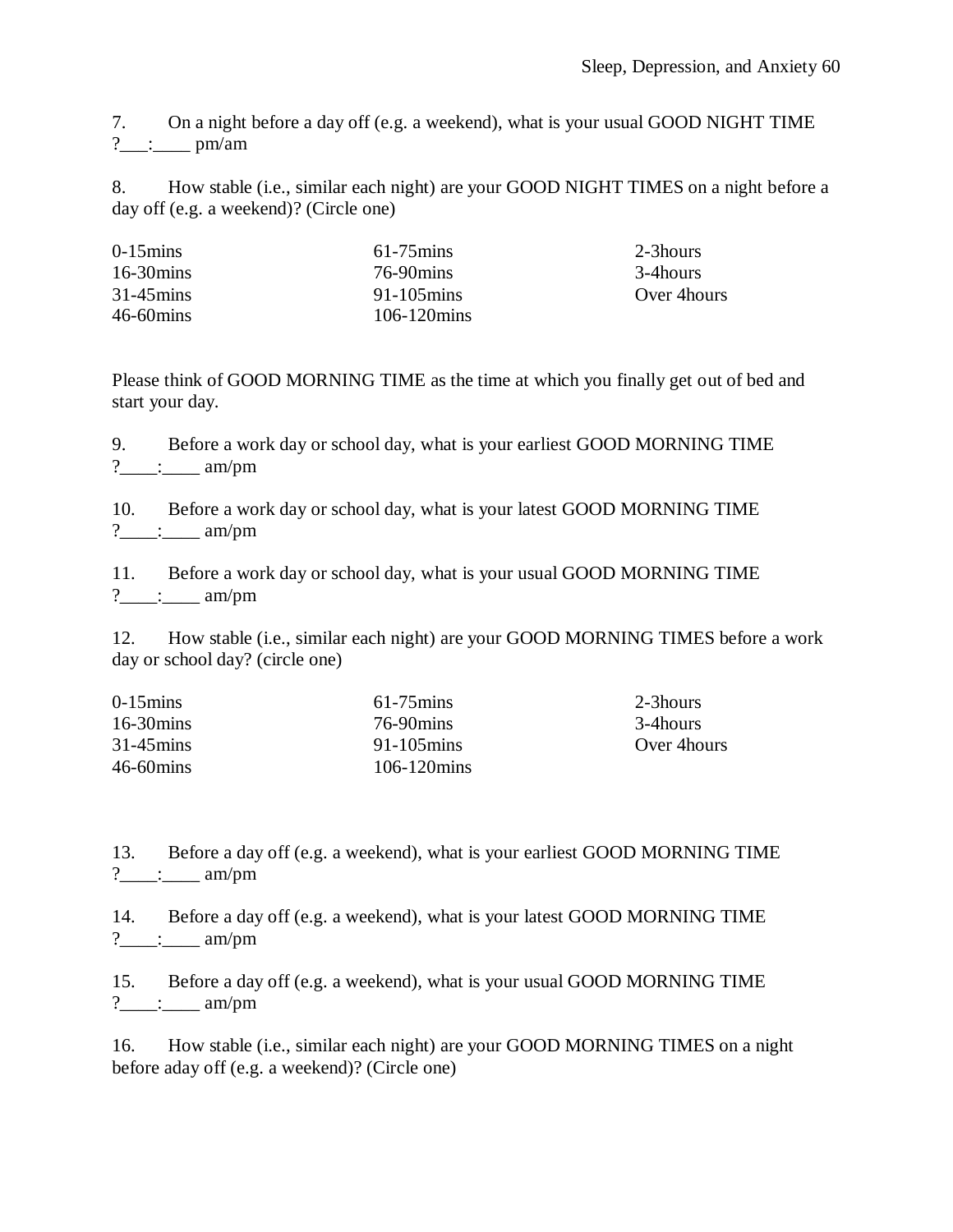7. On a night before a day off (e.g. a weekend), what is your usual GOOD NIGHT TIME ?___:____ pm/am

8. How stable (i.e., similar each night) are your GOOD NIGHT TIMES on a night before a day off (e.g. a weekend)? (Circle one)

| | | |
|---|---|---|
| 0-15mins | 61-75mins | 2-3hours |
| 16-30mins | 76-90mins | 3-4hours |
| 31-45mins | 91-105mins | Over 4hours |
| 46-60mins | 106-120mins | |

Please think of GOOD MORNING TIME as the time at which you finally get out of bed and start your day.

9. Before a work day or school day, what is your earliest GOOD MORNING TIME ?____:____ am/pm

10. Before a work day or school day, what is your latest GOOD MORNING TIME ?____:____ am/pm

11. Before a work day or school day, what is your usual GOOD MORNING TIME ?____:____ am/pm

12. How stable (i.e., similar each night) are your GOOD MORNING TIMES before a work day or school day? (circle one)

| | | |
|---|---|---|
| 0-15mins | 61-75mins | 2-3hours |
| 16-30mins | 76-90mins | 3-4hours |
| 31-45mins | 91-105mins | Over 4hours |
| 46-60mins | 106-120mins | |

13. Before a day off (e.g. a weekend), what is your earliest GOOD MORNING TIME ?____:____ am/pm

14. Before a day off (e.g. a weekend), what is your latest GOOD MORNING TIME ?____:____ am/pm

15. Before a day off (e.g. a weekend), what is your usual GOOD MORNING TIME ?____:____ am/pm

16. How stable (i.e., similar each night) are your GOOD MORNING TIMES on a night before aday off (e.g. a weekend)? (Circle one)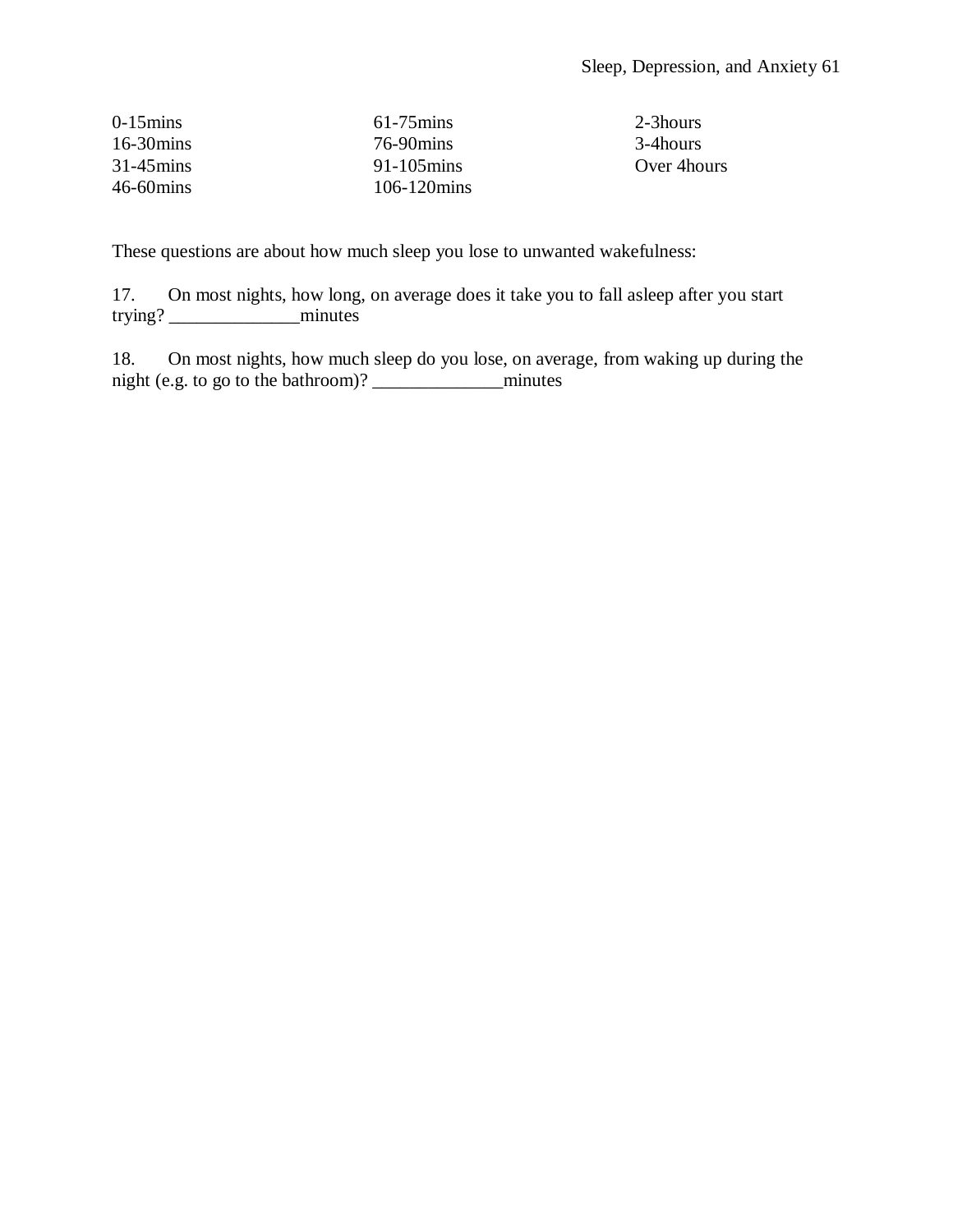| | | |
|---|---|---|
| 0-15mins | 61-75mins | 2-3hours |
| 16-30mins | 76-90mins | 3-4hours |
| 31-45mins | 91-105mins | Over 4hours |
| 46-60mins | 106-120mins | |

These questions are about how much sleep you lose to unwanted wakefulness:

17. On most nights, how long, on average does it take you to fall asleep after you start trying? ______________minutes

18. On most nights, how much sleep do you lose, on average, from waking up during the night (e.g. to go to the bathroom)? ______________minutes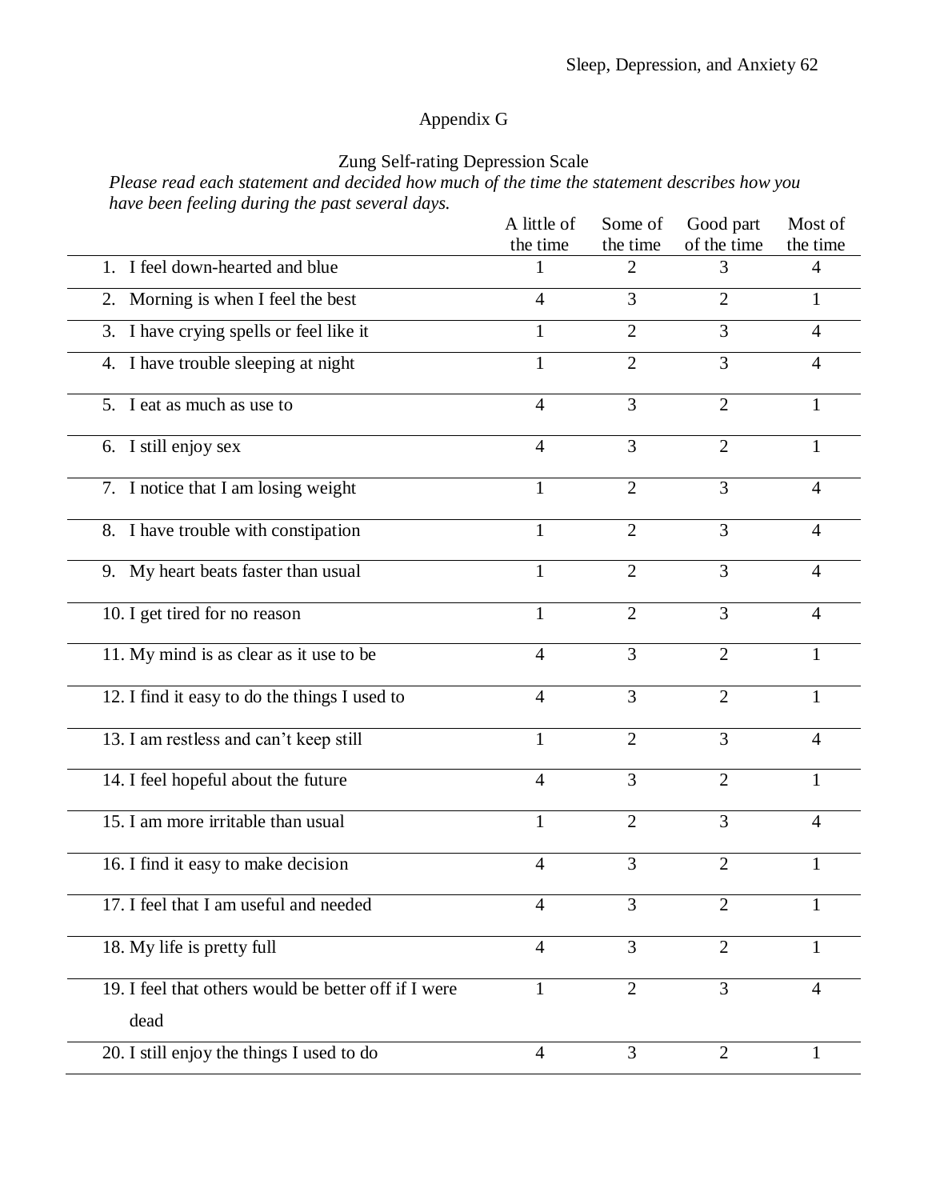# Appendix G

## Zung Self-rating Depression Scale

*Please read each statement and decided how much of the time the statement describes how you have been feeling during the past several days.*

| | A little of the time | Some of the time | Good part of the time | Most of the time |
|---|---|---|---|---|
| 1. I feel down-hearted and blue | 1 | 2 | 3 | 4 |
| 2. Morning is when I feel the best | 4 | 3 | 2 | 1 |
| 3. I have crying spells or feel like it | 1 | 2 | 3 | 4 |
| 4. I have trouble sleeping at night | 1 | 2 | 3 | 4 |
| 5. I eat as much as use to | 4 | 3 | 2 | 1 |
| 6. I still enjoy sex | 4 | 3 | 2 | 1 |
| 7. I notice that I am losing weight | 1 | 2 | 3 | 4 |
| 8. I have trouble with constipation | 1 | 2 | 3 | 4 |
| 9. My heart beats faster than usual | 1 | 2 | 3 | 4 |
| 10. I get tired for no reason | 1 | 2 | 3 | 4 |
| 11. My mind is as clear as it use to be | 4 | 3 | 2 | 1 |
| 12. I find it easy to do the things I used to | 4 | 3 | 2 | 1 |
| 13. I am restless and can't keep still | 1 | 2 | 3 | 4 |
| 14. I feel hopeful about the future | 4 | 3 | 2 | 1 |
| 15. I am more irritable than usual | 1 | 2 | 3 | 4 |
| 16. I find it easy to make decision | 4 | 3 | 2 | 1 |
| 17. I feel that I am useful and needed | 4 | 3 | 2 | 1 |
| 18. My life is pretty full | 4 | 3 | 2 | 1 |
| 19. I feel that others would be better off if I were dead | 1 | 2 | 3 | 4 |
| 20. I still enjoy the things I used to do | 4 | 3 | 2 | 1 |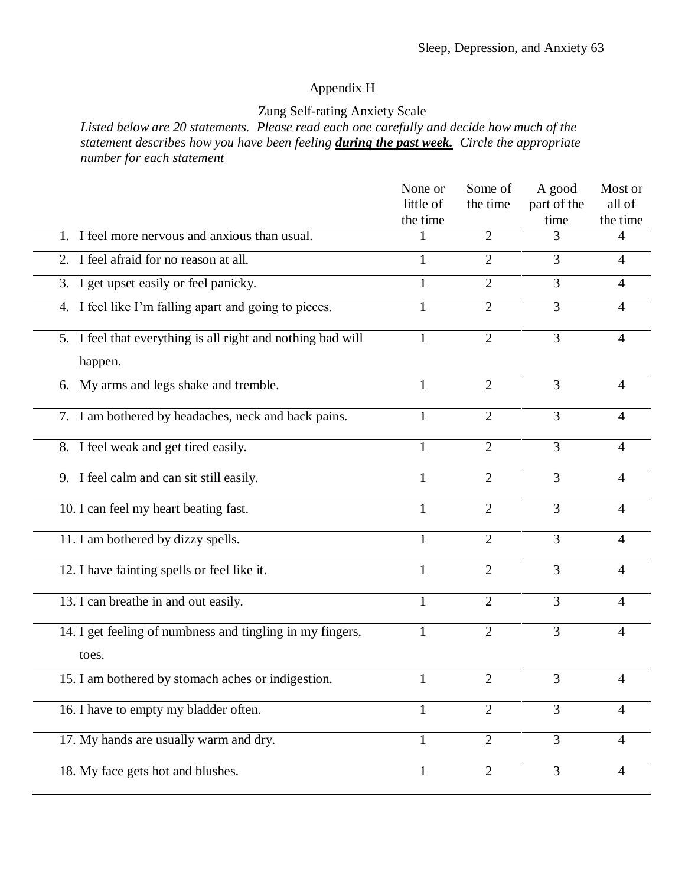Appendix H

Zung Self-rating Anxiety Scale

*Listed below are 20 statements. Please read each one carefully and decide how much of the statement describes how you have been feeling **during the past week.** Circle the appropriate number for each statement*

| | None or little of the time | Some of the time | A good part of the time | Most or all of the time |
|---|---|---|---|---|
| 1. I feel more nervous and anxious than usual. | 1 | 2 | 3 | 4 |
| 2. I feel afraid for no reason at all. | 1 | 2 | 3 | 4 |
| 3. I get upset easily or feel panicky. | 1 | 2 | 3 | 4 |
| 4. I feel like I'm falling apart and going to pieces. | 1 | 2 | 3 | 4 |
| 5. I feel that everything is all right and nothing bad will happen. | 1 | 2 | 3 | 4 |
| 6. My arms and legs shake and tremble. | 1 | 2 | 3 | 4 |
| 7. I am bothered by headaches, neck and back pains. | 1 | 2 | 3 | 4 |
| 8. I feel weak and get tired easily. | 1 | 2 | 3 | 4 |
| 9. I feel calm and can sit still easily. | 1 | 2 | 3 | 4 |
| 10. I can feel my heart beating fast. | 1 | 2 | 3 | 4 |
| 11. I am bothered by dizzy spells. | 1 | 2 | 3 | 4 |
| 12. I have fainting spells or feel like it. | 1 | 2 | 3 | 4 |
| 13. I can breathe in and out easily. | 1 | 2 | 3 | 4 |
| 14. I get feeling of numbness and tingling in my fingers, toes. | 1 | 2 | 3 | 4 |
| 15. I am bothered by stomach aches or indigestion. | 1 | 2 | 3 | 4 |
| 16. I have to empty my bladder often. | 1 | 2 | 3 | 4 |
| 17. My hands are usually warm and dry. | 1 | 2 | 3 | 4 |
| 18. My face gets hot and blushes. | 1 | 2 | 3 | 4 |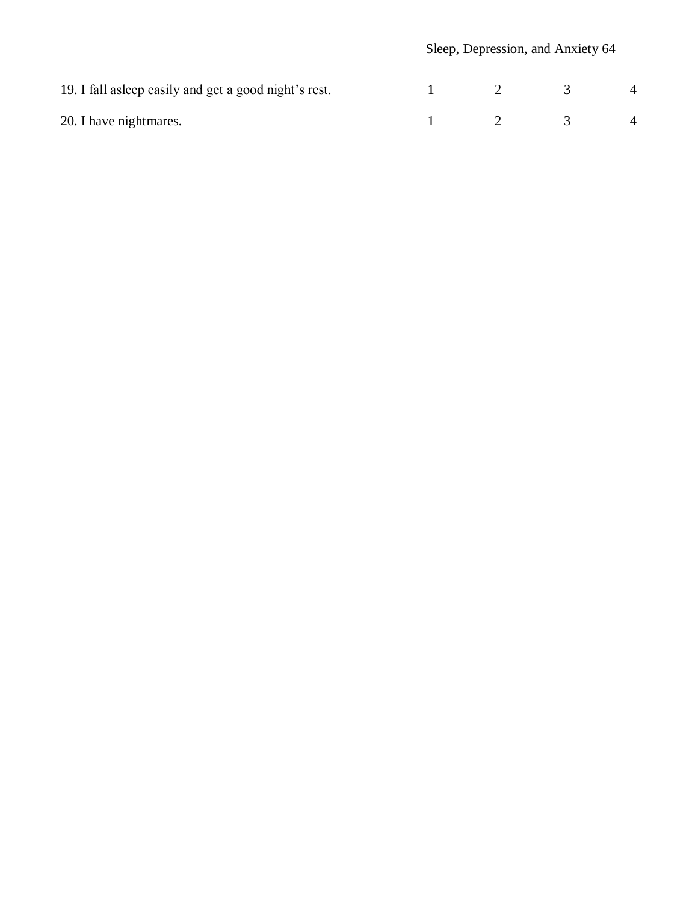| | | | | |
|---|---|---|---|---|
| 19. I fall asleep easily and get a good night's rest. | 1 | 2 | 3 | 4 |
| 20. I have nightmares. | 1 | 2 | 3 | 4 |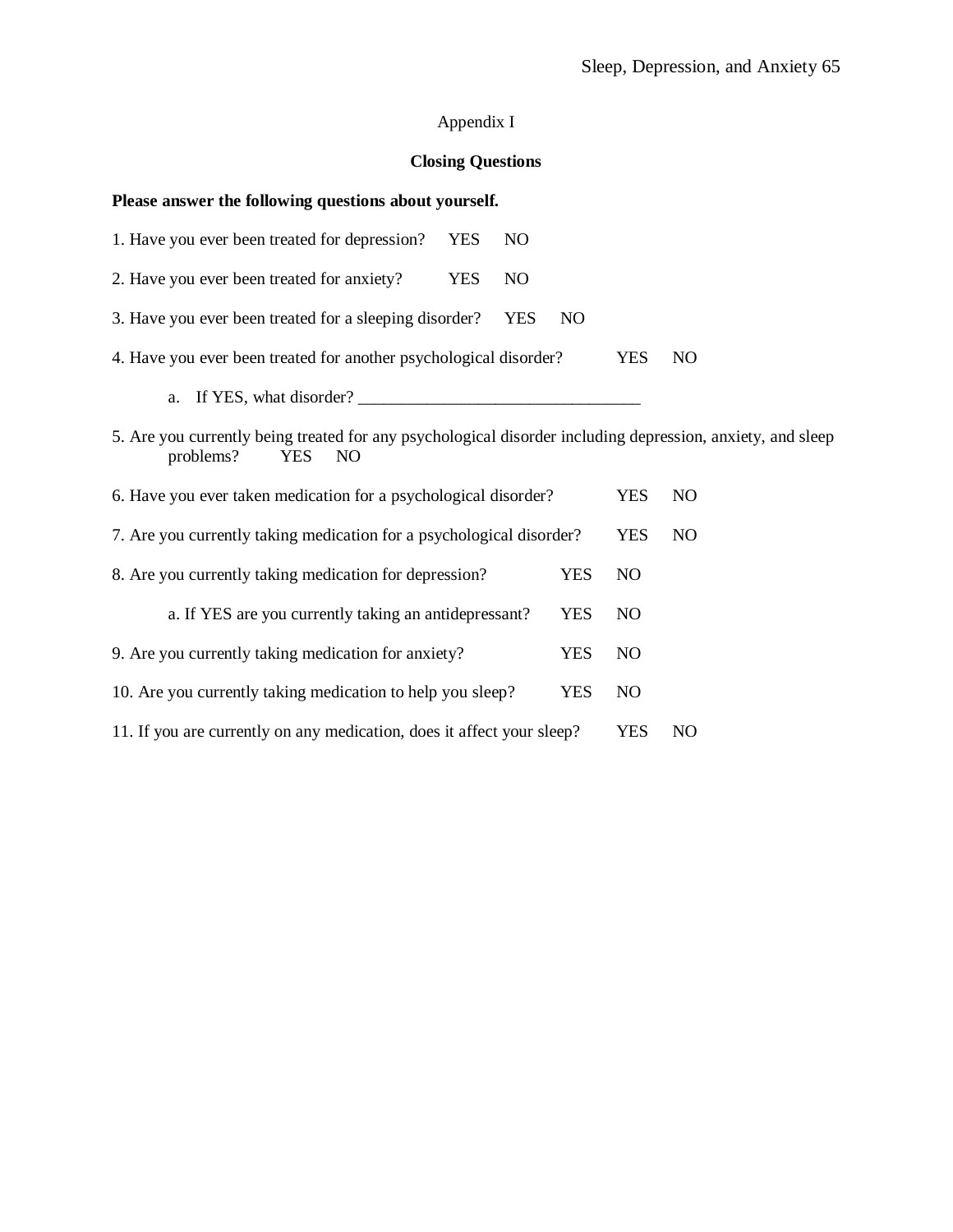Appendix I

## Closing Questions

**Please answer the following questions about yourself.**

1. Have you ever been treated for depression? YES NO

2. Have you ever been treated for anxiety? YES NO

3. Have you ever been treated for a sleeping disorder? YES NO

4. Have you ever been treated for another psychological disorder? YES NO

   a. If YES, what disorder? _________________________________

5. Are you currently being treated for any psychological disorder including depression, anxiety, and sleep problems? YES NO

6. Have you ever taken medication for a psychological disorder? YES NO

7. Are you currently taking medication for a psychological disorder? YES NO

8. Are you currently taking medication for depression? YES NO

   a. If YES are you currently taking an antidepressant? YES NO

9. Are you currently taking medication for anxiety? YES NO

10. Are you currently taking medication to help you sleep? YES NO

11. If you are currently on any medication, does it affect your sleep? YES NO